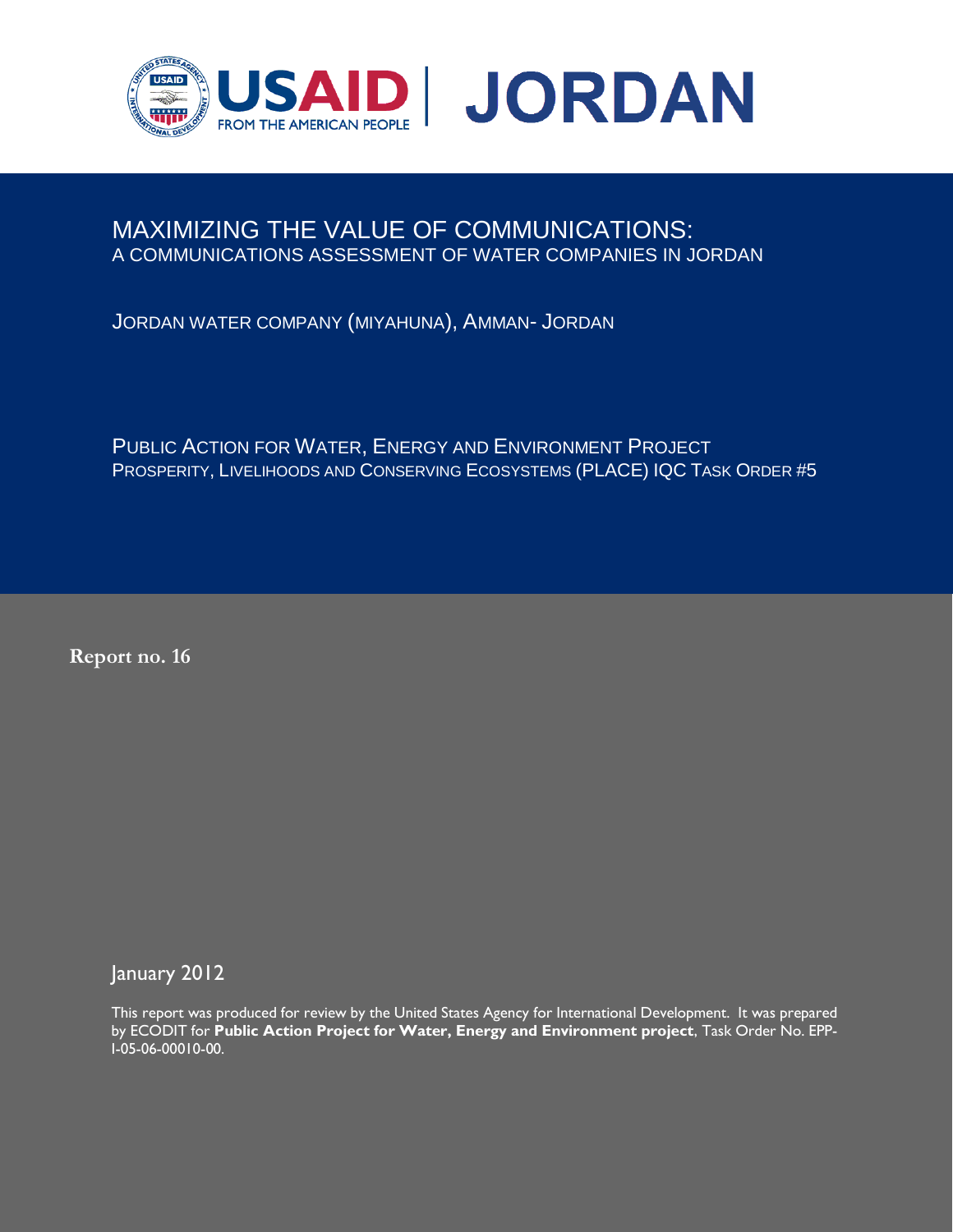USAID | JORDAN

FROM THE AMERICAN PEOPLE

# MAXIMIZING THE VALUE OF COMMUNICATIONS:

## A COMMUNICATIONS ASSESSMENT OF WATER COMPANIES IN JORDAN

JORDAN WATER COMPANY (MIYAHUNA), AMMAN- JORDAN

PUBLIC ACTION FOR WATER, ENERGY AND ENVIRONMENT PROJECT

PROSPERITY, LIVELIHOODS AND CONSERVING ECOSYSTEMS (PLACE) IQC TASK ORDER #5

**Report no. 16**

January 2012

This report was produced for review by the United States Agency for International Development. It was prepared by ECODIT for **Public Action Project for Water, Energy and Environment project**, Task Order No. EPP-I-05-06-00010-00.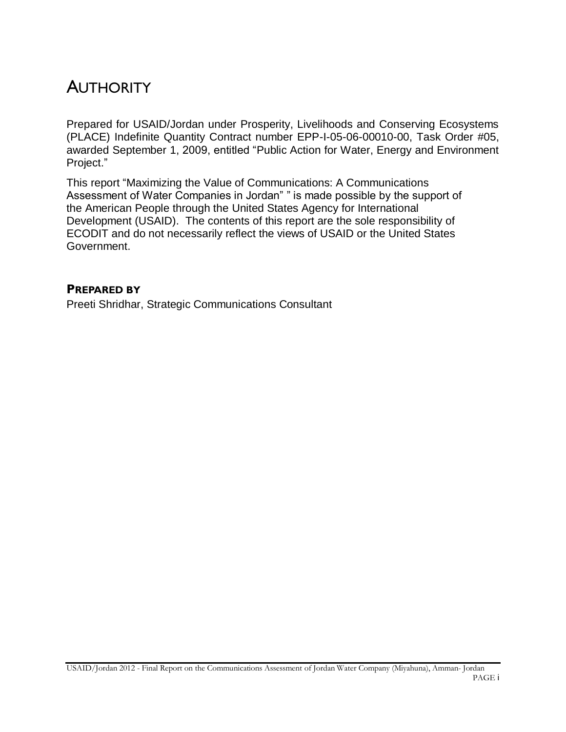# AUTHORITY

Prepared for USAID/Jordan under Prosperity, Livelihoods and Conserving Ecosystems (PLACE) Indefinite Quantity Contract number EPP-I-05-06-00010-00, Task Order #05, awarded September 1, 2009, entitled "Public Action for Water, Energy and Environment Project."

This report "Maximizing the Value of Communications: A Communications Assessment of Water Companies in Jordan" " is made possible by the support of the American People through the United States Agency for International Development (USAID). The contents of this report are the sole responsibility of ECODIT and do not necessarily reflect the views of USAID or the United States Government.

### PREPARED BY

Preeti Shridhar, Strategic Communications Consultant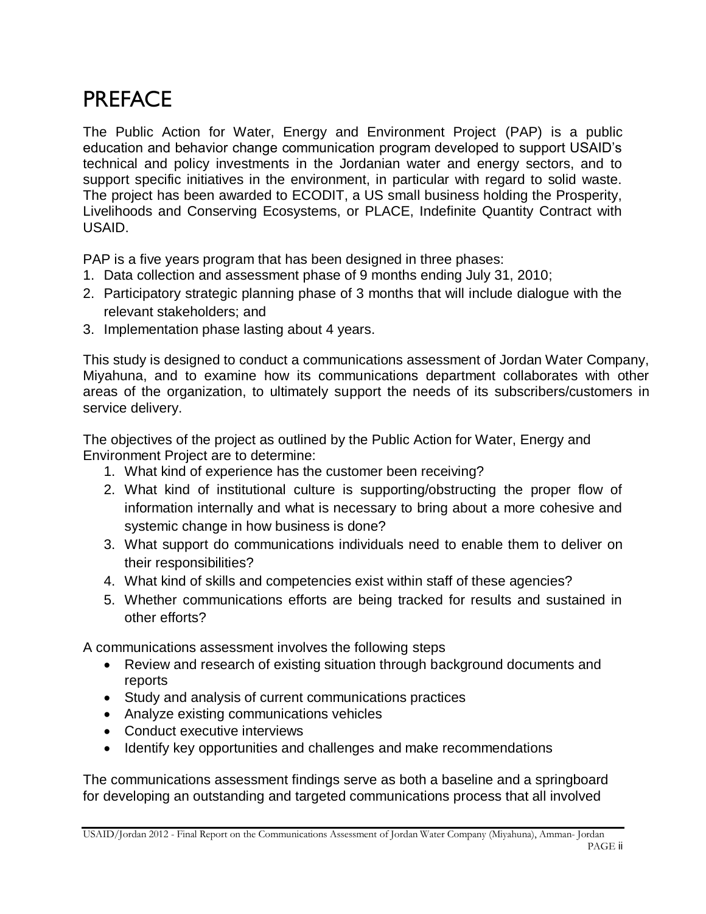# PREFACE

The Public Action for Water, Energy and Environment Project (PAP) is a public education and behavior change communication program developed to support USAID's technical and policy investments in the Jordanian water and energy sectors, and to support specific initiatives in the environment, in particular with regard to solid waste. The project has been awarded to ECODIT, a US small business holding the Prosperity, Livelihoods and Conserving Ecosystems, or PLACE, Indefinite Quantity Contract with USAID.

PAP is a five years program that has been designed in three phases:

1. Data collection and assessment phase of 9 months ending July 31, 2010;
2. Participatory strategic planning phase of 3 months that will include dialogue with the relevant stakeholders; and
3. Implementation phase lasting about 4 years.

This study is designed to conduct a communications assessment of Jordan Water Company, Miyahuna, and to examine how its communications department collaborates with other areas of the organization, to ultimately support the needs of its subscribers/customers in service delivery.

The objectives of the project as outlined by the Public Action for Water, Energy and Environment Project are to determine:

1. What kind of experience has the customer been receiving?
2. What kind of institutional culture is supporting/obstructing the proper flow of information internally and what is necessary to bring about a more cohesive and systemic change in how business is done?
3. What support do communications individuals need to enable them to deliver on their responsibilities?
4. What kind of skills and competencies exist within staff of these agencies?
5. Whether communications efforts are being tracked for results and sustained in other efforts?

A communications assessment involves the following steps

- Review and research of existing situation through background documents and reports
- Study and analysis of current communications practices
- Analyze existing communications vehicles
- Conduct executive interviews
- Identify key opportunities and challenges and make recommendations

The communications assessment findings serve as both a baseline and a springboard for developing an outstanding and targeted communications process that all involved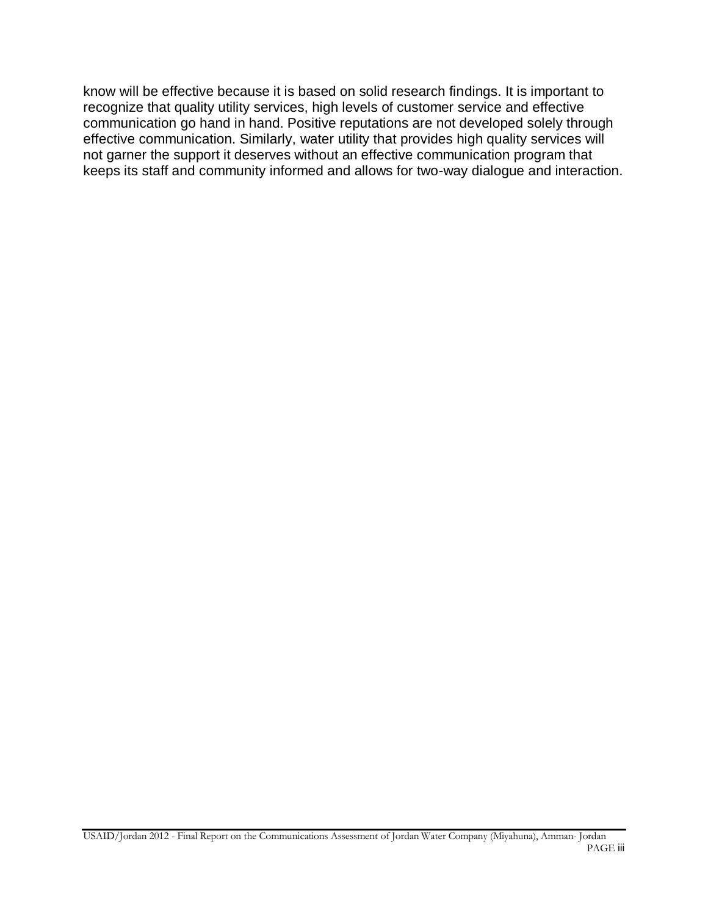know will be effective because it is based on solid research findings. It is important to recognize that quality utility services, high levels of customer service and effective communication go hand in hand. Positive reputations are not developed solely through effective communication. Similarly, water utility that provides high quality services will not garner the support it deserves without an effective communication program that keeps its staff and community informed and allows for two-way dialogue and interaction.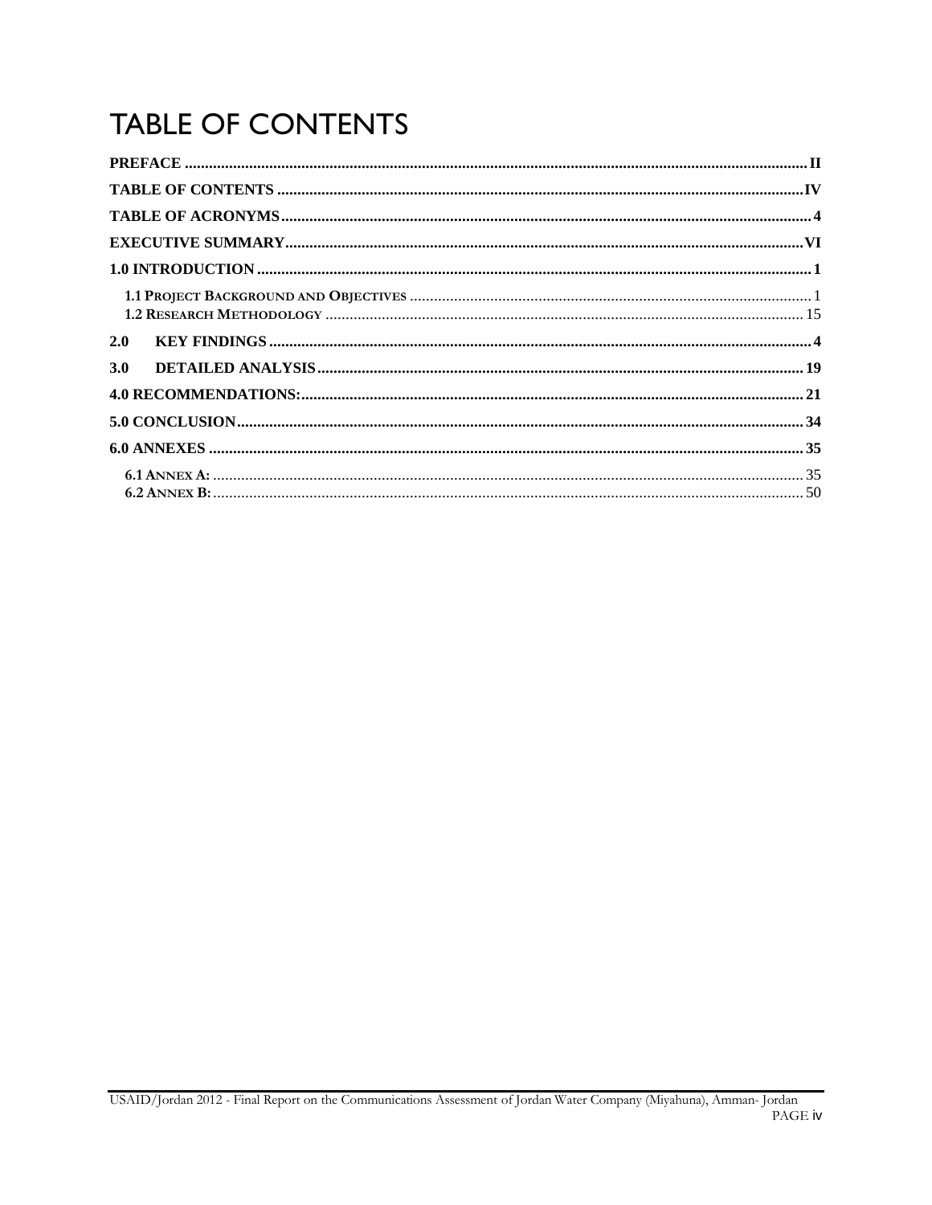# TABLE OF CONTENTS

**PREFACE** .......... **II**

**TABLE OF CONTENTS** .......... **IV**

**TABLE OF ACRONYMS** .......... **4**

**EXECUTIVE SUMMARY** .......... **VI**

**1.0 INTRODUCTION** .......... **1**

- **1.1 PROJECT BACKGROUND AND OBJECTIVES** .......... 1
- **1.2 RESEARCH METHODOLOGY** .......... 15

**2.0 KEY FINDINGS** .......... **4**

**3.0 DETAILED ANALYSIS** .......... **19**

**4.0 RECOMMENDATIONS:** .......... **21**

**5.0 CONCLUSION** .......... **34**

**6.0 ANNEXES** .......... **35**

- **6.1 ANNEX A:** .......... 35
- **6.2 ANNEX B:** .......... 50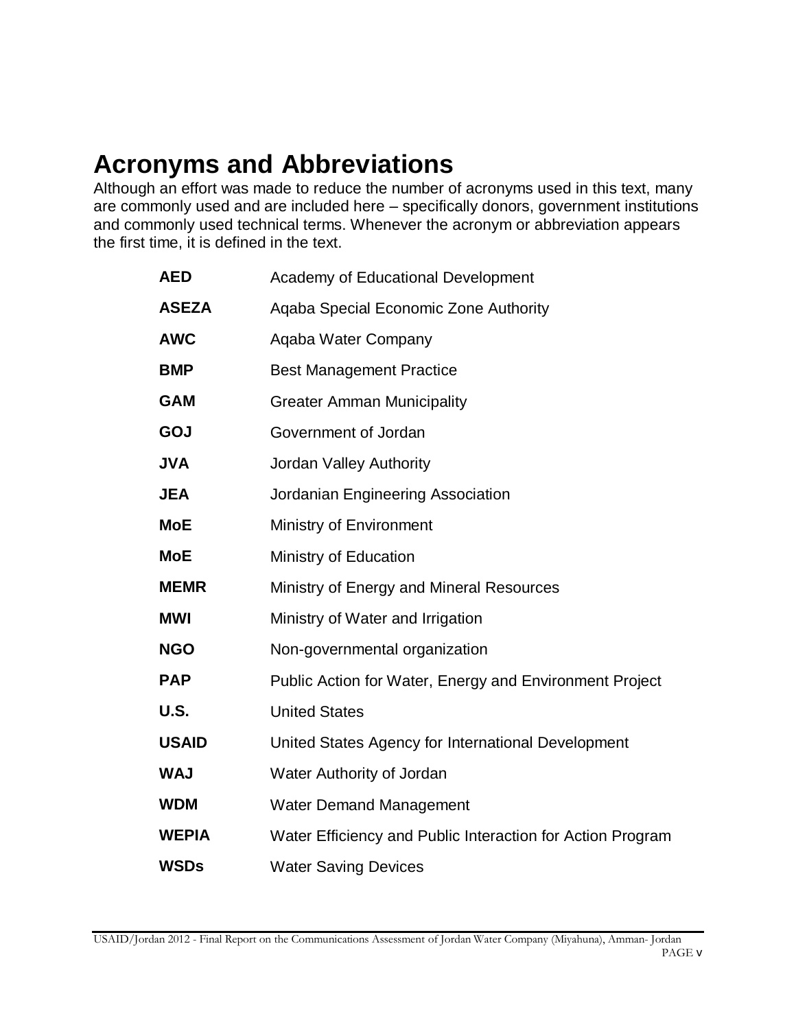# Acronyms and Abbreviations

Although an effort was made to reduce the number of acronyms used in this text, many are commonly used and are included here – specifically donors, government institutions and commonly used technical terms. Whenever the acronym or abbreviation appears the first time, it is defined in the text.

| | |
|---|---|
| **AED** | Academy of Educational Development |
| **ASEZA** | Aqaba Special Economic Zone Authority |
| **AWC** | Aqaba Water Company |
| **BMP** | Best Management Practice |
| **GAM** | Greater Amman Municipality |
| **GOJ** | Government of Jordan |
| **JVA** | Jordan Valley Authority |
| **JEA** | Jordanian Engineering Association |
| **MoE** | Ministry of Environment |
| **MoE** | Ministry of Education |
| **MEMR** | Ministry of Energy and Mineral Resources |
| **MWI** | Ministry of Water and Irrigation |
| **NGO** | Non-governmental organization |
| **PAP** | Public Action for Water, Energy and Environment Project |
| **U.S.** | United States |
| **USAID** | United States Agency for International Development |
| **WAJ** | Water Authority of Jordan |
| **WDM** | Water Demand Management |
| **WEPIA** | Water Efficiency and Public Interaction for Action Program |
| **WSDs** | Water Saving Devices |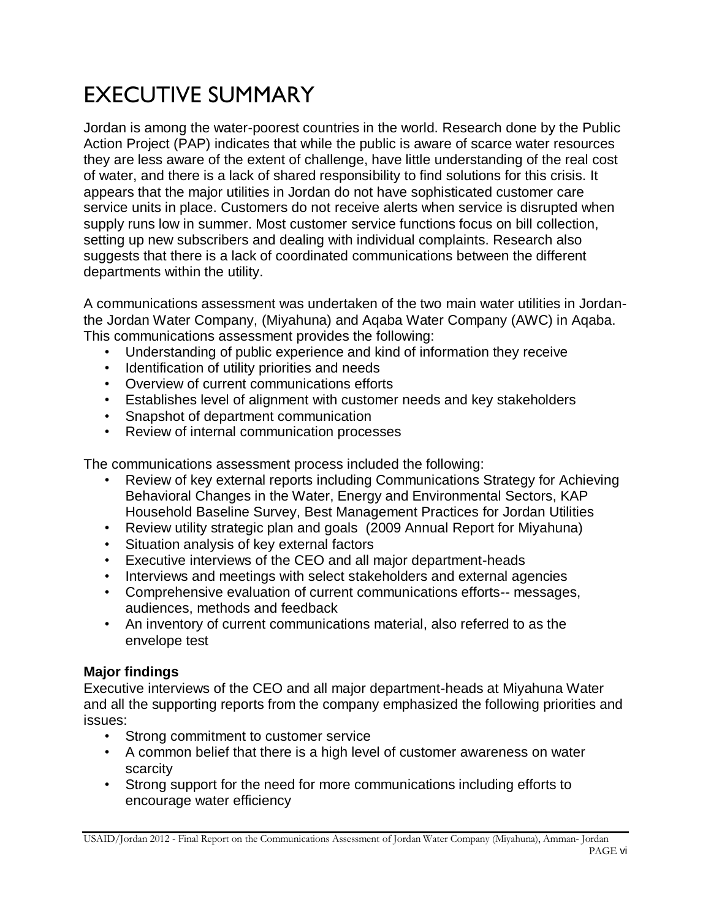# EXECUTIVE SUMMARY

Jordan is among the water-poorest countries in the world. Research done by the Public Action Project (PAP) indicates that while the public is aware of scarce water resources they are less aware of the extent of challenge, have little understanding of the real cost of water, and there is a lack of shared responsibility to find solutions for this crisis. It appears that the major utilities in Jordan do not have sophisticated customer care service units in place. Customers do not receive alerts when service is disrupted when supply runs low in summer. Most customer service functions focus on bill collection, setting up new subscribers and dealing with individual complaints. Research also suggests that there is a lack of coordinated communications between the different departments within the utility.

A communications assessment was undertaken of the two main water utilities in Jordan- the Jordan Water Company, (Miyahuna) and Aqaba Water Company (AWC) in Aqaba. This communications assessment provides the following:

- Understanding of public experience and kind of information they receive
- Identification of utility priorities and needs
- Overview of current communications efforts
- Establishes level of alignment with customer needs and key stakeholders
- Snapshot of department communication
- Review of internal communication processes

The communications assessment process included the following:

- Review of key external reports including Communications Strategy for Achieving Behavioral Changes in the Water, Energy and Environmental Sectors, KAP Household Baseline Survey, Best Management Practices for Jordan Utilities
- Review utility strategic plan and goals (2009 Annual Report for Miyahuna)
- Situation analysis of key external factors
- Executive interviews of the CEO and all major department-heads
- Interviews and meetings with select stakeholders and external agencies
- Comprehensive evaluation of current communications efforts-- messages, audiences, methods and feedback
- An inventory of current communications material, also referred to as the envelope test

**Major findings**

Executive interviews of the CEO and all major department-heads at Miyahuna Water and all the supporting reports from the company emphasized the following priorities and issues:

- Strong commitment to customer service
- A common belief that there is a high level of customer awareness on water scarcity
- Strong support for the need for more communications including efforts to encourage water efficiency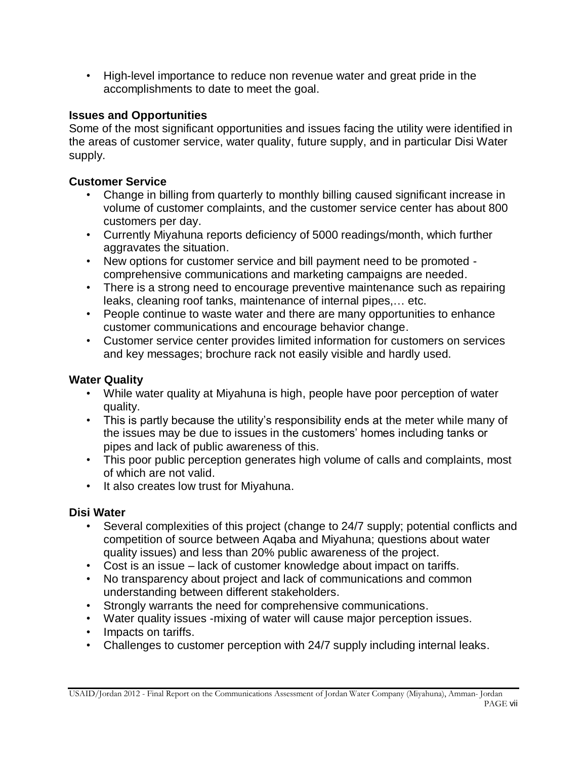- High-level importance to reduce non revenue water and great pride in the accomplishments to date to meet the goal.

**Issues and Opportunities**

Some of the most significant opportunities and issues facing the utility were identified in the areas of customer service, water quality, future supply, and in particular Disi Water supply.

**Customer Service**

- Change in billing from quarterly to monthly billing caused significant increase in volume of customer complaints, and the customer service center has about 800 customers per day.
- Currently Miyahuna reports deficiency of 5000 readings/month, which further aggravates the situation.
- New options for customer service and bill payment need to be promoted - comprehensive communications and marketing campaigns are needed.
- There is a strong need to encourage preventive maintenance such as repairing leaks, cleaning roof tanks, maintenance of internal pipes,… etc.
- People continue to waste water and there are many opportunities to enhance customer communications and encourage behavior change.
- Customer service center provides limited information for customers on services and key messages; brochure rack not easily visible and hardly used.

**Water Quality**

- While water quality at Miyahuna is high, people have poor perception of water quality.
- This is partly because the utility's responsibility ends at the meter while many of the issues may be due to issues in the customers' homes including tanks or pipes and lack of public awareness of this.
- This poor public perception generates high volume of calls and complaints, most of which are not valid.
- It also creates low trust for Miyahuna.

**Disi Water**

- Several complexities of this project (change to 24/7 supply; potential conflicts and competition of source between Aqaba and Miyahuna; questions about water quality issues) and less than 20% public awareness of the project.
- Cost is an issue – lack of customer knowledge about impact on tariffs.
- No transparency about project and lack of communications and common understanding between different stakeholders.
- Strongly warrants the need for comprehensive communications.
- Water quality issues -mixing of water will cause major perception issues.
- Impacts on tariffs.
- Challenges to customer perception with 24/7 supply including internal leaks.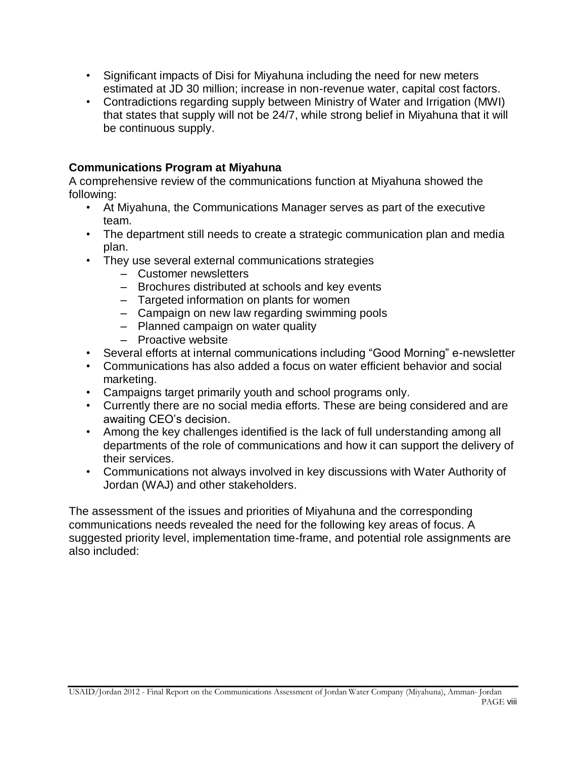- Significant impacts of Disi for Miyahuna including the need for new meters estimated at JD 30 million; increase in non-revenue water, capital cost factors.
- Contradictions regarding supply between Ministry of Water and Irrigation (MWI) that states that supply will not be 24/7, while strong belief in Miyahuna that it will be continuous supply.

**Communications Program at Miyahuna**

A comprehensive review of the communications function at Miyahuna showed the following:

- At Miyahuna, the Communications Manager serves as part of the executive team.
- The department still needs to create a strategic communication plan and media plan.
- They use several external communications strategies
  - Customer newsletters
  - Brochures distributed at schools and key events
  - Targeted information on plants for women
  - Campaign on new law regarding swimming pools
  - Planned campaign on water quality
  - Proactive website
- Several efforts at internal communications including "Good Morning" e-newsletter
- Communications has also added a focus on water efficient behavior and social marketing.
- Campaigns target primarily youth and school programs only.
- Currently there are no social media efforts. These are being considered and are awaiting CEO's decision.
- Among the key challenges identified is the lack of full understanding among all departments of the role of communications and how it can support the delivery of their services.
- Communications not always involved in key discussions with Water Authority of Jordan (WAJ) and other stakeholders.

The assessment of the issues and priorities of Miyahuna and the corresponding communications needs revealed the need for the following key areas of focus. A suggested priority level, implementation time-frame, and potential role assignments are also included: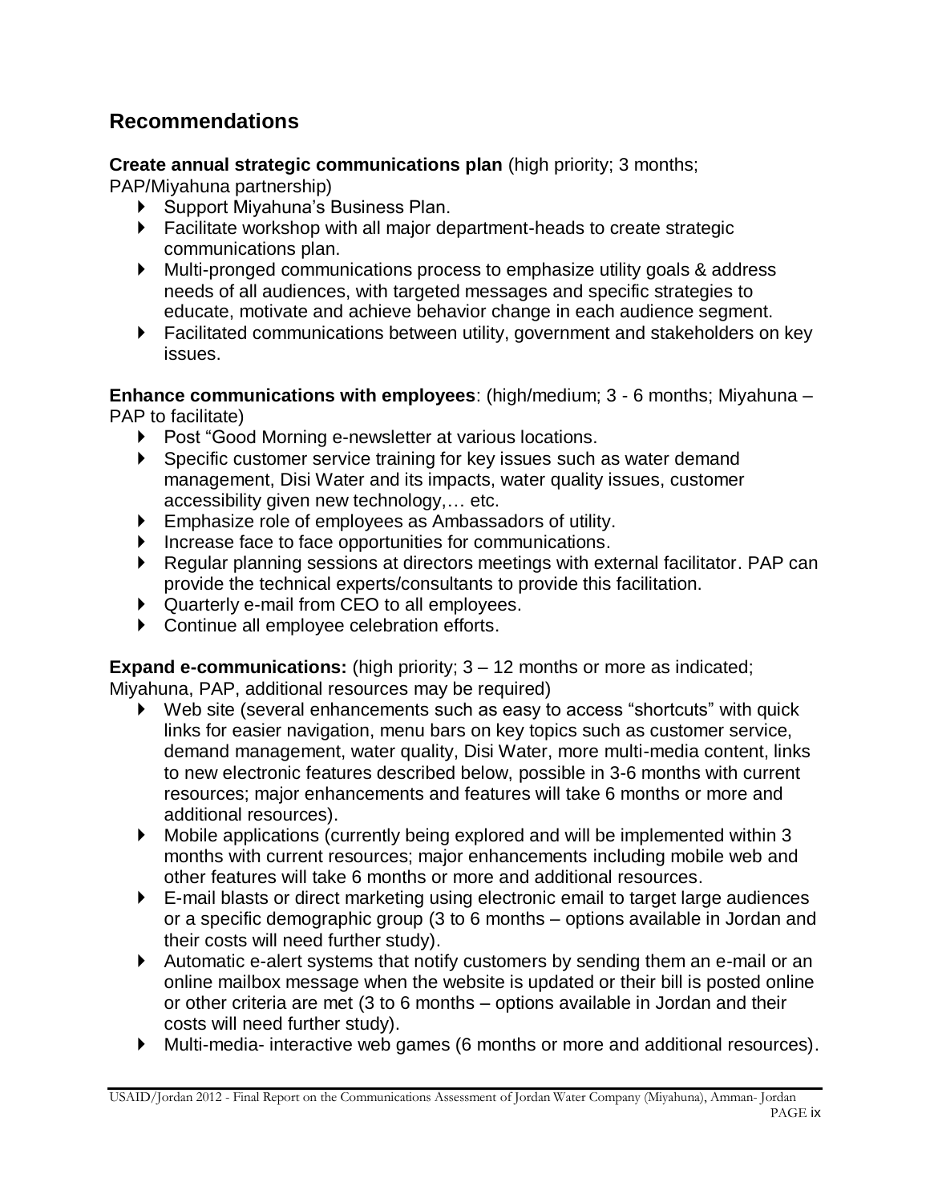## Recommendations

**Create annual strategic communications plan** (high priority; 3 months; PAP/Miyahuna partnership)

- Support Miyahuna's Business Plan.
- Facilitate workshop with all major department-heads to create strategic communications plan.
- Multi-pronged communications process to emphasize utility goals & address needs of all audiences, with targeted messages and specific strategies to educate, motivate and achieve behavior change in each audience segment.
- Facilitated communications between utility, government and stakeholders on key issues.

**Enhance communications with employees**: (high/medium; 3 - 6 months; Miyahuna – PAP to facilitate)

- Post "Good Morning e-newsletter at various locations.
- Specific customer service training for key issues such as water demand management, Disi Water and its impacts, water quality issues, customer accessibility given new technology,… etc.
- Emphasize role of employees as Ambassadors of utility.
- Increase face to face opportunities for communications.
- Regular planning sessions at directors meetings with external facilitator. PAP can provide the technical experts/consultants to provide this facilitation.
- Quarterly e-mail from CEO to all employees.
- Continue all employee celebration efforts.

**Expand e-communications:** (high priority; 3 – 12 months or more as indicated; Miyahuna, PAP, additional resources may be required)

- Web site (several enhancements such as easy to access "shortcuts" with quick links for easier navigation, menu bars on key topics such as customer service, demand management, water quality, Disi Water, more multi-media content, links to new electronic features described below, possible in 3-6 months with current resources; major enhancements and features will take 6 months or more and additional resources).
- Mobile applications (currently being explored and will be implemented within 3 months with current resources; major enhancements including mobile web and other features will take 6 months or more and additional resources.
- E-mail blasts or direct marketing using electronic email to target large audiences or a specific demographic group (3 to 6 months – options available in Jordan and their costs will need further study).
- Automatic e-alert systems that notify customers by sending them an e-mail or an online mailbox message when the website is updated or their bill is posted online or other criteria are met (3 to 6 months – options available in Jordan and their costs will need further study).
- Multi-media- interactive web games (6 months or more and additional resources).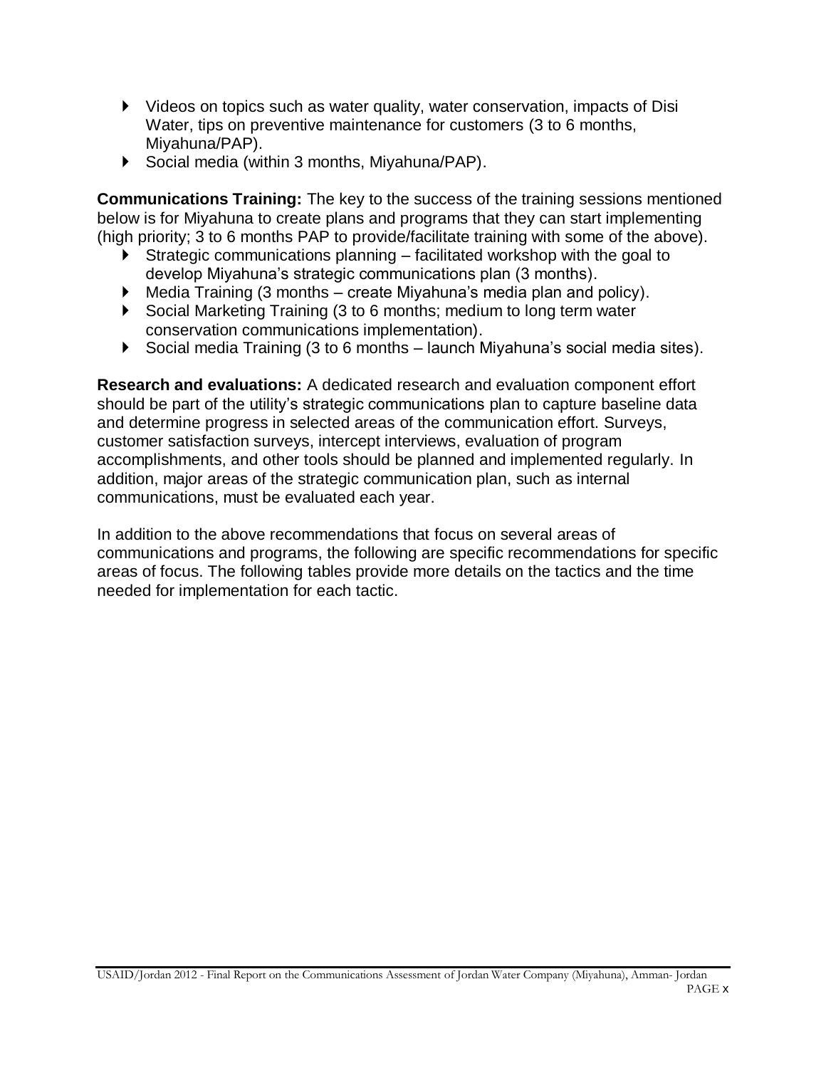- Videos on topics such as water quality, water conservation, impacts of Disi Water, tips on preventive maintenance for customers (3 to 6 months, Miyahuna/PAP).
- Social media (within 3 months, Miyahuna/PAP).

**Communications Training:** The key to the success of the training sessions mentioned below is for Miyahuna to create plans and programs that they can start implementing (high priority; 3 to 6 months PAP to provide/facilitate training with some of the above).

- Strategic communications planning – facilitated workshop with the goal to develop Miyahuna's strategic communications plan (3 months).
- Media Training (3 months – create Miyahuna's media plan and policy).
- Social Marketing Training (3 to 6 months; medium to long term water conservation communications implementation).
- Social media Training (3 to 6 months – launch Miyahuna's social media sites).

**Research and evaluations:** A dedicated research and evaluation component effort should be part of the utility's strategic communications plan to capture baseline data and determine progress in selected areas of the communication effort. Surveys, customer satisfaction surveys, intercept interviews, evaluation of program accomplishments, and other tools should be planned and implemented regularly. In addition, major areas of the strategic communication plan, such as internal communications, must be evaluated each year.

In addition to the above recommendations that focus on several areas of communications and programs, the following are specific recommendations for specific areas of focus. The following tables provide more details on the tactics and the time needed for implementation for each tactic.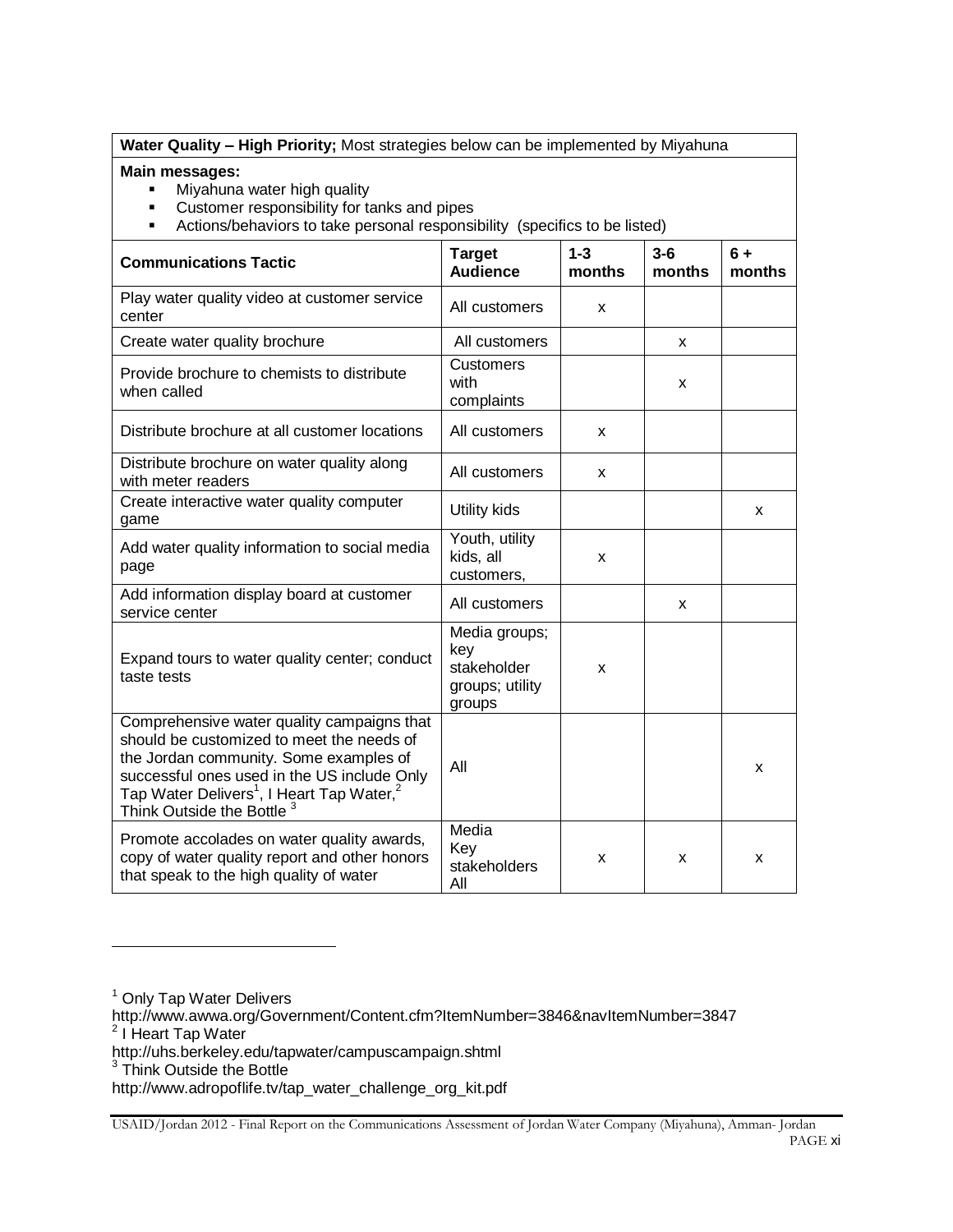**Water Quality – High Priority;** Most strategies below can be implemented by Miyahuna

**Main messages:**

- Miyahuna water high quality
- Customer responsibility for tanks and pipes
- Actions/behaviors to take personal responsibility (specifics to be listed)

| Communications Tactic | Target Audience | 1-3 months | 3-6 months | 6 + months |
|---|---|---|---|---|
| Play water quality video at customer service center | All customers | x | | |
| Create water quality brochure | All customers | | x | |
| Provide brochure to chemists to distribute when called | Customers with complaints | | x | |
| Distribute brochure at all customer locations | All customers | x | | |
| Distribute brochure on water quality along with meter readers | All customers | x | | |
| Create interactive water quality computer game | Utility kids | | | x |
| Add water quality information to social media page | Youth, utility kids, all customers, | x | | |
| Add information display board at customer service center | All customers | | x | |
| Expand tours to water quality center; conduct taste tests | Media groups; key stakeholder groups; utility groups | x | | |
| Comprehensive water quality campaigns that should be customized to meet the needs of the Jordan community. Some examples of successful ones used in the US include Only Tap Water Delivers[1], I Heart Tap Water,[2] Think Outside the Bottle [3] | All | | | x |
| Promote accolades on water quality awards, copy of water quality report and other honors that speak to the high quality of water | Media Key stakeholders All | x | x | x |

[1] Only Tap Water Delivers
http://www.awwa.org/Government/Content.cfm?ItemNumber=3846&navItemNumber=3847

[2] I Heart Tap Water
http://uhs.berkeley.edu/tapwater/campuscampaign.shtml

[3] Think Outside the Bottle
http://www.adropoflife.tv/tap_water_challenge_org_kit.pdf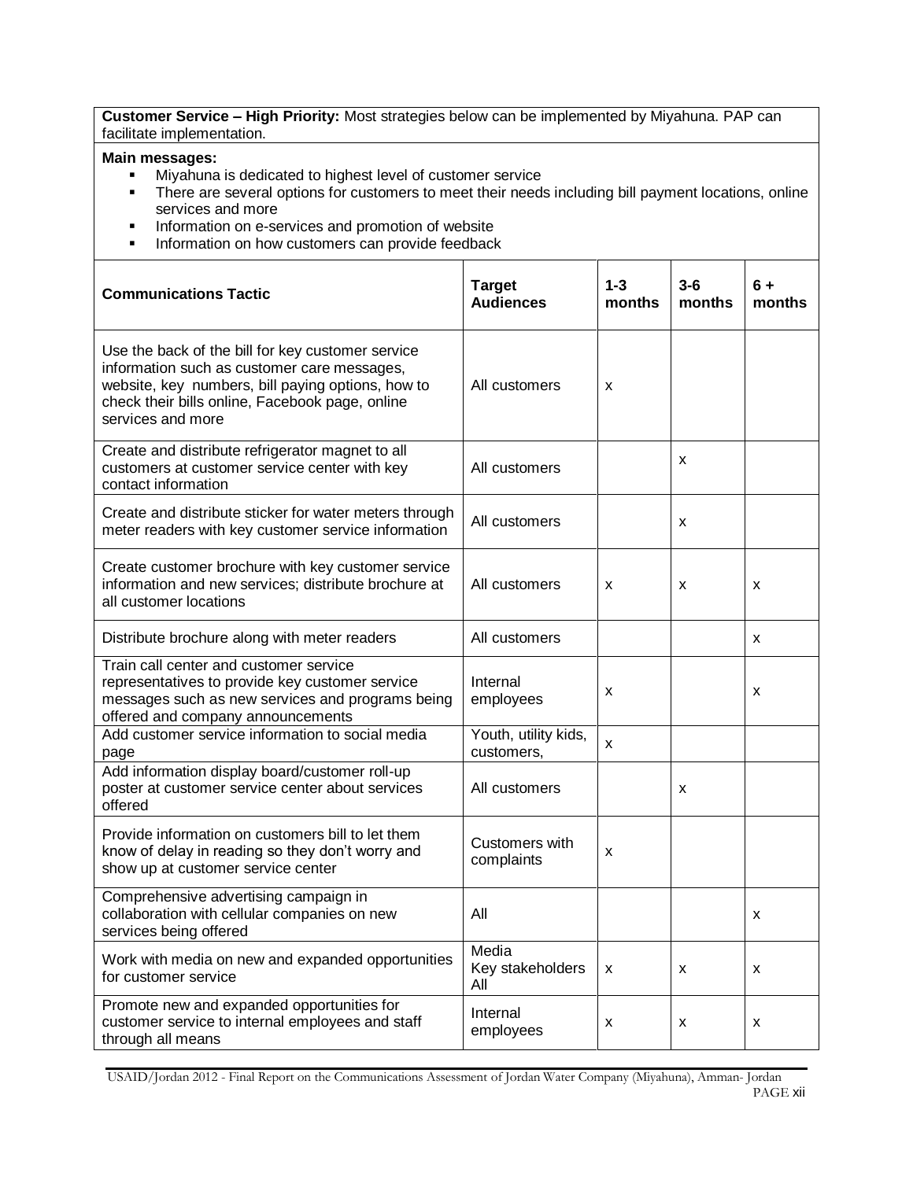**Customer Service – High Priority:** Most strategies below can be implemented by Miyahuna. PAP can facilitate implementation.

**Main messages:**

- Miyahuna is dedicated to highest level of customer service
- There are several options for customers to meet their needs including bill payment locations, online services and more
- Information on e-services and promotion of website
- Information on how customers can provide feedback

| Communications Tactic | Target Audiences | 1-3 months | 3-6 months | 6 + months |
|---|---|---|---|---|
| Use the back of the bill for key customer service information such as customer care messages, website, key numbers, bill paying options, how to check their bills online, Facebook page, online services and more | All customers | x | | |
| Create and distribute refrigerator magnet to all customers at customer service center with key contact information | All customers | | x | |
| Create and distribute sticker for water meters through meter readers with key customer service information | All customers | | x | |
| Create customer brochure with key customer service information and new services; distribute brochure at all customer locations | All customers | x | x | x |
| Distribute brochure along with meter readers | All customers | | | x |
| Train call center and customer service representatives to provide key customer service messages such as new services and programs being offered and company announcements | Internal employees | x | | x |
| Add customer service information to social media page | Youth, utility kids, customers, | x | | |
| Add information display board/customer roll-up poster at customer service center about services offered | All customers | | x | |
| Provide information on customers bill to let them know of delay in reading so they don't worry and show up at customer service center | Customers with complaints | x | | |
| Comprehensive advertising campaign in collaboration with cellular companies on new services being offered | All | | | x |
| Work with media on new and expanded opportunities for customer service | Media<br>Key stakeholders<br>All | x | x | x |
| Promote new and expanded opportunities for customer service to internal employees and staff through all means | Internal employees | x | x | x |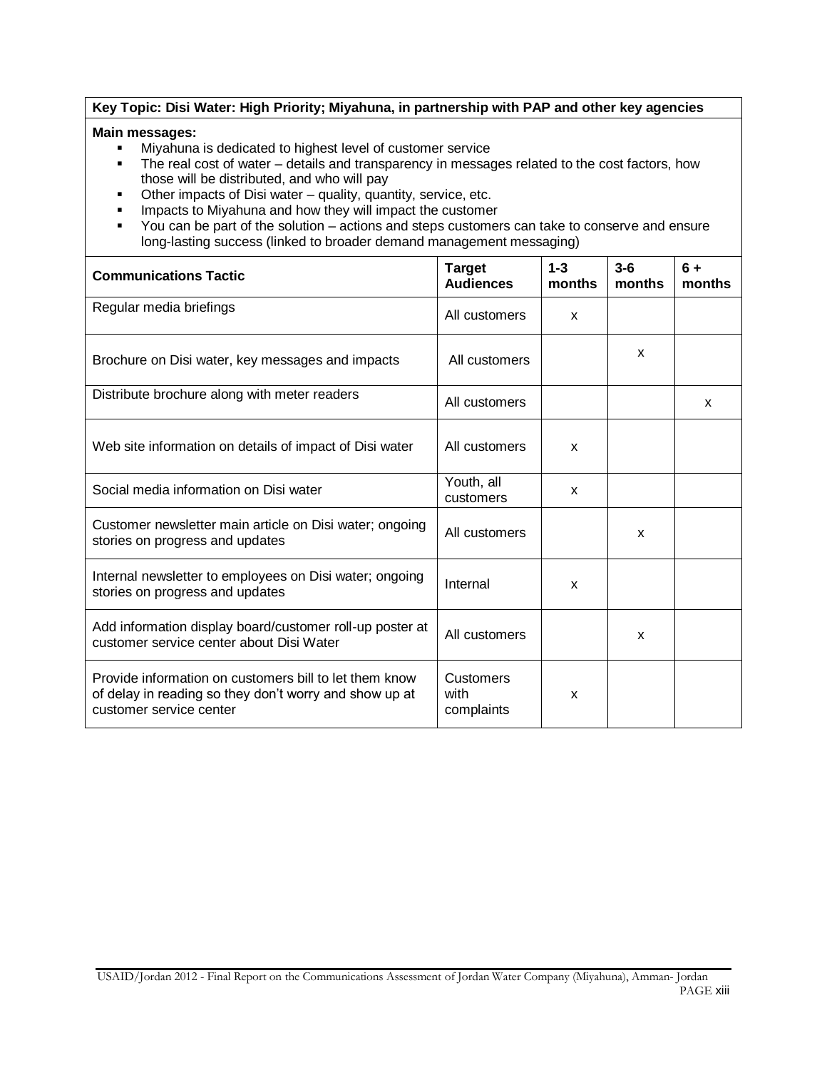**Key Topic: Disi Water: High Priority; Miyahuna, in partnership with PAP and other key agencies**

**Main messages:**

- Miyahuna is dedicated to highest level of customer service
- The real cost of water – details and transparency in messages related to the cost factors, how those will be distributed, and who will pay
- Other impacts of Disi water – quality, quantity, service, etc.
- Impacts to Miyahuna and how they will impact the customer
- You can be part of the solution – actions and steps customers can take to conserve and ensure long-lasting success (linked to broader demand management messaging)

| Communications Tactic | Target Audiences | 1-3 months | 3-6 months | 6 + months |
|---|---|---|---|---|
| Regular media briefings | All customers | x | | |
| Brochure on Disi water, key messages and impacts | All customers | | x | |
| Distribute brochure along with meter readers | All customers | | | x |
| Web site information on details of impact of Disi water | All customers | x | | |
| Social media information on Disi water | Youth, all customers | x | | |
| Customer newsletter main article on Disi water; ongoing stories on progress and updates | All customers | | x | |
| Internal newsletter to employees on Disi water; ongoing stories on progress and updates | Internal | x | | |
| Add information display board/customer roll-up poster at customer service center about Disi Water | All customers | | x | |
| Provide information on customers bill to let them know of delay in reading so they don't worry and show up at customer service center | Customers with complaints | x | | |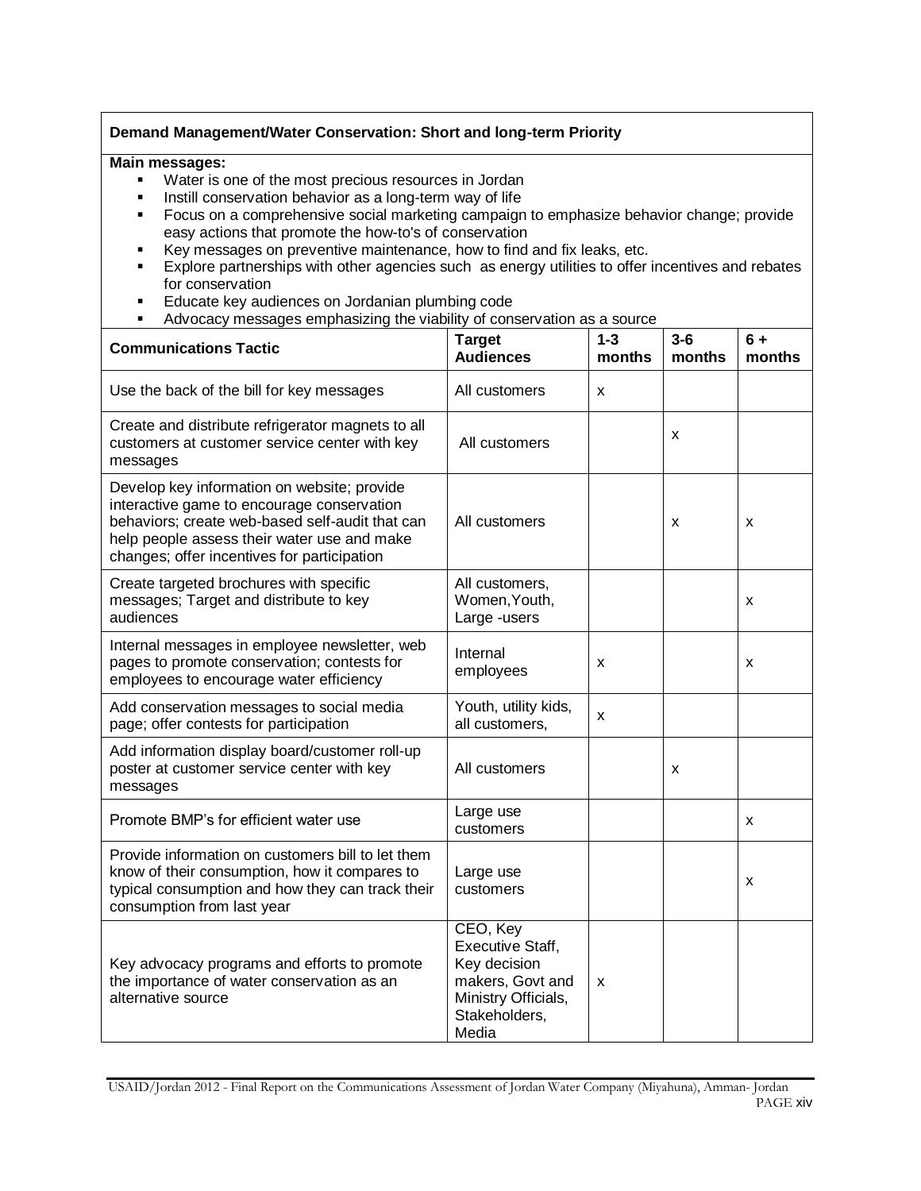**Demand Management/Water Conservation: Short and long-term Priority**

**Main messages:**

- Water is one of the most precious resources in Jordan
- Instill conservation behavior as a long-term way of life
- Focus on a comprehensive social marketing campaign to emphasize behavior change; provide easy actions that promote the how-to's of conservation
- Key messages on preventive maintenance, how to find and fix leaks, etc.
- Explore partnerships with other agencies such as energy utilities to offer incentives and rebates for conservation
- Educate key audiences on Jordanian plumbing code
- Advocacy messages emphasizing the viability of conservation as a source

| Communications Tactic | Target Audiences | 1-3 months | 3-6 months | 6 + months |
|---|---|---|---|---|
| Use the back of the bill for key messages | All customers | x | | |
| Create and distribute refrigerator magnets to all customers at customer service center with key messages | All customers | | x | |
| Develop key information on website; provide interactive game to encourage conservation behaviors; create web-based self-audit that can help people assess their water use and make changes; offer incentives for participation | All customers | | x | x |
| Create targeted brochures with specific messages; Target and distribute to key audiences | All customers, Women,Youth, Large -users | | | x |
| Internal messages in employee newsletter, web pages to promote conservation; contests for employees to encourage water efficiency | Internal employees | x | | x |
| Add conservation messages to social media page; offer contests for participation | Youth, utility kids, all customers, | x | | |
| Add information display board/customer roll-up poster at customer service center with key messages | All customers | | x | |
| Promote BMP's for efficient water use | Large use customers | | | x |
| Provide information on customers bill to let them know of their consumption, how it compares to typical consumption and how they can track their consumption from last year | Large use customers | | | x |
| Key advocacy programs and efforts to promote the importance of water conservation as an alternative source | CEO, Key Executive Staff, Key decision makers, Govt and Ministry Officials, Stakeholders, Media | x | | |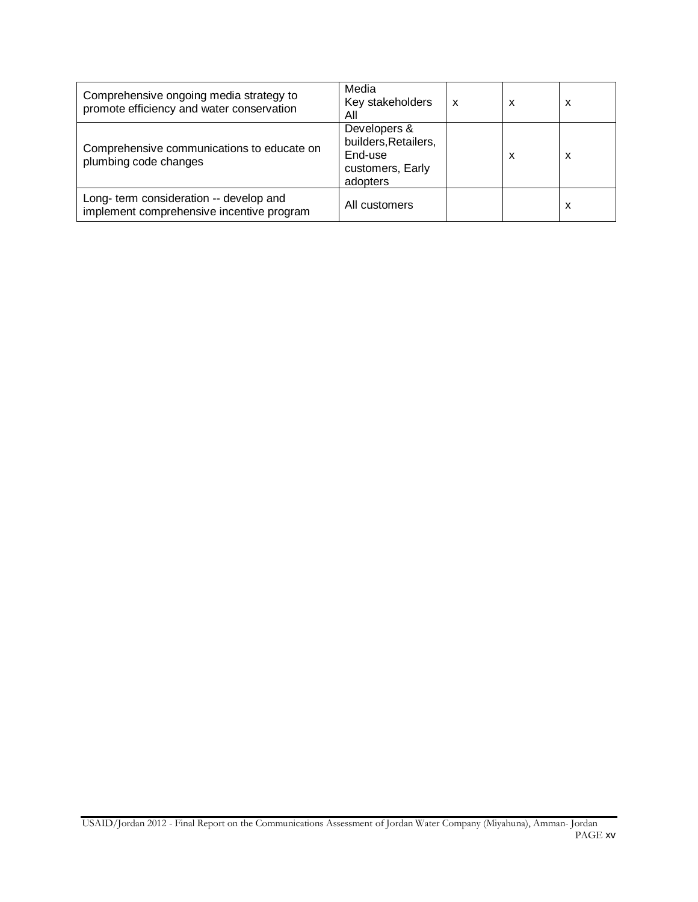| | | | | |
|---|---|---|---|---|
| Comprehensive ongoing media strategy to promote efficiency and water conservation | Media<br>Key stakeholders<br>All | x | x | x |
| Comprehensive communications to educate on plumbing code changes | Developers & builders,Retailers, End-use customers, Early adopters | | x | x |
| Long- term consideration -- develop and implement comprehensive incentive program | All customers | | | x |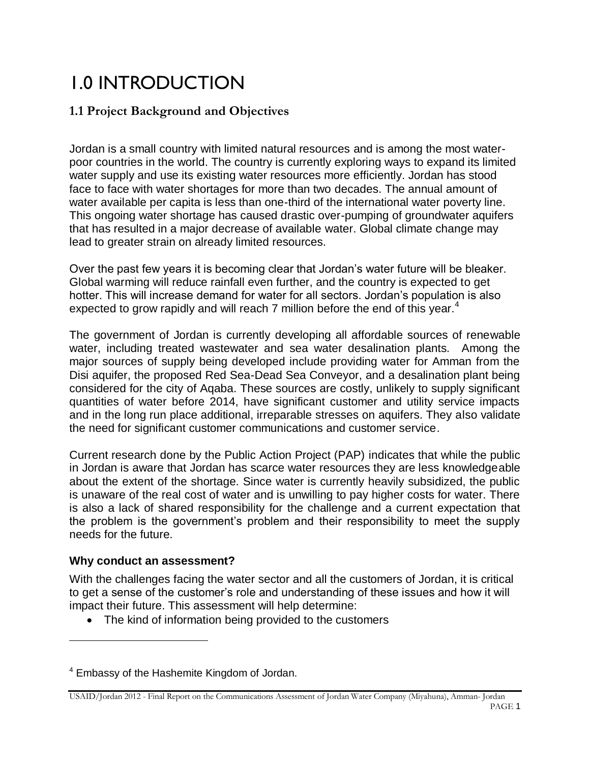# 1.0 INTRODUCTION

## 1.1 Project Background and Objectives

Jordan is a small country with limited natural resources and is among the most water-poor countries in the world. The country is currently exploring ways to expand its limited water supply and use its existing water resources more efficiently. Jordan has stood face to face with water shortages for more than two decades. The annual amount of water available per capita is less than one-third of the international water poverty line. This ongoing water shortage has caused drastic over-pumping of groundwater aquifers that has resulted in a major decrease of available water. Global climate change may lead to greater strain on already limited resources.

Over the past few years it is becoming clear that Jordan's water future will be bleaker. Global warming will reduce rainfall even further, and the country is expected to get hotter. This will increase demand for water for all sectors. Jordan's population is also expected to grow rapidly and will reach 7 million before the end of this year.[4]

The government of Jordan is currently developing all affordable sources of renewable water, including treated wastewater and sea water desalination plants. Among the major sources of supply being developed include providing water for Amman from the Disi aquifer, the proposed Red Sea-Dead Sea Conveyor, and a desalination plant being considered for the city of Aqaba. These sources are costly, unlikely to supply significant quantities of water before 2014, have significant customer and utility service impacts and in the long run place additional, irreparable stresses on aquifers. They also validate the need for significant customer communications and customer service.

Current research done by the Public Action Project (PAP) indicates that while the public in Jordan is aware that Jordan has scarce water resources they are less knowledgeable about the extent of the shortage. Since water is currently heavily subsidized, the public is unaware of the real cost of water and is unwilling to pay higher costs for water. There is also a lack of shared responsibility for the challenge and a current expectation that the problem is the government's problem and their responsibility to meet the supply needs for the future.

**Why conduct an assessment?**

With the challenges facing the water sector and all the customers of Jordan, it is critical to get a sense of the customer's role and understanding of these issues and how it will impact their future. This assessment will help determine:

- The kind of information being provided to the customers

[4] Embassy of the Hashemite Kingdom of Jordan.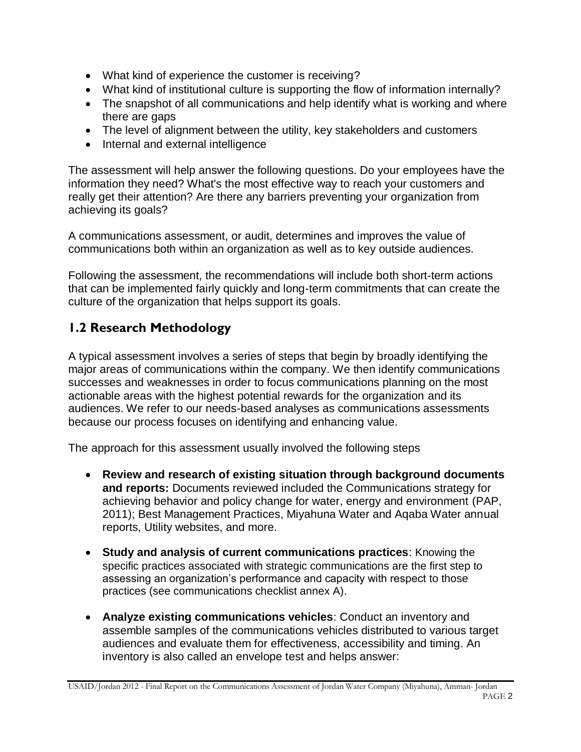- What kind of experience the customer is receiving?
- What kind of institutional culture is supporting the flow of information internally?
- The snapshot of all communications and help identify what is working and where there are gaps
- The level of alignment between the utility, key stakeholders and customers
- Internal and external intelligence

The assessment will help answer the following questions. Do your employees have the information they need? What's the most effective way to reach your customers and really get their attention? Are there any barriers preventing your organization from achieving its goals?

A communications assessment, or audit, determines and improves the value of communications both within an organization as well as to key outside audiences.

Following the assessment, the recommendations will include both short-term actions that can be implemented fairly quickly and long-term commitments that can create the culture of the organization that helps support its goals.

## 1.2 Research Methodology

A typical assessment involves a series of steps that begin by broadly identifying the major areas of communications within the company. We then identify communications successes and weaknesses in order to focus communications planning on the most actionable areas with the highest potential rewards for the organization and its audiences. We refer to our needs-based analyses as communications assessments because our process focuses on identifying and enhancing value.

The approach for this assessment usually involved the following steps

- **Review and research of existing situation through background documents and reports:** Documents reviewed included the Communications strategy for achieving behavior and policy change for water, energy and environment (PAP, 2011); Best Management Practices, Miyahuna Water and Aqaba Water annual reports, Utility websites, and more.
- **Study and analysis of current communications practices**: Knowing the specific practices associated with strategic communications are the first step to assessing an organization's performance and capacity with respect to those practices (see communications checklist annex A).
- **Analyze existing communications vehicles**: Conduct an inventory and assemble samples of the communications vehicles distributed to various target audiences and evaluate them for effectiveness, accessibility and timing. An inventory is also called an envelope test and helps answer: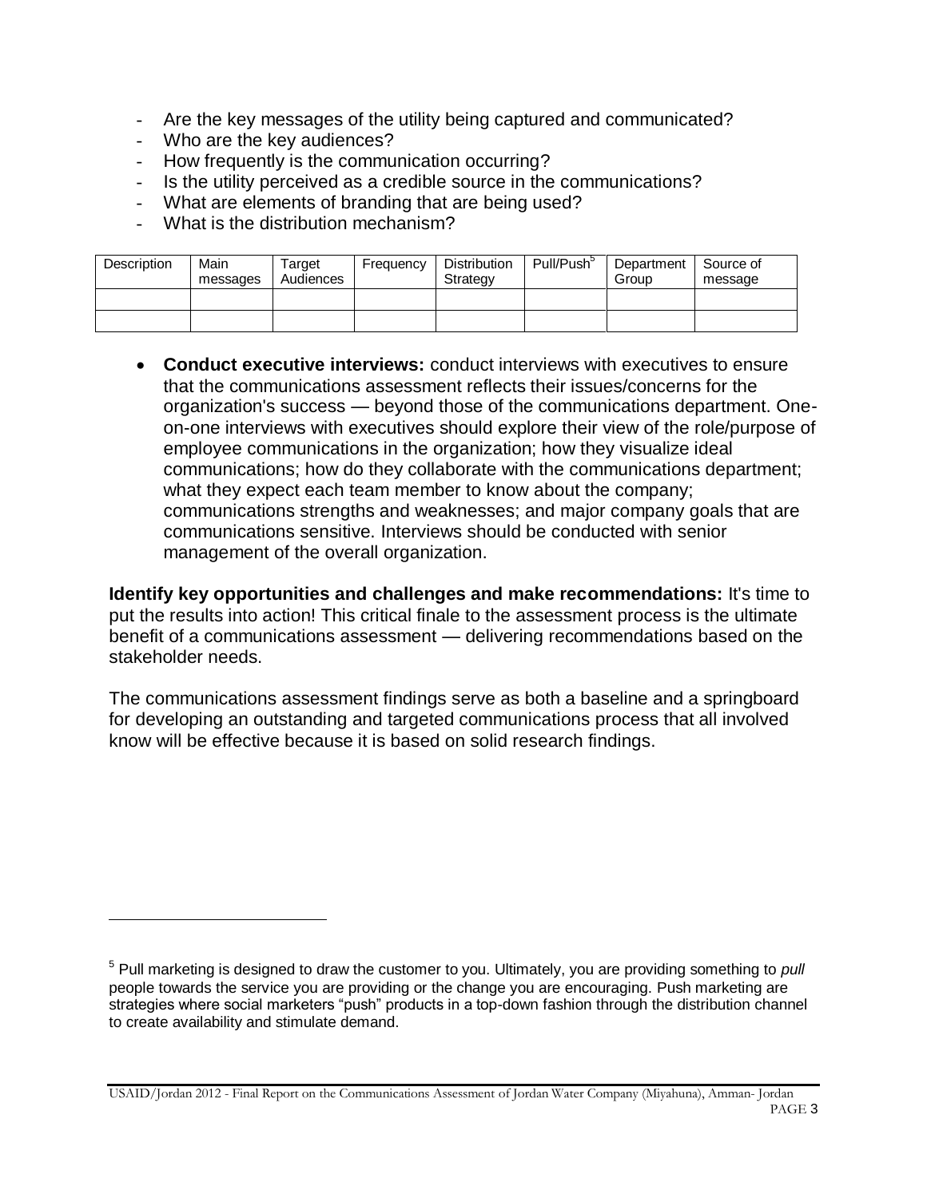- Are the key messages of the utility being captured and communicated?
- Who are the key audiences?
- How frequently is the communication occurring?
- Is the utility perceived as a credible source in the communications?
- What are elements of branding that are being used?
- What is the distribution mechanism?

| Description | Main messages | Target Audiences | Frequency | Distribution Strategy | Pull/Push[5] | Department Group | Source of message |
|---|---|---|---|---|---|---|---|
| | | | | | | | |
| | | | | | | | |

- **Conduct executive interviews:** conduct interviews with executives to ensure that the communications assessment reflects their issues/concerns for the organization's success — beyond those of the communications department. One-on-one interviews with executives should explore their view of the role/purpose of employee communications in the organization; how they visualize ideal communications; how do they collaborate with the communications department; what they expect each team member to know about the company; communications strengths and weaknesses; and major company goals that are communications sensitive. Interviews should be conducted with senior management of the overall organization.

**Identify key opportunities and challenges and make recommendations:** It's time to put the results into action! This critical finale to the assessment process is the ultimate benefit of a communications assessment — delivering recommendations based on the stakeholder needs.

The communications assessment findings serve as both a baseline and a springboard for developing an outstanding and targeted communications process that all involved know will be effective because it is based on solid research findings.

[5] Pull marketing is designed to draw the customer to you. Ultimately, you are providing something to *pull* people towards the service you are providing or the change you are encouraging. Push marketing are strategies where social marketers "push" products in a top-down fashion through the distribution channel to create availability and stimulate demand.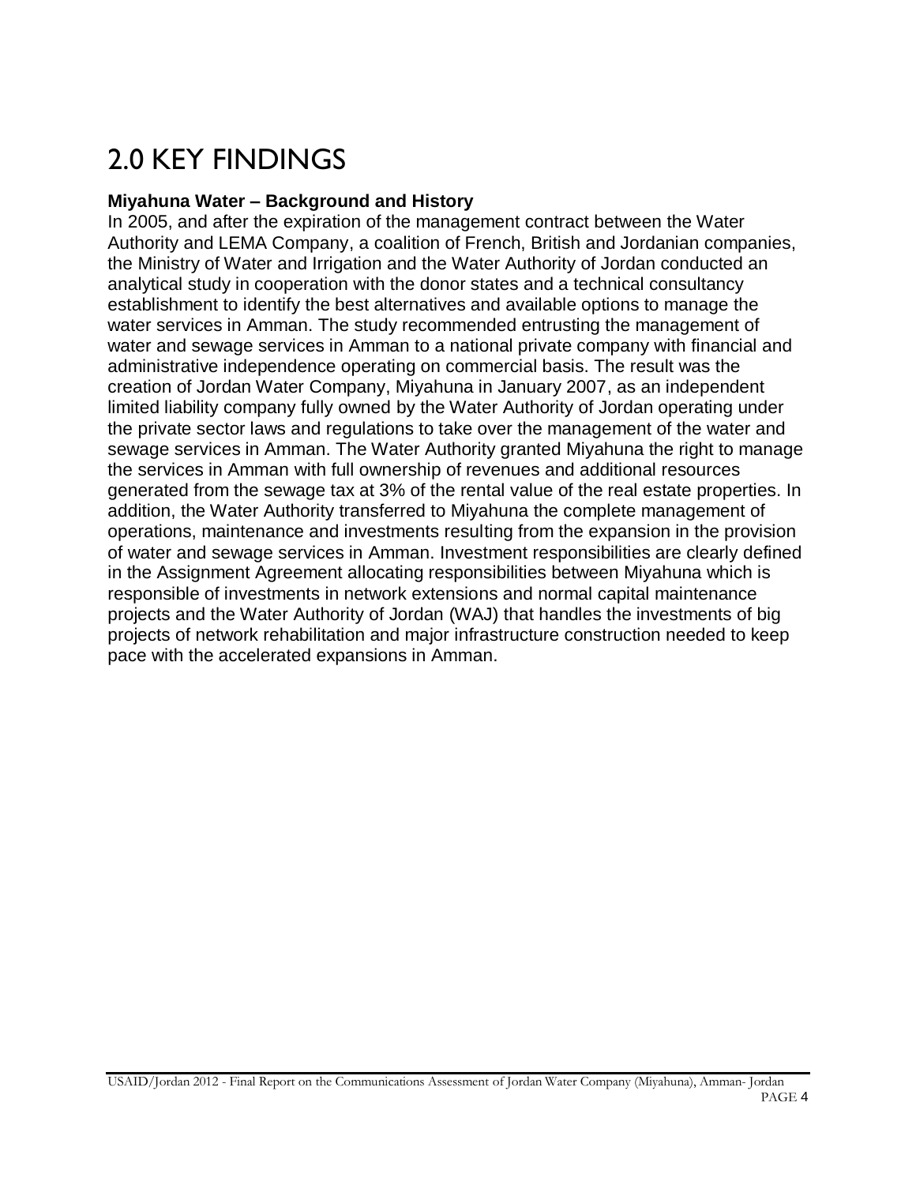# 2.0 KEY FINDINGS

**Miyahuna Water – Background and History**

In 2005, and after the expiration of the management contract between the Water Authority and LEMA Company, a coalition of French, British and Jordanian companies, the Ministry of Water and Irrigation and the Water Authority of Jordan conducted an analytical study in cooperation with the donor states and a technical consultancy establishment to identify the best alternatives and available options to manage the water services in Amman. The study recommended entrusting the management of water and sewage services in Amman to a national private company with financial and administrative independence operating on commercial basis. The result was the creation of Jordan Water Company, Miyahuna in January 2007, as an independent limited liability company fully owned by the Water Authority of Jordan operating under the private sector laws and regulations to take over the management of the water and sewage services in Amman. The Water Authority granted Miyahuna the right to manage the services in Amman with full ownership of revenues and additional resources generated from the sewage tax at 3% of the rental value of the real estate properties. In addition, the Water Authority transferred to Miyahuna the complete management of operations, maintenance and investments resulting from the expansion in the provision of water and sewage services in Amman. Investment responsibilities are clearly defined in the Assignment Agreement allocating responsibilities between Miyahuna which is responsible of investments in network extensions and normal capital maintenance projects and the Water Authority of Jordan (WAJ) that handles the investments of big projects of network rehabilitation and major infrastructure construction needed to keep pace with the accelerated expansions in Amman.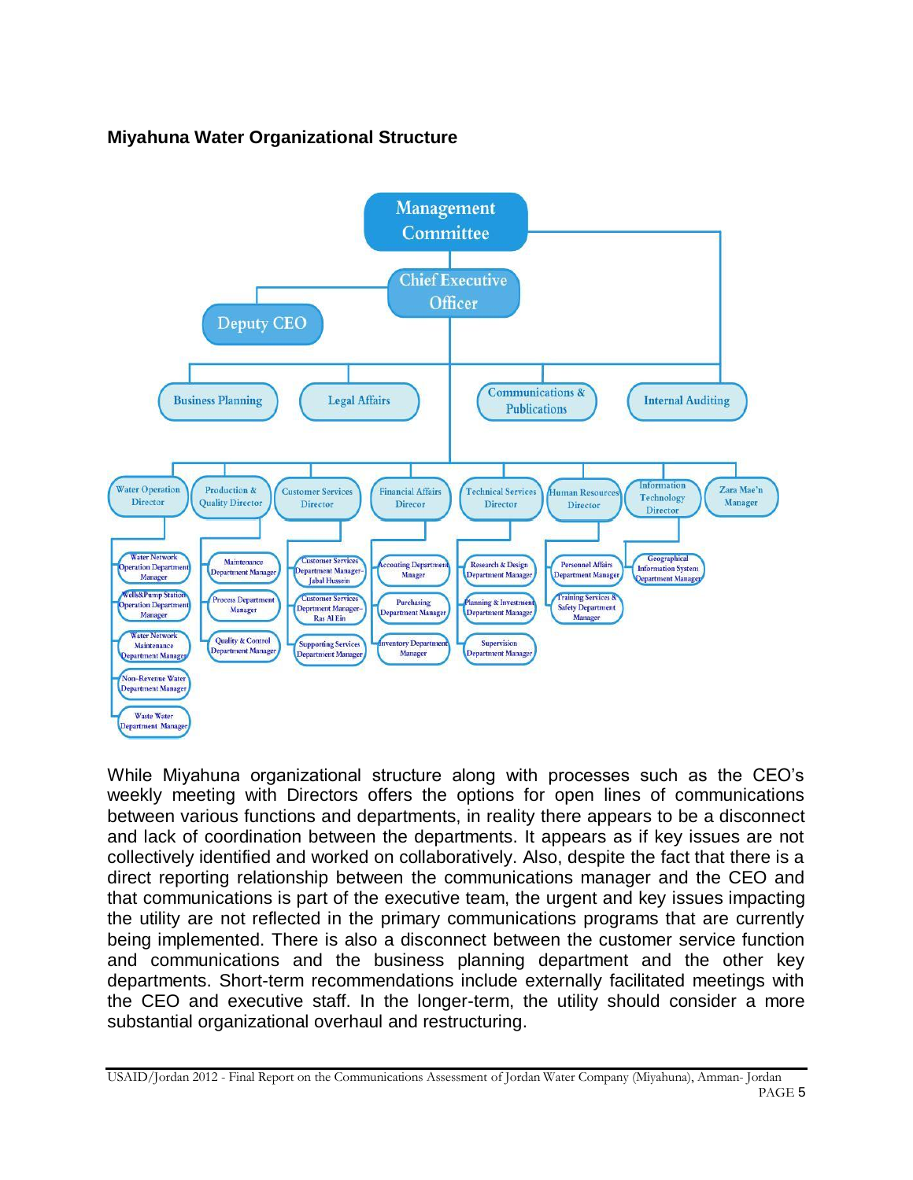**Miyahuna Water Organizational Structure**

- Management Committee
  - Chief Executive Officer
    - Deputy CEO
    - Business Planning
    - Legal Affairs
    - Communications & Publications
    - Internal Auditing
    - Water Operation Director
      - Water Network Operation Department Manager
      - Wells&Pump Station Operation Department Manager
      - Water Network Maintenance Department Manager
      - Non-Revenue Water Department Manager
      - Waste Water Department Manager
    - Production & Quality Director
      - Maintenance Department Manager
      - Process Department Manager
      - Quality & Control Department Manager
    - Customer Services Director
      - Customer Services Department Manager-Jabal Hussein
      - Customer Services Deprtment Manager–Ras Al Ein
      - Supporting Services Department Manager
    - Financial Affairs Direcor
      - Accouting Department Manager
      - Purchasing Department Manager
      - Inventory Department Manager
    - Technical Services Director
      - Research & Design Department Manager
      - Planning & Investment Department Manager
      - Supervision Department Manager
    - Human Resources Director
      - Personnel Affairs Department Manager
      - Training Services & Safety Department Manager
    - Information Technology Director
      - Geographical Information System Department Manager
    - Zara Mae'n Manager

While Miyahuna organizational structure along with processes such as the CEO's weekly meeting with Directors offers the options for open lines of communications between various functions and departments, in reality there appears to be a disconnect and lack of coordination between the departments. It appears as if key issues are not collectively identified and worked on collaboratively. Also, despite the fact that there is a direct reporting relationship between the communications manager and the CEO and that communications is part of the executive team, the urgent and key issues impacting the utility are not reflected in the primary communications programs that are currently being implemented. There is also a disconnect between the customer service function and communications and the business planning department and the other key departments. Short-term recommendations include externally facilitated meetings with the CEO and executive staff. In the longer-term, the utility should consider a more substantial organizational overhaul and restructuring.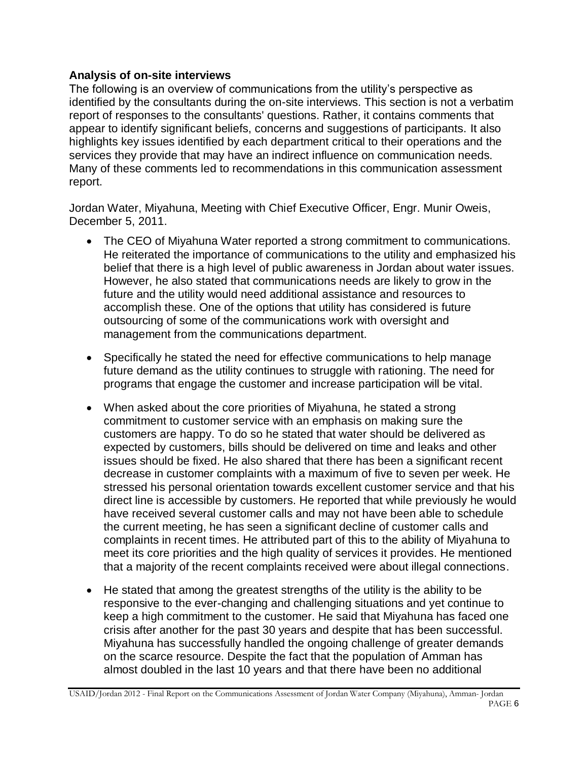### Analysis of on-site interviews

The following is an overview of communications from the utility's perspective as identified by the consultants during the on-site interviews. This section is not a verbatim report of responses to the consultants' questions. Rather, it contains comments that appear to identify significant beliefs, concerns and suggestions of participants. It also highlights key issues identified by each department critical to their operations and the services they provide that may have an indirect influence on communication needs. Many of these comments led to recommendations in this communication assessment report.

Jordan Water, Miyahuna, Meeting with Chief Executive Officer, Engr. Munir Oweis, December 5, 2011.

- The CEO of Miyahuna Water reported a strong commitment to communications. He reiterated the importance of communications to the utility and emphasized his belief that there is a high level of public awareness in Jordan about water issues. However, he also stated that communications needs are likely to grow in the future and the utility would need additional assistance and resources to accomplish these. One of the options that utility has considered is future outsourcing of some of the communications work with oversight and management from the communications department.

- Specifically he stated the need for effective communications to help manage future demand as the utility continues to struggle with rationing. The need for programs that engage the customer and increase participation will be vital.

- When asked about the core priorities of Miyahuna, he stated a strong commitment to customer service with an emphasis on making sure the customers are happy. To do so he stated that water should be delivered as expected by customers, bills should be delivered on time and leaks and other issues should be fixed. He also shared that there has been a significant recent decrease in customer complaints with a maximum of five to seven per week. He stressed his personal orientation towards excellent customer service and that his direct line is accessible by customers. He reported that while previously he would have received several customer calls and may not have been able to schedule the current meeting, he has seen a significant decline of customer calls and complaints in recent times. He attributed part of this to the ability of Miyahuna to meet its core priorities and the high quality of services it provides. He mentioned that a majority of the recent complaints received were about illegal connections.

- He stated that among the greatest strengths of the utility is the ability to be responsive to the ever-changing and challenging situations and yet continue to keep a high commitment to the customer. He said that Miyahuna has faced one crisis after another for the past 30 years and despite that has been successful. Miyahuna has successfully handled the ongoing challenge of greater demands on the scarce resource. Despite the fact that the population of Amman has almost doubled in the last 10 years and that there have been no additional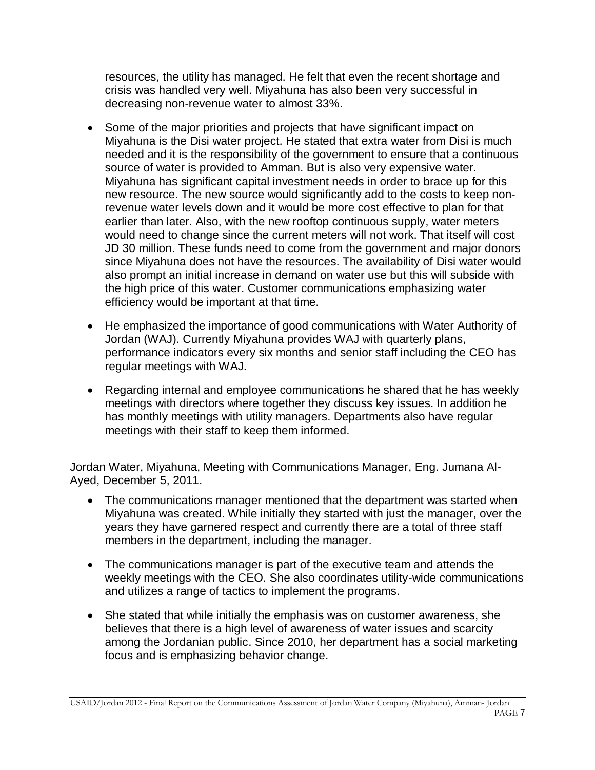resources, the utility has managed. He felt that even the recent shortage and crisis was handled very well. Miyahuna has also been very successful in decreasing non-revenue water to almost 33%.

- Some of the major priorities and projects that have significant impact on Miyahuna is the Disi water project. He stated that extra water from Disi is much needed and it is the responsibility of the government to ensure that a continuous source of water is provided to Amman. But is also very expensive water. Miyahuna has significant capital investment needs in order to brace up for this new resource. The new source would significantly add to the costs to keep non-revenue water levels down and it would be more cost effective to plan for that earlier than later. Also, with the new rooftop continuous supply, water meters would need to change since the current meters will not work. That itself will cost JD 30 million. These funds need to come from the government and major donors since Miyahuna does not have the resources. The availability of Disi water would also prompt an initial increase in demand on water use but this will subside with the high price of this water. Customer communications emphasizing water efficiency would be important at that time.

- He emphasized the importance of good communications with Water Authority of Jordan (WAJ). Currently Miyahuna provides WAJ with quarterly plans, performance indicators every six months and senior staff including the CEO has regular meetings with WAJ.

- Regarding internal and employee communications he shared that he has weekly meetings with directors where together they discuss key issues. In addition he has monthly meetings with utility managers. Departments also have regular meetings with their staff to keep them informed.

Jordan Water, Miyahuna, Meeting with Communications Manager, Eng. Jumana Al-Ayed, December 5, 2011.

- The communications manager mentioned that the department was started when Miyahuna was created. While initially they started with just the manager, over the years they have garnered respect and currently there are a total of three staff members in the department, including the manager.

- The communications manager is part of the executive team and attends the weekly meetings with the CEO. She also coordinates utility-wide communications and utilizes a range of tactics to implement the programs.

- She stated that while initially the emphasis was on customer awareness, she believes that there is a high level of awareness of water issues and scarcity among the Jordanian public. Since 2010, her department has a social marketing focus and is emphasizing behavior change.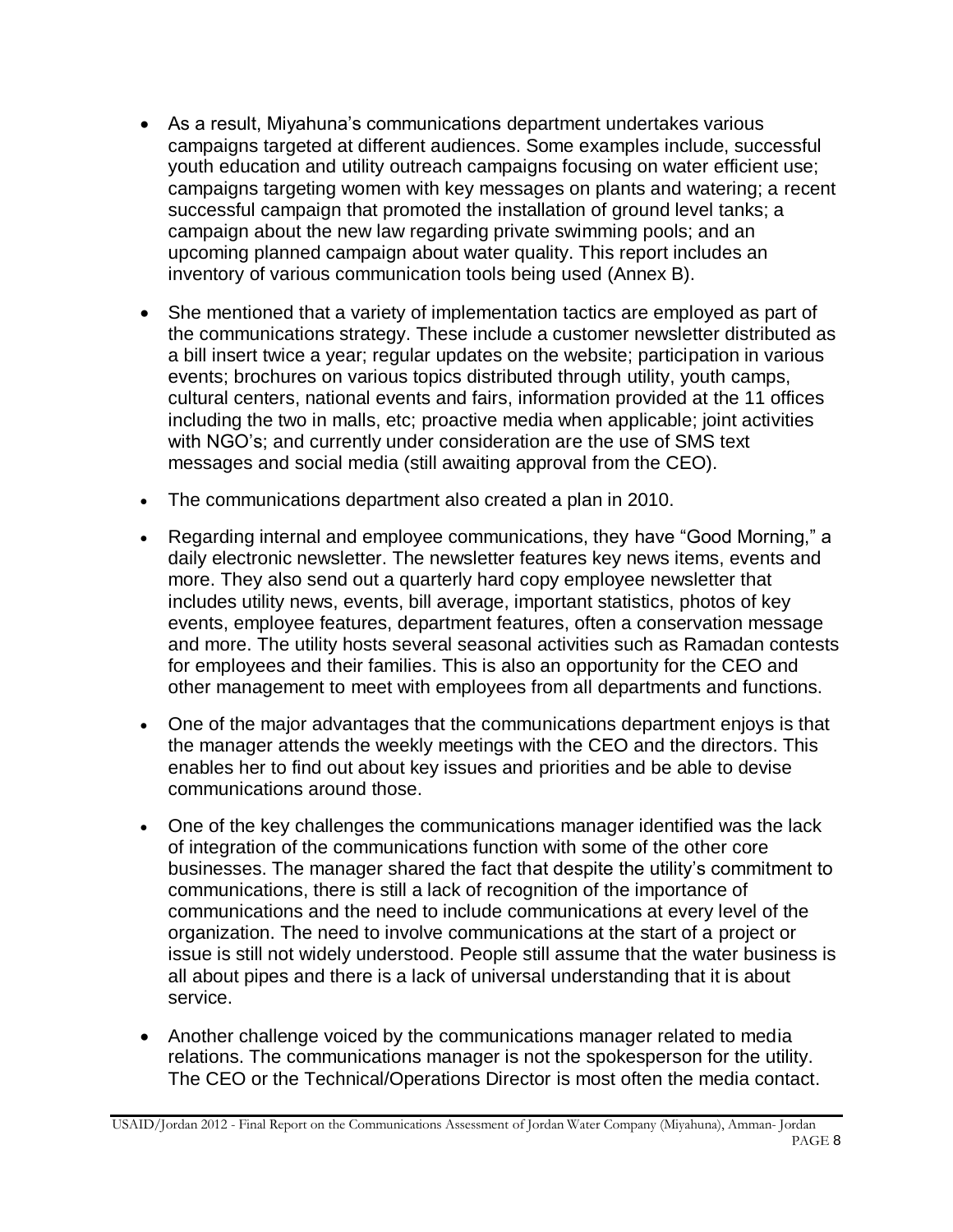- As a result, Miyahuna's communications department undertakes various campaigns targeted at different audiences. Some examples include, successful youth education and utility outreach campaigns focusing on water efficient use; campaigns targeting women with key messages on plants and watering; a recent successful campaign that promoted the installation of ground level tanks; a campaign about the new law regarding private swimming pools; and an upcoming planned campaign about water quality. This report includes an inventory of various communication tools being used (Annex B).

- She mentioned that a variety of implementation tactics are employed as part of the communications strategy. These include a customer newsletter distributed as a bill insert twice a year; regular updates on the website; participation in various events; brochures on various topics distributed through utility, youth camps, cultural centers, national events and fairs, information provided at the 11 offices including the two in malls, etc; proactive media when applicable; joint activities with NGO's; and currently under consideration are the use of SMS text messages and social media (still awaiting approval from the CEO).

- The communications department also created a plan in 2010.

- Regarding internal and employee communications, they have "Good Morning," a daily electronic newsletter. The newsletter features key news items, events and more. They also send out a quarterly hard copy employee newsletter that includes utility news, events, bill average, important statistics, photos of key events, employee features, department features, often a conservation message and more. The utility hosts several seasonal activities such as Ramadan contests for employees and their families. This is also an opportunity for the CEO and other management to meet with employees from all departments and functions.

- One of the major advantages that the communications department enjoys is that the manager attends the weekly meetings with the CEO and the directors. This enables her to find out about key issues and priorities and be able to devise communications around those.

- One of the key challenges the communications manager identified was the lack of integration of the communications function with some of the other core businesses. The manager shared the fact that despite the utility's commitment to communications, there is still a lack of recognition of the importance of communications and the need to include communications at every level of the organization. The need to involve communications at the start of a project or issue is still not widely understood. People still assume that the water business is all about pipes and there is a lack of universal understanding that it is about service.

- Another challenge voiced by the communications manager related to media relations. The communications manager is not the spokesperson for the utility. The CEO or the Technical/Operations Director is most often the media contact.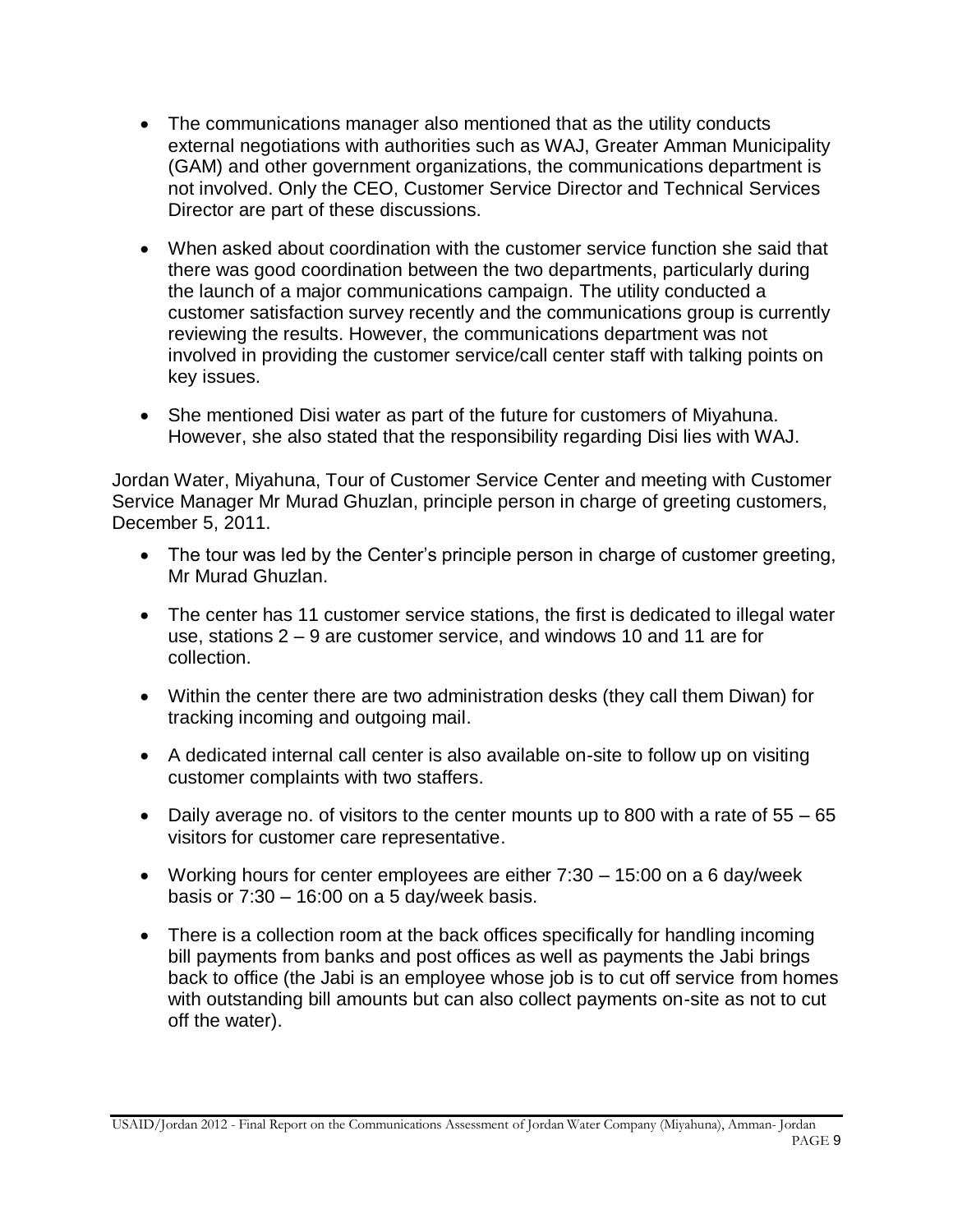- The communications manager also mentioned that as the utility conducts external negotiations with authorities such as WAJ, Greater Amman Municipality (GAM) and other government organizations, the communications department is not involved. Only the CEO, Customer Service Director and Technical Services Director are part of these discussions.

- When asked about coordination with the customer service function she said that there was good coordination between the two departments, particularly during the launch of a major communications campaign. The utility conducted a customer satisfaction survey recently and the communications group is currently reviewing the results. However, the communications department was not involved in providing the customer service/call center staff with talking points on key issues.

- She mentioned Disi water as part of the future for customers of Miyahuna. However, she also stated that the responsibility regarding Disi lies with WAJ.

Jordan Water, Miyahuna, Tour of Customer Service Center and meeting with Customer Service Manager Mr Murad Ghuzlan, principle person in charge of greeting customers, December 5, 2011.

- The tour was led by the Center's principle person in charge of customer greeting, Mr Murad Ghuzlan.

- The center has 11 customer service stations, the first is dedicated to illegal water use, stations 2 – 9 are customer service, and windows 10 and 11 are for collection.

- Within the center there are two administration desks (they call them Diwan) for tracking incoming and outgoing mail.

- A dedicated internal call center is also available on-site to follow up on visiting customer complaints with two staffers.

- Daily average no. of visitors to the center mounts up to 800 with a rate of 55 – 65 visitors for customer care representative.

- Working hours for center employees are either 7:30 – 15:00 on a 6 day/week basis or 7:30 – 16:00 on a 5 day/week basis.

- There is a collection room at the back offices specifically for handling incoming bill payments from banks and post offices as well as payments the Jabi brings back to office (the Jabi is an employee whose job is to cut off service from homes with outstanding bill amounts but can also collect payments on-site as not to cut off the water).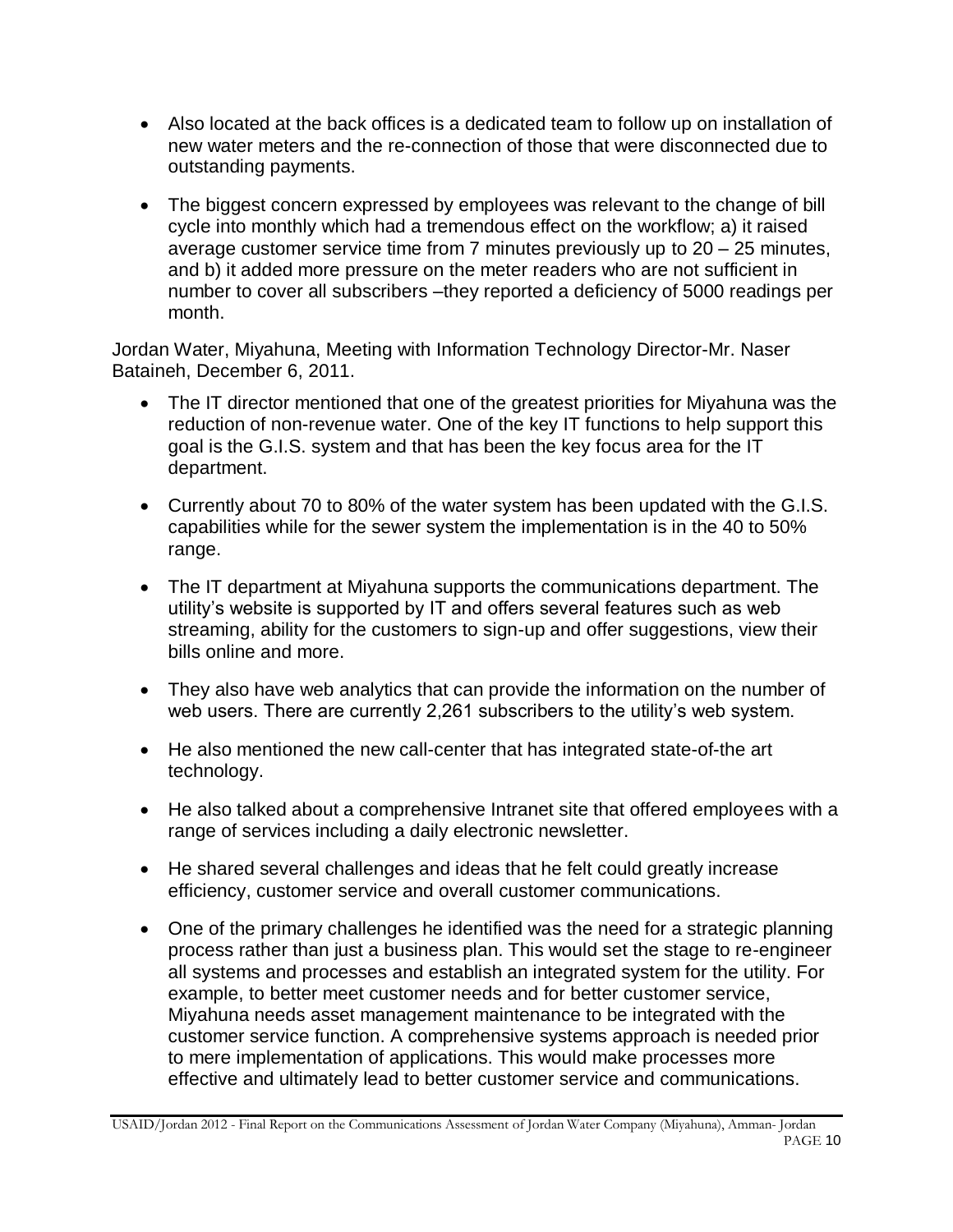- Also located at the back offices is a dedicated team to follow up on installation of new water meters and the re-connection of those that were disconnected due to outstanding payments.
- The biggest concern expressed by employees was relevant to the change of bill cycle into monthly which had a tremendous effect on the workflow; a) it raised average customer service time from 7 minutes previously up to 20 – 25 minutes, and b) it added more pressure on the meter readers who are not sufficient in number to cover all subscribers –they reported a deficiency of 5000 readings per month.

Jordan Water, Miyahuna, Meeting with Information Technology Director-Mr. Naser Bataineh, December 6, 2011.

- The IT director mentioned that one of the greatest priorities for Miyahuna was the reduction of non-revenue water. One of the key IT functions to help support this goal is the G.I.S. system and that has been the key focus area for the IT department.
- Currently about 70 to 80% of the water system has been updated with the G.I.S. capabilities while for the sewer system the implementation is in the 40 to 50% range.
- The IT department at Miyahuna supports the communications department. The utility's website is supported by IT and offers several features such as web streaming, ability for the customers to sign-up and offer suggestions, view their bills online and more.
- They also have web analytics that can provide the information on the number of web users. There are currently 2,261 subscribers to the utility's web system.
- He also mentioned the new call-center that has integrated state-of-the art technology.
- He also talked about a comprehensive Intranet site that offered employees with a range of services including a daily electronic newsletter.
- He shared several challenges and ideas that he felt could greatly increase efficiency, customer service and overall customer communications.
- One of the primary challenges he identified was the need for a strategic planning process rather than just a business plan. This would set the stage to re-engineer all systems and processes and establish an integrated system for the utility. For example, to better meet customer needs and for better customer service, Miyahuna needs asset management maintenance to be integrated with the customer service function. A comprehensive systems approach is needed prior to mere implementation of applications. This would make processes more effective and ultimately lead to better customer service and communications.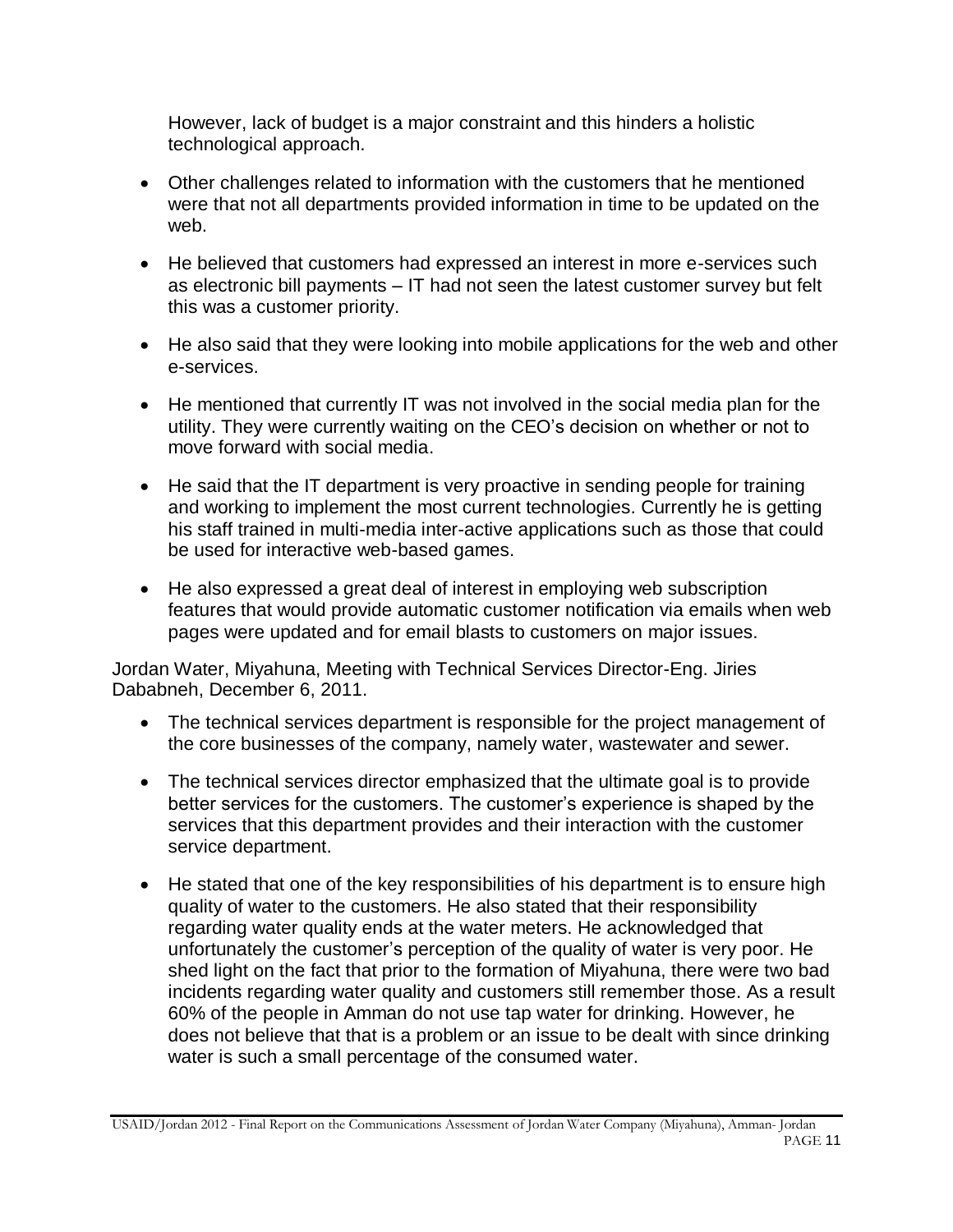However, lack of budget is a major constraint and this hinders a holistic technological approach.

- Other challenges related to information with the customers that he mentioned were that not all departments provided information in time to be updated on the web.
- He believed that customers had expressed an interest in more e-services such as electronic bill payments – IT had not seen the latest customer survey but felt this was a customer priority.
- He also said that they were looking into mobile applications for the web and other e-services.
- He mentioned that currently IT was not involved in the social media plan for the utility. They were currently waiting on the CEO's decision on whether or not to move forward with social media.
- He said that the IT department is very proactive in sending people for training and working to implement the most current technologies. Currently he is getting his staff trained in multi-media inter-active applications such as those that could be used for interactive web-based games.
- He also expressed a great deal of interest in employing web subscription features that would provide automatic customer notification via emails when web pages were updated and for email blasts to customers on major issues.

Jordan Water, Miyahuna, Meeting with Technical Services Director-Eng. Jiries Dababneh, December 6, 2011.

- The technical services department is responsible for the project management of the core businesses of the company, namely water, wastewater and sewer.
- The technical services director emphasized that the ultimate goal is to provide better services for the customers. The customer's experience is shaped by the services that this department provides and their interaction with the customer service department.
- He stated that one of the key responsibilities of his department is to ensure high quality of water to the customers. He also stated that their responsibility regarding water quality ends at the water meters. He acknowledged that unfortunately the customer's perception of the quality of water is very poor. He shed light on the fact that prior to the formation of Miyahuna, there were two bad incidents regarding water quality and customers still remember those. As a result 60% of the people in Amman do not use tap water for drinking. However, he does not believe that that is a problem or an issue to be dealt with since drinking water is such a small percentage of the consumed water.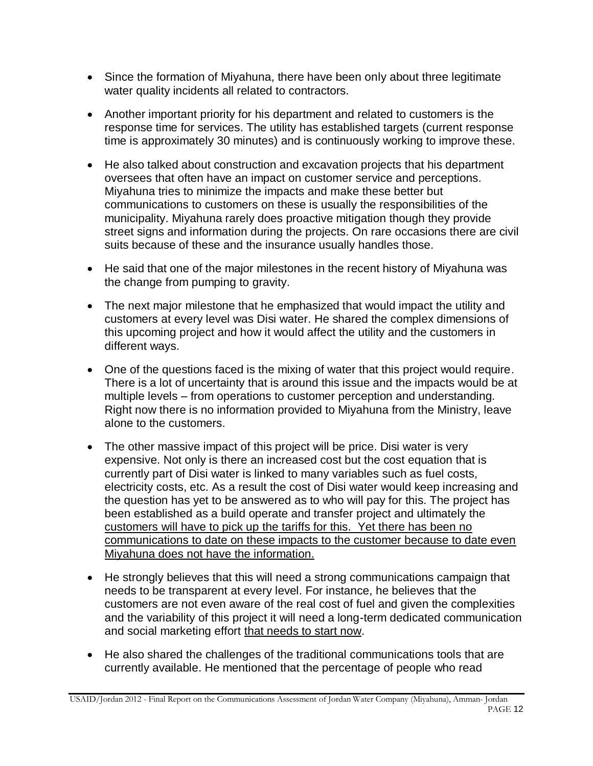- Since the formation of Miyahuna, there have been only about three legitimate water quality incidents all related to contractors.
- Another important priority for his department and related to customers is the response time for services. The utility has established targets (current response time is approximately 30 minutes) and is continuously working to improve these.
- He also talked about construction and excavation projects that his department oversees that often have an impact on customer service and perceptions. Miyahuna tries to minimize the impacts and make these better but communications to customers on these is usually the responsibilities of the municipality. Miyahuna rarely does proactive mitigation though they provide street signs and information during the projects. On rare occasions there are civil suits because of these and the insurance usually handles those.
- He said that one of the major milestones in the recent history of Miyahuna was the change from pumping to gravity.
- The next major milestone that he emphasized that would impact the utility and customers at every level was Disi water. He shared the complex dimensions of this upcoming project and how it would affect the utility and the customers in different ways.
- One of the questions faced is the mixing of water that this project would require. There is a lot of uncertainty that is around this issue and the impacts would be at multiple levels – from operations to customer perception and understanding. Right now there is no information provided to Miyahuna from the Ministry, leave alone to the customers.
- The other massive impact of this project will be price. Disi water is very expensive. Not only is there an increased cost but the cost equation that is currently part of Disi water is linked to many variables such as fuel costs, electricity costs, etc. As a result the cost of Disi water would keep increasing and the question has yet to be answered as to who will pay for this. The project has been established as a build operate and transfer project and ultimately the <u>customers will have to pick up the tariffs for this. Yet there has been no communications to date on these impacts to the customer because to date even Miyahuna does not have the information.</u>
- He strongly believes that this will need a strong communications campaign that needs to be transparent at every level. For instance, he believes that the customers are not even aware of the real cost of fuel and given the complexities and the variability of this project it will need a long-term dedicated communication and social marketing effort <u>that needs to start now</u>.
- He also shared the challenges of the traditional communications tools that are currently available. He mentioned that the percentage of people who read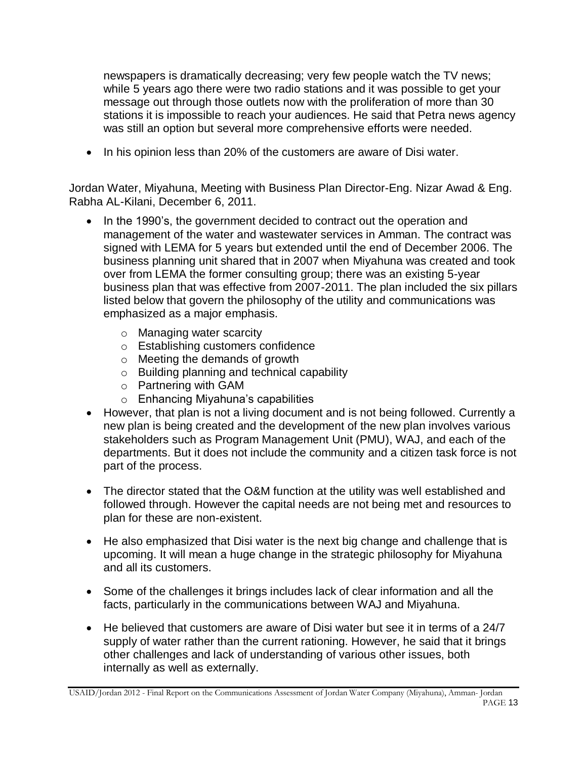newspapers is dramatically decreasing; very few people watch the TV news; while 5 years ago there were two radio stations and it was possible to get your message out through those outlets now with the proliferation of more than 30 stations it is impossible to reach your audiences. He said that Petra news agency was still an option but several more comprehensive efforts were needed.

- In his opinion less than 20% of the customers are aware of Disi water.

Jordan Water, Miyahuna, Meeting with Business Plan Director-Eng. Nizar Awad & Eng. Rabha AL-Kilani, December 6, 2011.

- In the 1990's, the government decided to contract out the operation and management of the water and wastewater services in Amman. The contract was signed with LEMA for 5 years but extended until the end of December 2006. The business planning unit shared that in 2007 when Miyahuna was created and took over from LEMA the former consulting group; there was an existing 5-year business plan that was effective from 2007-2011. The plan included the six pillars listed below that govern the philosophy of the utility and communications was emphasized as a major emphasis.
    - Managing water scarcity
    - Establishing customers confidence
    - Meeting the demands of growth
    - Building planning and technical capability
    - Partnering with GAM
    - Enhancing Miyahuna's capabilities
- However, that plan is not a living document and is not being followed. Currently a new plan is being created and the development of the new plan involves various stakeholders such as Program Management Unit (PMU), WAJ, and each of the departments. But it does not include the community and a citizen task force is not part of the process.

- The director stated that the O&M function at the utility was well established and followed through. However the capital needs are not being met and resources to plan for these are non-existent.

- He also emphasized that Disi water is the next big change and challenge that is upcoming. It will mean a huge change in the strategic philosophy for Miyahuna and all its customers.

- Some of the challenges it brings includes lack of clear information and all the facts, particularly in the communications between WAJ and Miyahuna.

- He believed that customers are aware of Disi water but see it in terms of a 24/7 supply of water rather than the current rationing. However, he said that it brings other challenges and lack of understanding of various other issues, both internally as well as externally.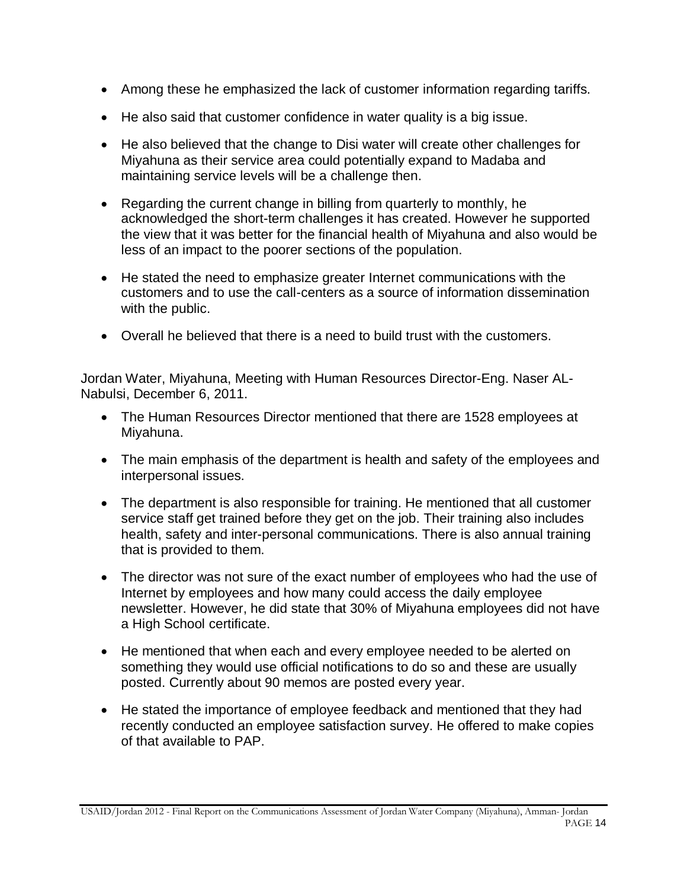- Among these he emphasized the lack of customer information regarding tariffs.
- He also said that customer confidence in water quality is a big issue.
- He also believed that the change to Disi water will create other challenges for Miyahuna as their service area could potentially expand to Madaba and maintaining service levels will be a challenge then.
- Regarding the current change in billing from quarterly to monthly, he acknowledged the short-term challenges it has created. However he supported the view that it was better for the financial health of Miyahuna and also would be less of an impact to the poorer sections of the population.
- He stated the need to emphasize greater Internet communications with the customers and to use the call-centers as a source of information dissemination with the public.
- Overall he believed that there is a need to build trust with the customers.

Jordan Water, Miyahuna, Meeting with Human Resources Director-Eng. Naser AL-Nabulsi, December 6, 2011.

- The Human Resources Director mentioned that there are 1528 employees at Miyahuna.
- The main emphasis of the department is health and safety of the employees and interpersonal issues.
- The department is also responsible for training. He mentioned that all customer service staff get trained before they get on the job. Their training also includes health, safety and inter-personal communications. There is also annual training that is provided to them.
- The director was not sure of the exact number of employees who had the use of Internet by employees and how many could access the daily employee newsletter. However, he did state that 30% of Miyahuna employees did not have a High School certificate.
- He mentioned that when each and every employee needed to be alerted on something they would use official notifications to do so and these are usually posted. Currently about 90 memos are posted every year.
- He stated the importance of employee feedback and mentioned that they had recently conducted an employee satisfaction survey. He offered to make copies of that available to PAP.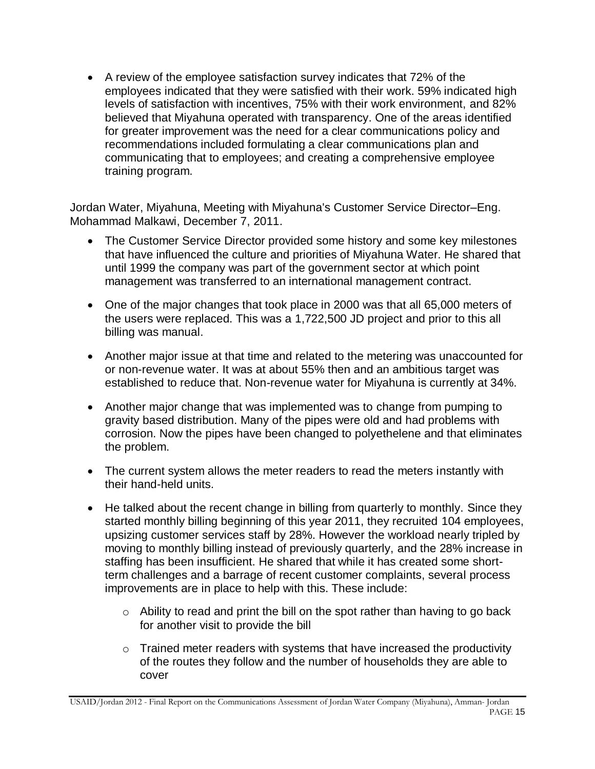- A review of the employee satisfaction survey indicates that 72% of the employees indicated that they were satisfied with their work. 59% indicated high levels of satisfaction with incentives, 75% with their work environment, and 82% believed that Miyahuna operated with transparency. One of the areas identified for greater improvement was the need for a clear communications policy and recommendations included formulating a clear communications plan and communicating that to employees; and creating a comprehensive employee training program.

Jordan Water, Miyahuna, Meeting with Miyahuna's Customer Service Director–Eng. Mohammad Malkawi, December 7, 2011.

- The Customer Service Director provided some history and some key milestones that have influenced the culture and priorities of Miyahuna Water. He shared that until 1999 the company was part of the government sector at which point management was transferred to an international management contract.
- One of the major changes that took place in 2000 was that all 65,000 meters of the users were replaced. This was a 1,722,500 JD project and prior to this all billing was manual.
- Another major issue at that time and related to the metering was unaccounted for or non-revenue water. It was at about 55% then and an ambitious target was established to reduce that. Non-revenue water for Miyahuna is currently at 34%.
- Another major change that was implemented was to change from pumping to gravity based distribution. Many of the pipes were old and had problems with corrosion. Now the pipes have been changed to polyethelene and that eliminates the problem.
- The current system allows the meter readers to read the meters instantly with their hand-held units.
- He talked about the recent change in billing from quarterly to monthly. Since they started monthly billing beginning of this year 2011, they recruited 104 employees, upsizing customer services staff by 28%. However the workload nearly tripled by moving to monthly billing instead of previously quarterly, and the 28% increase in staffing has been insufficient. He shared that while it has created some short-term challenges and a barrage of recent customer complaints, several process improvements are in place to help with this. These include:
    - Ability to read and print the bill on the spot rather than having to go back for another visit to provide the bill
    - Trained meter readers with systems that have increased the productivity of the routes they follow and the number of households they are able to cover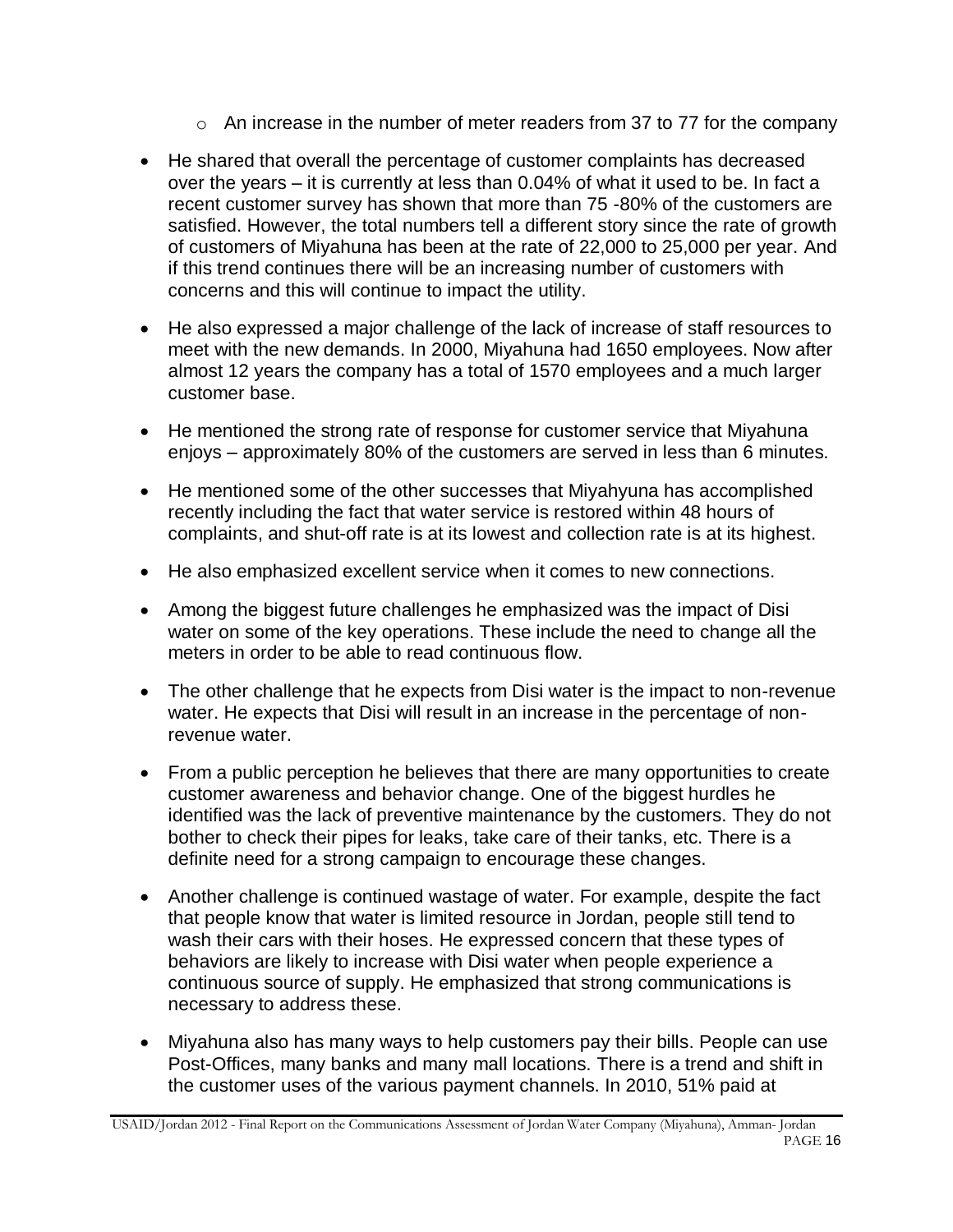- An increase in the number of meter readers from 37 to 77 for the company

- He shared that overall the percentage of customer complaints has decreased over the years – it is currently at less than 0.04% of what it used to be. In fact a recent customer survey has shown that more than 75 -80% of the customers are satisfied. However, the total numbers tell a different story since the rate of growth of customers of Miyahuna has been at the rate of 22,000 to 25,000 per year. And if this trend continues there will be an increasing number of customers with concerns and this will continue to impact the utility.

- He also expressed a major challenge of the lack of increase of staff resources to meet with the new demands. In 2000, Miyahuna had 1650 employees. Now after almost 12 years the company has a total of 1570 employees and a much larger customer base.

- He mentioned the strong rate of response for customer service that Miyahuna enjoys – approximately 80% of the customers are served in less than 6 minutes.

- He mentioned some of the other successes that Miyahyuna has accomplished recently including the fact that water service is restored within 48 hours of complaints, and shut-off rate is at its lowest and collection rate is at its highest.

- He also emphasized excellent service when it comes to new connections.

- Among the biggest future challenges he emphasized was the impact of Disi water on some of the key operations. These include the need to change all the meters in order to be able to read continuous flow.

- The other challenge that he expects from Disi water is the impact to non-revenue water. He expects that Disi will result in an increase in the percentage of non-revenue water.

- From a public perception he believes that there are many opportunities to create customer awareness and behavior change. One of the biggest hurdles he identified was the lack of preventive maintenance by the customers. They do not bother to check their pipes for leaks, take care of their tanks, etc. There is a definite need for a strong campaign to encourage these changes.

- Another challenge is continued wastage of water. For example, despite the fact that people know that water is limited resource in Jordan, people still tend to wash their cars with their hoses. He expressed concern that these types of behaviors are likely to increase with Disi water when people experience a continuous source of supply. He emphasized that strong communications is necessary to address these.

- Miyahuna also has many ways to help customers pay their bills. People can use Post-Offices, many banks and many mall locations. There is a trend and shift in the customer uses of the various payment channels. In 2010, 51% paid at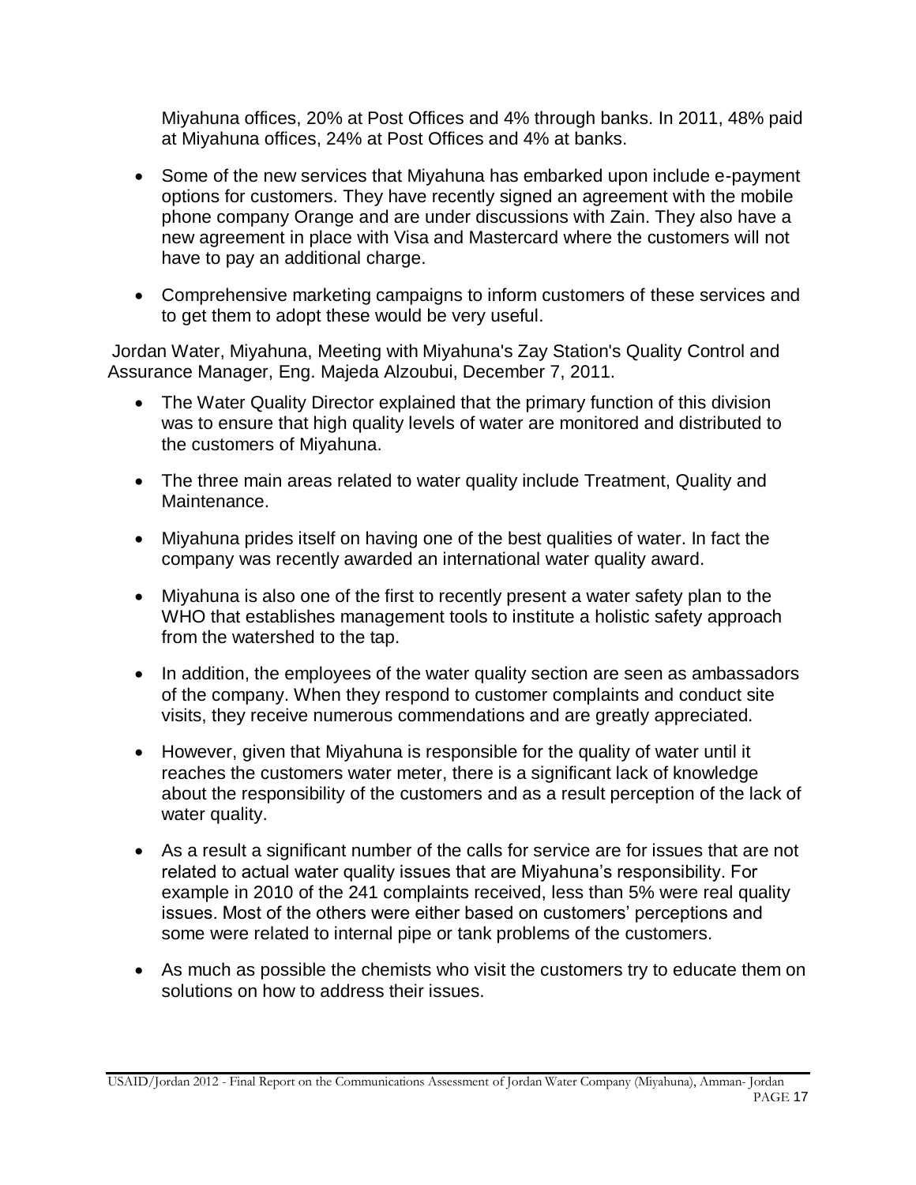Miyahuna offices, 20% at Post Offices and 4% through banks. In 2011, 48% paid at Miyahuna offices, 24% at Post Offices and 4% at banks.

- Some of the new services that Miyahuna has embarked upon include e-payment options for customers. They have recently signed an agreement with the mobile phone company Orange and are under discussions with Zain. They also have a new agreement in place with Visa and Mastercard where the customers will not have to pay an additional charge.
- Comprehensive marketing campaigns to inform customers of these services and to get them to adopt these would be very useful.

Jordan Water, Miyahuna, Meeting with Miyahuna's Zay Station's Quality Control and Assurance Manager, Eng. Majeda Alzoubui, December 7, 2011.

- The Water Quality Director explained that the primary function of this division was to ensure that high quality levels of water are monitored and distributed to the customers of Miyahuna.
- The three main areas related to water quality include Treatment, Quality and Maintenance.
- Miyahuna prides itself on having one of the best qualities of water. In fact the company was recently awarded an international water quality award.
- Miyahuna is also one of the first to recently present a water safety plan to the WHO that establishes management tools to institute a holistic safety approach from the watershed to the tap.
- In addition, the employees of the water quality section are seen as ambassadors of the company. When they respond to customer complaints and conduct site visits, they receive numerous commendations and are greatly appreciated.
- However, given that Miyahuna is responsible for the quality of water until it reaches the customers water meter, there is a significant lack of knowledge about the responsibility of the customers and as a result perception of the lack of water quality.
- As a result a significant number of the calls for service are for issues that are not related to actual water quality issues that are Miyahuna's responsibility. For example in 2010 of the 241 complaints received, less than 5% were real quality issues. Most of the others were either based on customers' perceptions and some were related to internal pipe or tank problems of the customers.
- As much as possible the chemists who visit the customers try to educate them on solutions on how to address their issues.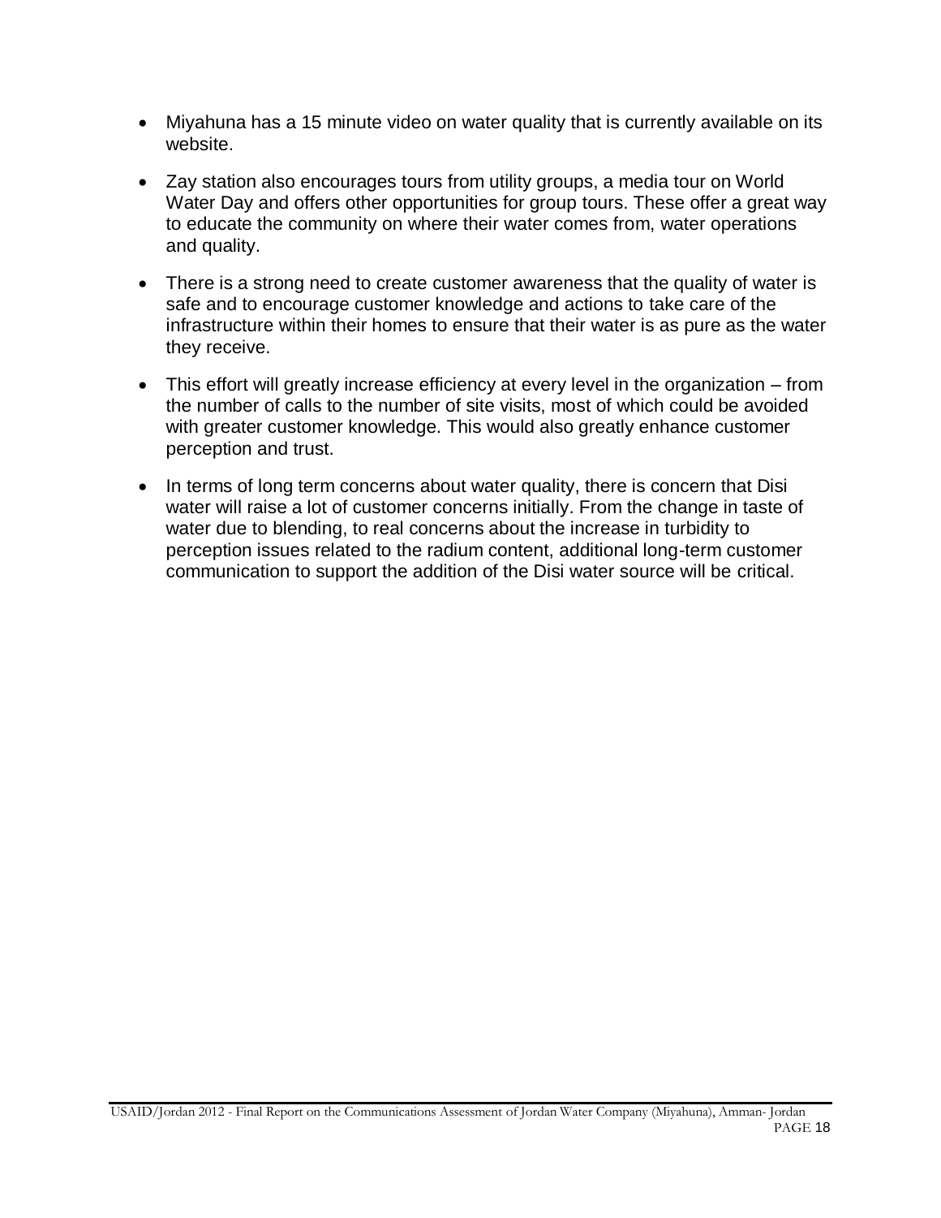- Miyahuna has a 15 minute video on water quality that is currently available on its website.
- Zay station also encourages tours from utility groups, a media tour on World Water Day and offers other opportunities for group tours. These offer a great way to educate the community on where their water comes from, water operations and quality.
- There is a strong need to create customer awareness that the quality of water is safe and to encourage customer knowledge and actions to take care of the infrastructure within their homes to ensure that their water is as pure as the water they receive.
- This effort will greatly increase efficiency at every level in the organization – from the number of calls to the number of site visits, most of which could be avoided with greater customer knowledge. This would also greatly enhance customer perception and trust.
- In terms of long term concerns about water quality, there is concern that Disi water will raise a lot of customer concerns initially. From the change in taste of water due to blending, to real concerns about the increase in turbidity to perception issues related to the radium content, additional long-term customer communication to support the addition of the Disi water source will be critical.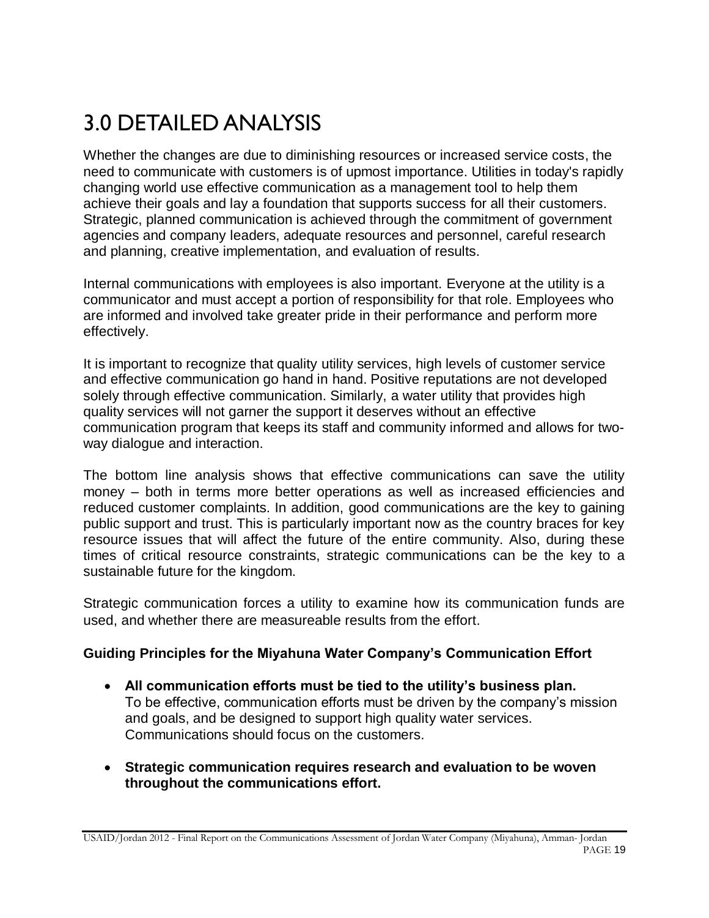# 3.0 DETAILED ANALYSIS

Whether the changes are due to diminishing resources or increased service costs, the need to communicate with customers is of upmost importance. Utilities in today's rapidly changing world use effective communication as a management tool to help them achieve their goals and lay a foundation that supports success for all their customers. Strategic, planned communication is achieved through the commitment of government agencies and company leaders, adequate resources and personnel, careful research and planning, creative implementation, and evaluation of results.

Internal communications with employees is also important. Everyone at the utility is a communicator and must accept a portion of responsibility for that role. Employees who are informed and involved take greater pride in their performance and perform more effectively.

It is important to recognize that quality utility services, high levels of customer service and effective communication go hand in hand. Positive reputations are not developed solely through effective communication. Similarly, a water utility that provides high quality services will not garner the support it deserves without an effective communication program that keeps its staff and community informed and allows for two-way dialogue and interaction.

The bottom line analysis shows that effective communications can save the utility money – both in terms more better operations as well as increased efficiencies and reduced customer complaints. In addition, good communications are the key to gaining public support and trust. This is particularly important now as the country braces for key resource issues that will affect the future of the entire community. Also, during these times of critical resource constraints, strategic communications can be the key to a sustainable future for the kingdom.

Strategic communication forces a utility to examine how its communication funds are used, and whether there are measureable results from the effort.

**Guiding Principles for the Miyahuna Water Company's Communication Effort**

- **All communication efforts must be tied to the utility's business plan.**
  To be effective, communication efforts must be driven by the company's mission and goals, and be designed to support high quality water services. Communications should focus on the customers.

- **Strategic communication requires research and evaluation to be woven throughout the communications effort.**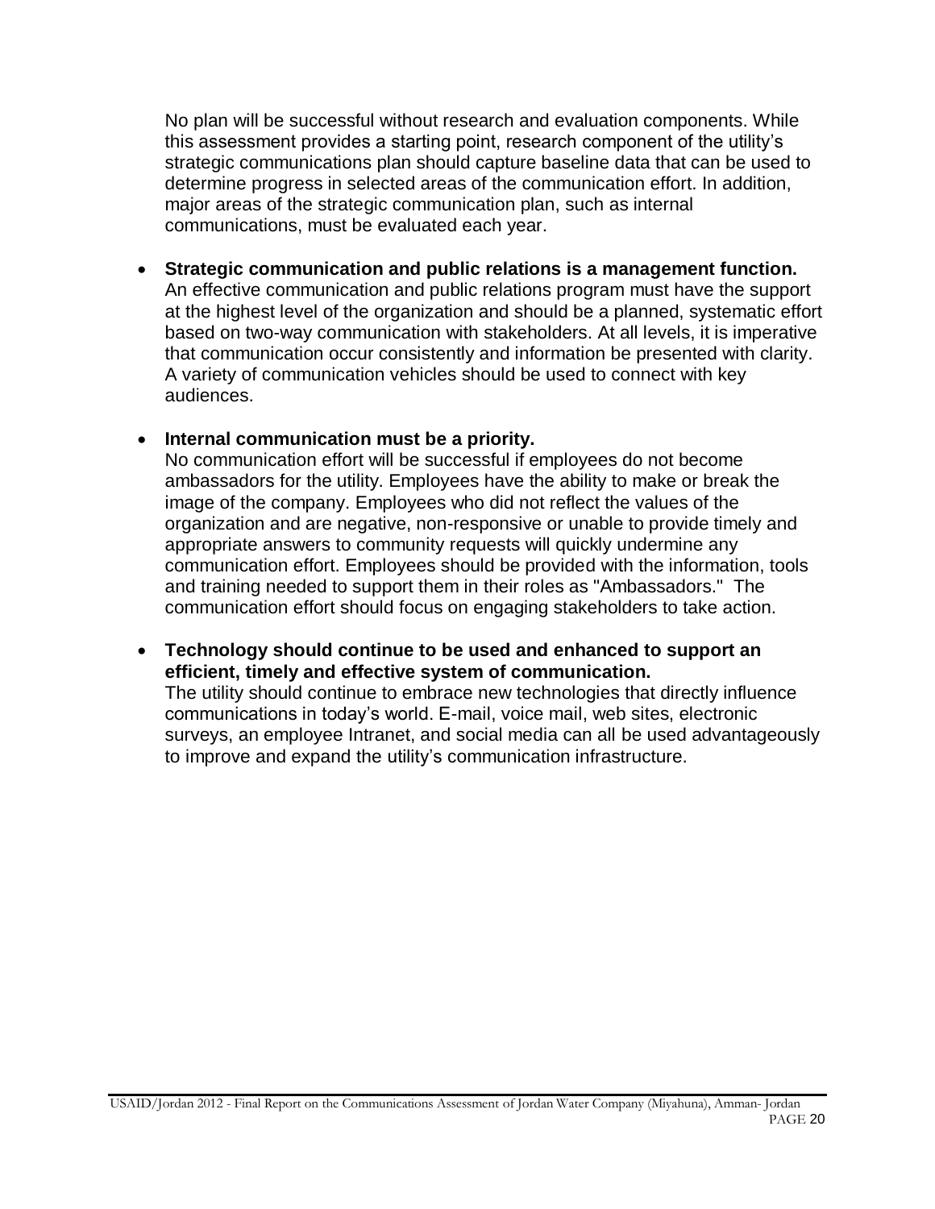No plan will be successful without research and evaluation components. While this assessment provides a starting point, research component of the utility's strategic communications plan should capture baseline data that can be used to determine progress in selected areas of the communication effort. In addition, major areas of the strategic communication plan, such as internal communications, must be evaluated each year.

- **Strategic communication and public relations is a management function.** An effective communication and public relations program must have the support at the highest level of the organization and should be a planned, systematic effort based on two-way communication with stakeholders. At all levels, it is imperative that communication occur consistently and information be presented with clarity. A variety of communication vehicles should be used to connect with key audiences.

- **Internal communication must be a priority.** No communication effort will be successful if employees do not become ambassadors for the utility. Employees have the ability to make or break the image of the company. Employees who did not reflect the values of the organization and are negative, non-responsive or unable to provide timely and appropriate answers to community requests will quickly undermine any communication effort. Employees should be provided with the information, tools and training needed to support them in their roles as "Ambassadors." The communication effort should focus on engaging stakeholders to take action.

- **Technology should continue to be used and enhanced to support an efficient, timely and effective system of communication.** The utility should continue to embrace new technologies that directly influence communications in today's world. E-mail, voice mail, web sites, electronic surveys, an employee Intranet, and social media can all be used advantageously to improve and expand the utility's communication infrastructure.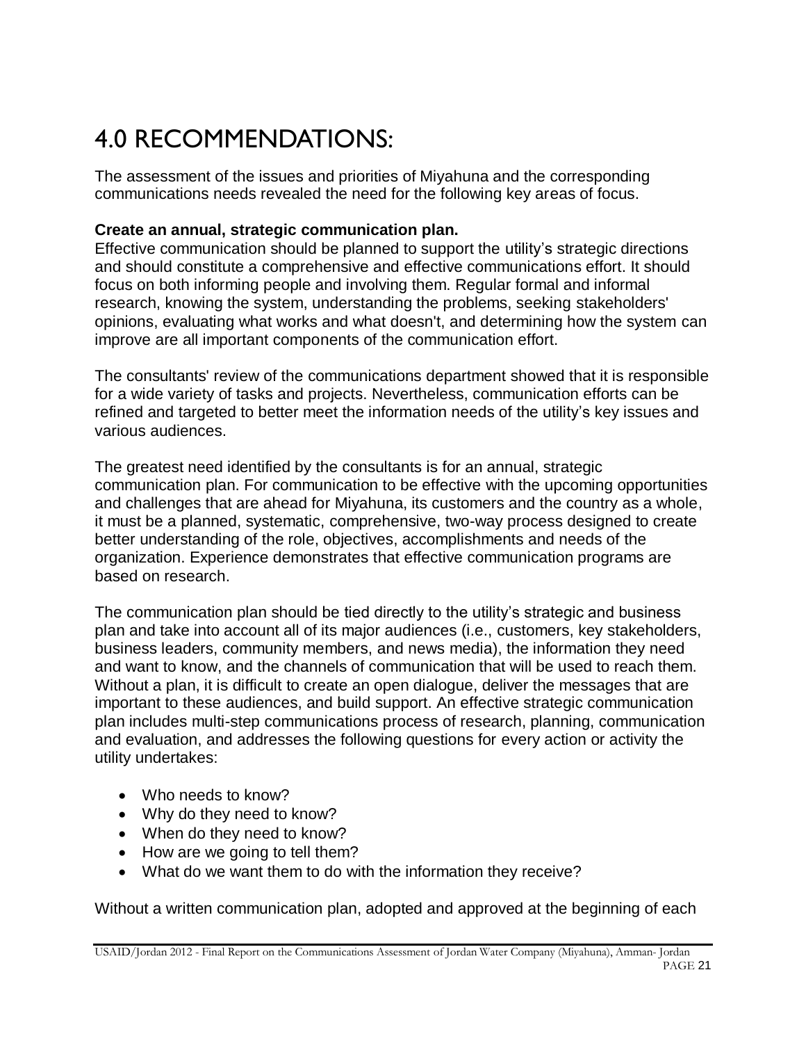# 4.0 RECOMMENDATIONS:

The assessment of the issues and priorities of Miyahuna and the corresponding communications needs revealed the need for the following key areas of focus.

**Create an annual, strategic communication plan.**

Effective communication should be planned to support the utility's strategic directions and should constitute a comprehensive and effective communications effort. It should focus on both informing people and involving them. Regular formal and informal research, knowing the system, understanding the problems, seeking stakeholders' opinions, evaluating what works and what doesn't, and determining how the system can improve are all important components of the communication effort.

The consultants' review of the communications department showed that it is responsible for a wide variety of tasks and projects. Nevertheless, communication efforts can be refined and targeted to better meet the information needs of the utility's key issues and various audiences.

The greatest need identified by the consultants is for an annual, strategic communication plan. For communication to be effective with the upcoming opportunities and challenges that are ahead for Miyahuna, its customers and the country as a whole, it must be a planned, systematic, comprehensive, two-way process designed to create better understanding of the role, objectives, accomplishments and needs of the organization. Experience demonstrates that effective communication programs are based on research.

The communication plan should be tied directly to the utility's strategic and business plan and take into account all of its major audiences (i.e., customers, key stakeholders, business leaders, community members, and news media), the information they need and want to know, and the channels of communication that will be used to reach them. Without a plan, it is difficult to create an open dialogue, deliver the messages that are important to these audiences, and build support. An effective strategic communication plan includes multi-step communications process of research, planning, communication and evaluation, and addresses the following questions for every action or activity the utility undertakes:

- Who needs to know?
- Why do they need to know?
- When do they need to know?
- How are we going to tell them?
- What do we want them to do with the information they receive?

Without a written communication plan, adopted and approved at the beginning of each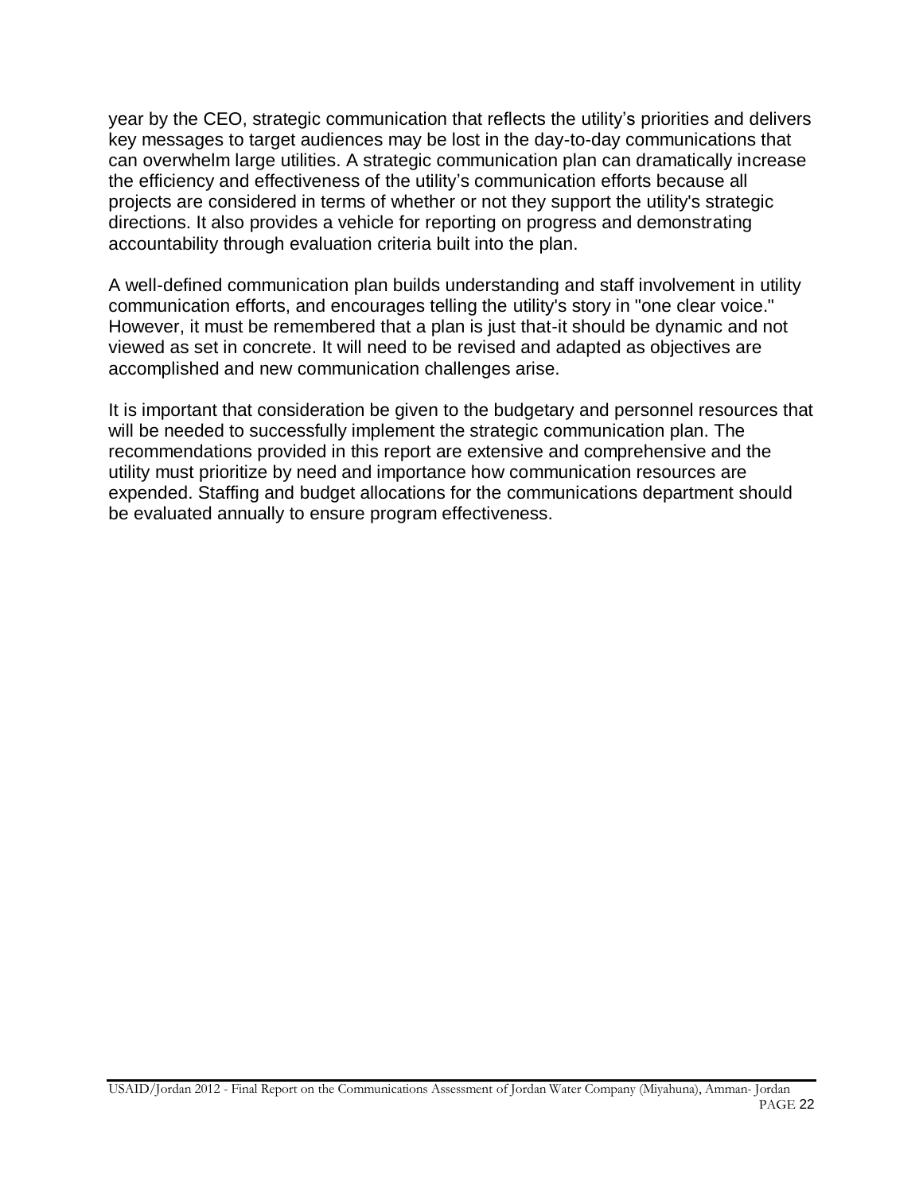year by the CEO, strategic communication that reflects the utility's priorities and delivers key messages to target audiences may be lost in the day-to-day communications that can overwhelm large utilities. A strategic communication plan can dramatically increase the efficiency and effectiveness of the utility's communication efforts because all projects are considered in terms of whether or not they support the utility's strategic directions. It also provides a vehicle for reporting on progress and demonstrating accountability through evaluation criteria built into the plan.

A well-defined communication plan builds understanding and staff involvement in utility communication efforts, and encourages telling the utility's story in "one clear voice." However, it must be remembered that a plan is just that-it should be dynamic and not viewed as set in concrete. It will need to be revised and adapted as objectives are accomplished and new communication challenges arise.

It is important that consideration be given to the budgetary and personnel resources that will be needed to successfully implement the strategic communication plan. The recommendations provided in this report are extensive and comprehensive and the utility must prioritize by need and importance how communication resources are expended. Staffing and budget allocations for the communications department should be evaluated annually to ensure program effectiveness.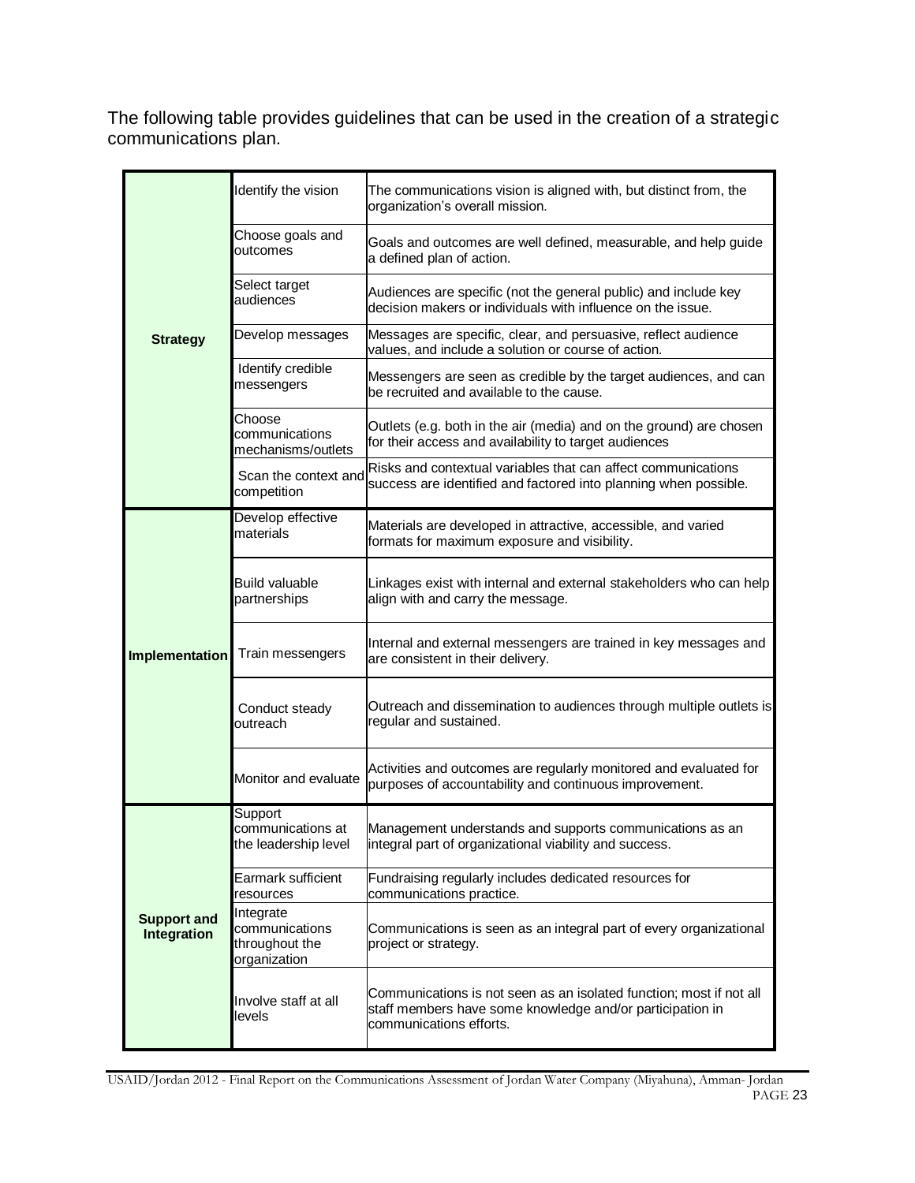The following table provides guidelines that can be used in the creation of a strategic communications plan.

| | | |
|---|---|---|
| **Strategy** | Identify the vision | The communications vision is aligned with, but distinct from, the organization's overall mission. |
| | Choose goals and outcomes | Goals and outcomes are well defined, measurable, and help guide a defined plan of action. |
| | Select target audiences | Audiences are specific (not the general public) and include key decision makers or individuals with influence on the issue. |
| | Develop messages | Messages are specific, clear, and persuasive, reflect audience values, and include a solution or course of action. |
| | Identify credible messengers | Messengers are seen as credible by the target audiences, and can be recruited and available to the cause. |
| | Choose communications mechanisms/outlets | Outlets (e.g. both in the air (media) and on the ground) are chosen for their access and availability to target audiences |
| | Scan the context and competition | Risks and contextual variables that can affect communications success are identified and factored into planning when possible. |
| **Implementation** | Develop effective materials | Materials are developed in attractive, accessible, and varied formats for maximum exposure and visibility. |
| | Build valuable partnerships | Linkages exist with internal and external stakeholders who can help align with and carry the message. |
| | Train messengers | Internal and external messengers are trained in key messages and are consistent in their delivery. |
| | Conduct steady outreach | Outreach and dissemination to audiences through multiple outlets is regular and sustained. |
| | Monitor and evaluate | Activities and outcomes are regularly monitored and evaluated for purposes of accountability and continuous improvement. |
| **Support and Integration** | Support communications at the leadership level | Management understands and supports communications as an integral part of organizational viability and success. |
| | Earmark sufficient resources | Fundraising regularly includes dedicated resources for communications practice. |
| | Integrate communications throughout the organization | Communications is seen as an integral part of every organizational project or strategy. |
| | Involve staff at all levels | Communications is not seen as an isolated function; most if not all staff members have some knowledge and/or participation in communications efforts. |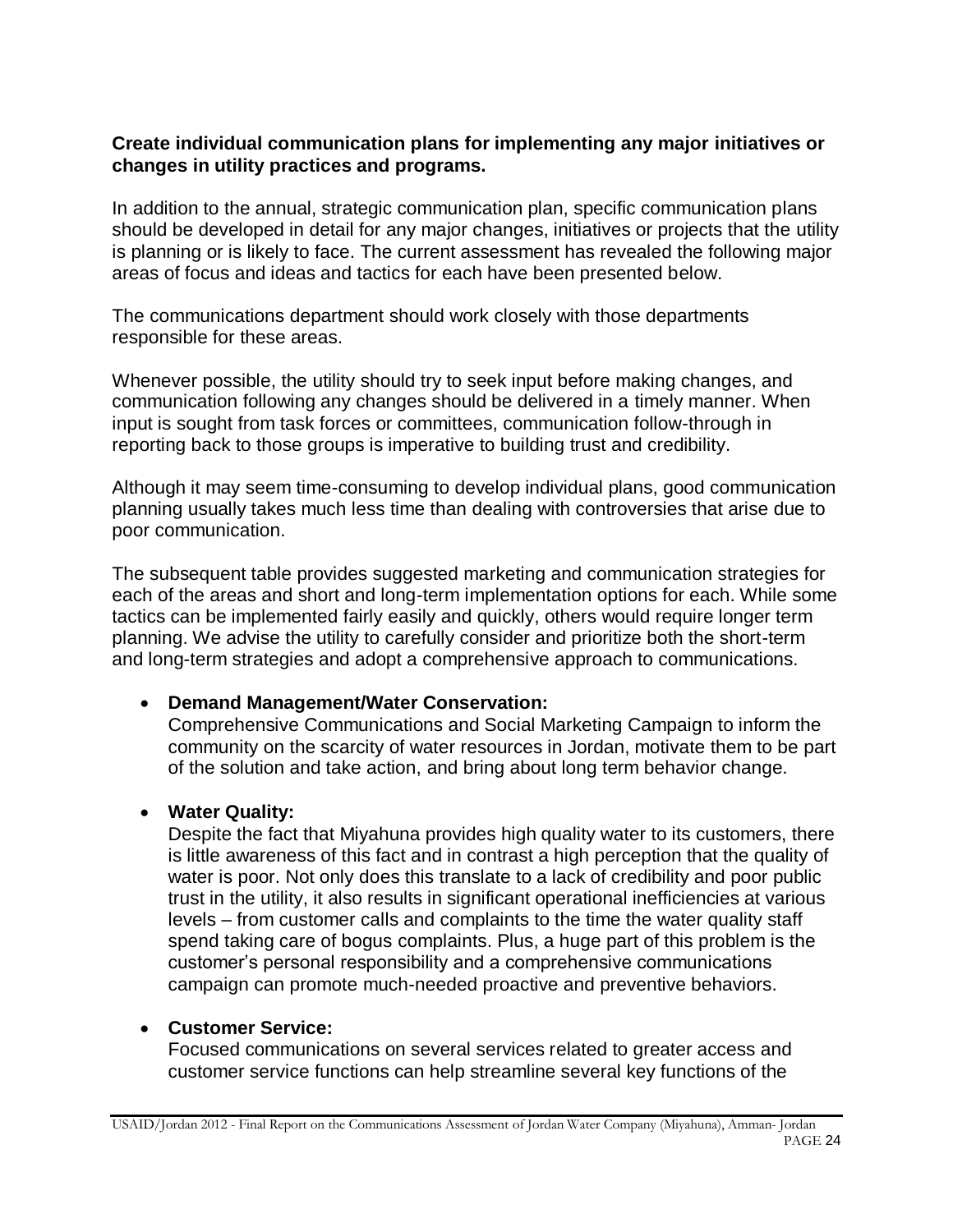**Create individual communication plans for implementing any major initiatives or changes in utility practices and programs.**

In addition to the annual, strategic communication plan, specific communication plans should be developed in detail for any major changes, initiatives or projects that the utility is planning or is likely to face. The current assessment has revealed the following major areas of focus and ideas and tactics for each have been presented below.

The communications department should work closely with those departments responsible for these areas.

Whenever possible, the utility should try to seek input before making changes, and communication following any changes should be delivered in a timely manner. When input is sought from task forces or committees, communication follow-through in reporting back to those groups is imperative to building trust and credibility.

Although it may seem time-consuming to develop individual plans, good communication planning usually takes much less time than dealing with controversies that arise due to poor communication.

The subsequent table provides suggested marketing and communication strategies for each of the areas and short and long-term implementation options for each. While some tactics can be implemented fairly easily and quickly, others would require longer term planning. We advise the utility to carefully consider and prioritize both the short-term and long-term strategies and adopt a comprehensive approach to communications.

- **Demand Management/Water Conservation:**
  Comprehensive Communications and Social Marketing Campaign to inform the community on the scarcity of water resources in Jordan, motivate them to be part of the solution and take action, and bring about long term behavior change.

- **Water Quality:**
  Despite the fact that Miyahuna provides high quality water to its customers, there is little awareness of this fact and in contrast a high perception that the quality of water is poor. Not only does this translate to a lack of credibility and poor public trust in the utility, it also results in significant operational inefficiencies at various levels – from customer calls and complaints to the time the water quality staff spend taking care of bogus complaints. Plus, a huge part of this problem is the customer's personal responsibility and a comprehensive communications campaign can promote much-needed proactive and preventive behaviors.

- **Customer Service:**
  Focused communications on several services related to greater access and customer service functions can help streamline several key functions of the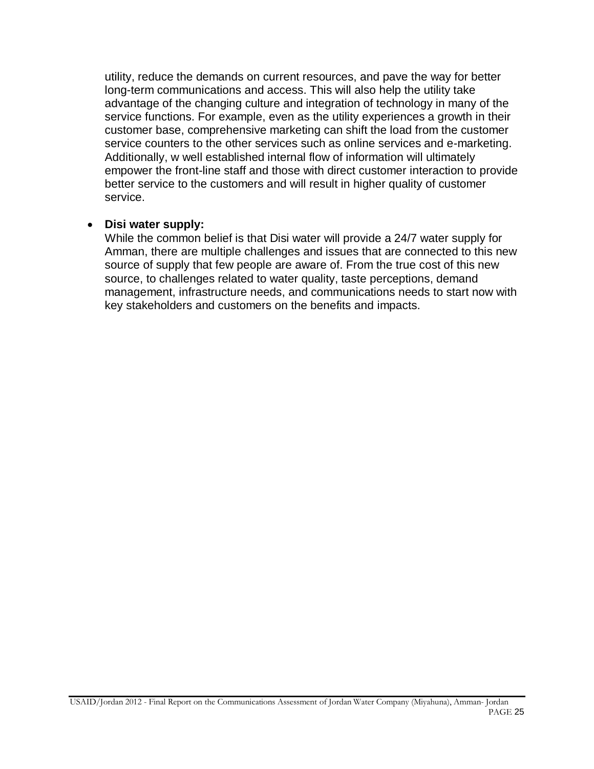utility, reduce the demands on current resources, and pave the way for better long-term communications and access. This will also help the utility take advantage of the changing culture and integration of technology in many of the service functions. For example, even as the utility experiences a growth in their customer base, comprehensive marketing can shift the load from the customer service counters to the other services such as online services and e-marketing. Additionally, w well established internal flow of information will ultimately empower the front-line staff and those with direct customer interaction to provide better service to the customers and will result in higher quality of customer service.

- **Disi water supply:**
  While the common belief is that Disi water will provide a 24/7 water supply for Amman, there are multiple challenges and issues that are connected to this new source of supply that few people are aware of. From the true cost of this new source, to challenges related to water quality, taste perceptions, demand management, infrastructure needs, and communications needs to start now with key stakeholders and customers on the benefits and impacts.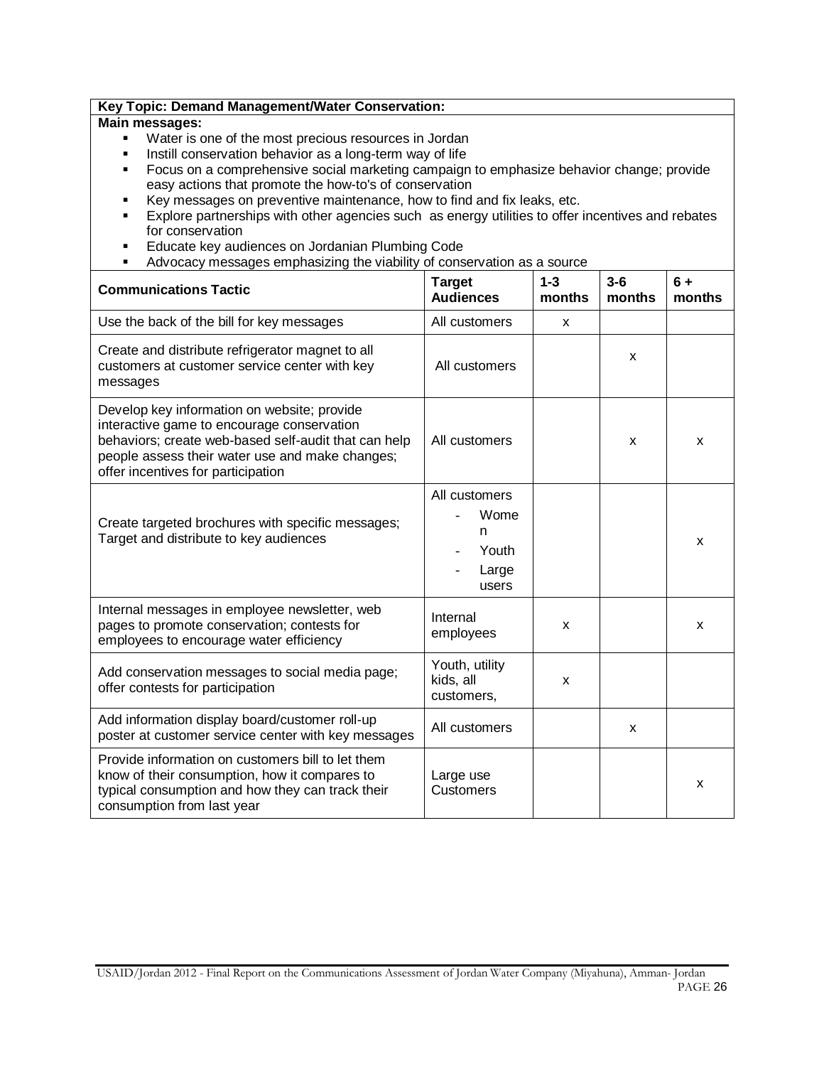**Key Topic: Demand Management/Water Conservation:**

**Main messages:**

- Water is one of the most precious resources in Jordan
- Instill conservation behavior as a long-term way of life
- Focus on a comprehensive social marketing campaign to emphasize behavior change; provide easy actions that promote the how-to's of conservation
- Key messages on preventive maintenance, how to find and fix leaks, etc.
- Explore partnerships with other agencies such as energy utilities to offer incentives and rebates for conservation
- Educate key audiences on Jordanian Plumbing Code
- Advocacy messages emphasizing the viability of conservation as a source

| Communications Tactic | Target Audiences | 1-3 months | 3-6 months | 6 + months |
|---|---|---|---|---|
| Use the back of the bill for key messages | All customers | x | | |
| Create and distribute refrigerator magnet to all customers at customer service center with key messages | All customers | | x | |
| Develop key information on website; provide interactive game to encourage conservation behaviors; create web-based self-audit that can help people assess their water use and make changes; offer incentives for participation | All customers | | x | x |
| Create targeted brochures with specific messages; Target and distribute to key audiences | All customers<br>- Women<br>- Youth<br>- Large users | | | x |
| Internal messages in employee newsletter, web pages to promote conservation; contests for employees to encourage water efficiency | Internal employees | x | | x |
| Add conservation messages to social media page; offer contests for participation | Youth, utility kids, all customers, | x | | |
| Add information display board/customer roll-up poster at customer service center with key messages | All customers | | x | |
| Provide information on customers bill to let them know of their consumption, how it compares to typical consumption and how they can track their consumption from last year | Large use Customers | | | x |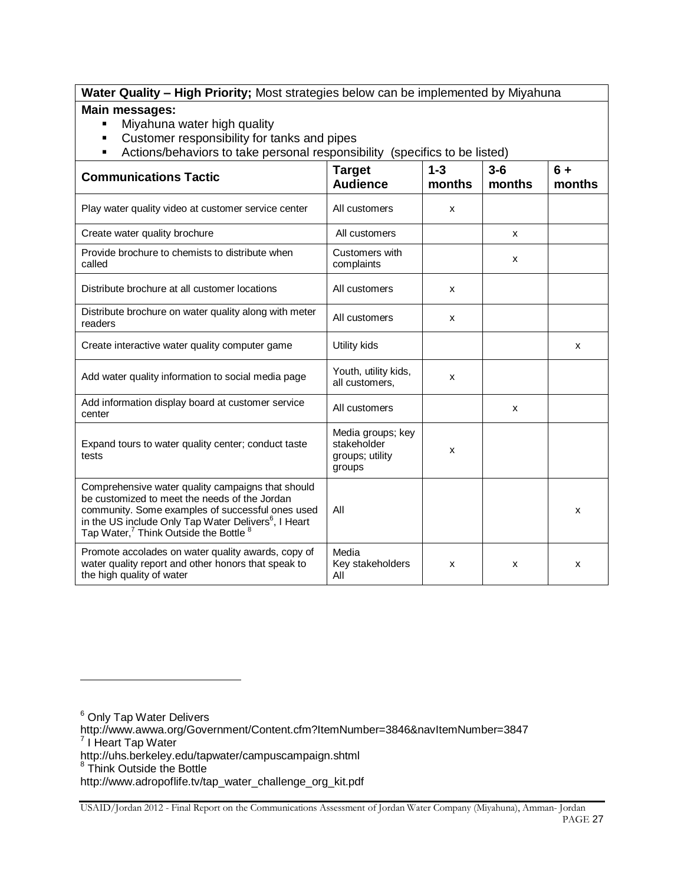**Water Quality – High Priority;** Most strategies below can be implemented by Miyahuna

**Main messages:**

- Miyahuna water high quality
- Customer responsibility for tanks and pipes
- Actions/behaviors to take personal responsibility (specifics to be listed)

| Communications Tactic | Target Audience | 1-3 months | 3-6 months | 6 + months |
|---|---|---|---|---|
| Play water quality video at customer service center | All customers | x | | |
| Create water quality brochure | All customers | | x | |
| Provide brochure to chemists to distribute when called | Customers with complaints | | x | |
| Distribute brochure at all customer locations | All customers | x | | |
| Distribute brochure on water quality along with meter readers | All customers | x | | |
| Create interactive water quality computer game | Utility kids | | | x |
| Add water quality information to social media page | Youth, utility kids, all customers, | x | | |
| Add information display board at customer service center | All customers | | x | |
| Expand tours to water quality center; conduct taste tests | Media groups; key stakeholder groups; utility groups | x | | |
| Comprehensive water quality campaigns that should be customized to meet the needs of the Jordan community. Some examples of successful ones used in the US include Only Tap Water Delivers[6], I Heart Tap Water,[7] Think Outside the Bottle [8] | All | | | x |
| Promote accolades on water quality awards, copy of water quality report and other honors that speak to the high quality of water | Media Key stakeholders All | x | x | x |

---

[6] Only Tap Water Delivers
http://www.awwa.org/Government/Content.cfm?ItemNumber=3846&navItemNumber=3847

[7] I Heart Tap Water
http://uhs.berkeley.edu/tapwater/campuscampaign.shtml

[8] Think Outside the Bottle
http://www.adropoflife.tv/tap_water_challenge_org_kit.pdf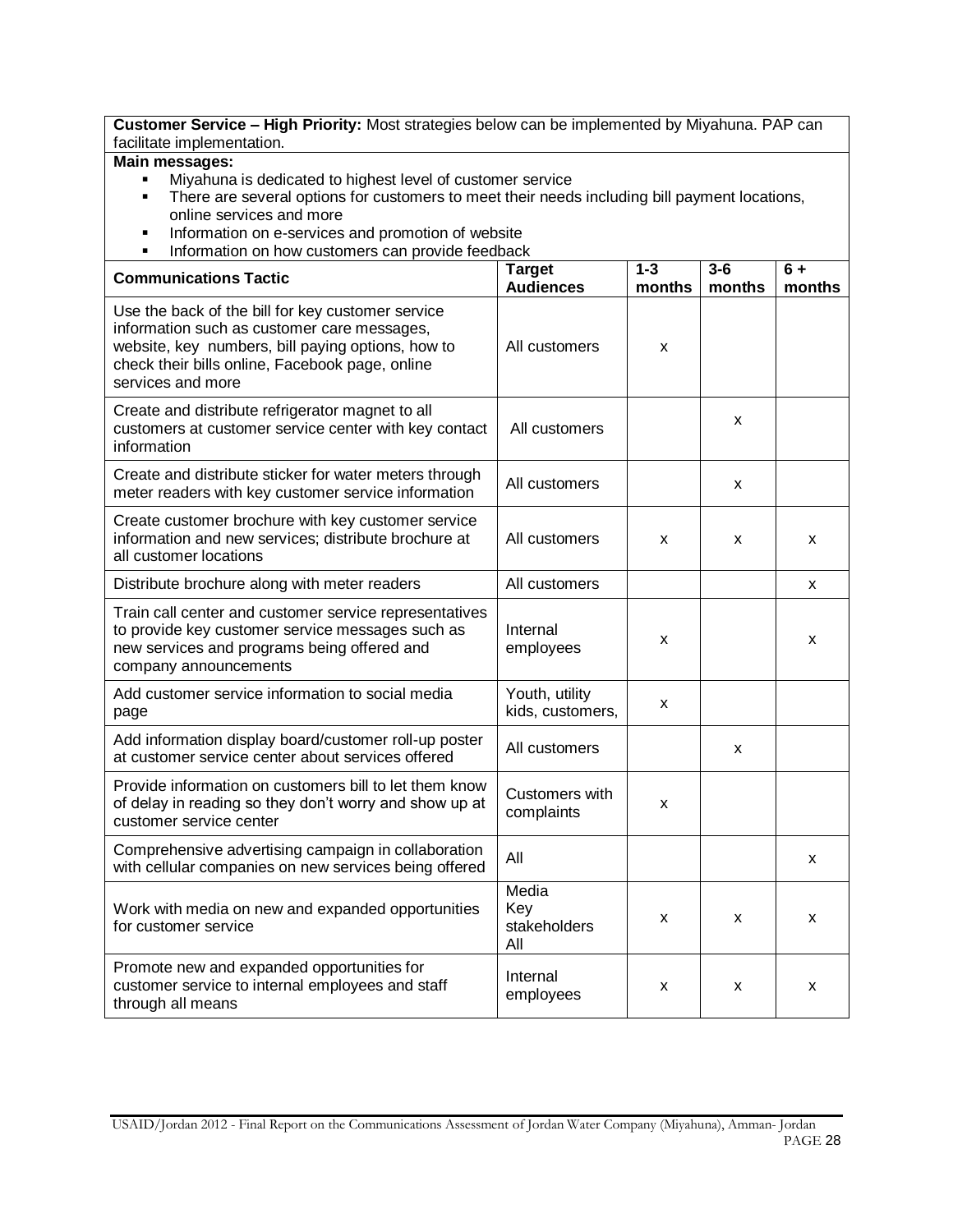**Customer Service – High Priority:** Most strategies below can be implemented by Miyahuna. PAP can facilitate implementation.

**Main messages:**

- Miyahuna is dedicated to highest level of customer service
- There are several options for customers to meet their needs including bill payment locations, online services and more
- Information on e-services and promotion of website
- Information on how customers can provide feedback

| Communications Tactic | Target Audiences | 1-3 months | 3-6 months | 6 + months |
|---|---|---|---|---|
| Use the back of the bill for key customer service information such as customer care messages, website, key numbers, bill paying options, how to check their bills online, Facebook page, online services and more | All customers | x | | |
| Create and distribute refrigerator magnet to all customers at customer service center with key contact information | All customers | | x | |
| Create and distribute sticker for water meters through meter readers with key customer service information | All customers | | x | |
| Create customer brochure with key customer service information and new services; distribute brochure at all customer locations | All customers | x | x | x |
| Distribute brochure along with meter readers | All customers | | | x |
| Train call center and customer service representatives to provide key customer service messages such as new services and programs being offered and company announcements | Internal employees | x | | x |
| Add customer service information to social media page | Youth, utility kids, customers, | x | | |
| Add information display board/customer roll-up poster at customer service center about services offered | All customers | | x | |
| Provide information on customers bill to let them know of delay in reading so they don't worry and show up at customer service center | Customers with complaints | x | | |
| Comprehensive advertising campaign in collaboration with cellular companies on new services being offered | All | | | x |
| Work with media on new and expanded opportunities for customer service | Media<br>Key stakeholders<br>All | x | x | x |
| Promote new and expanded opportunities for customer service to internal employees and staff through all means | Internal employees | x | x | x |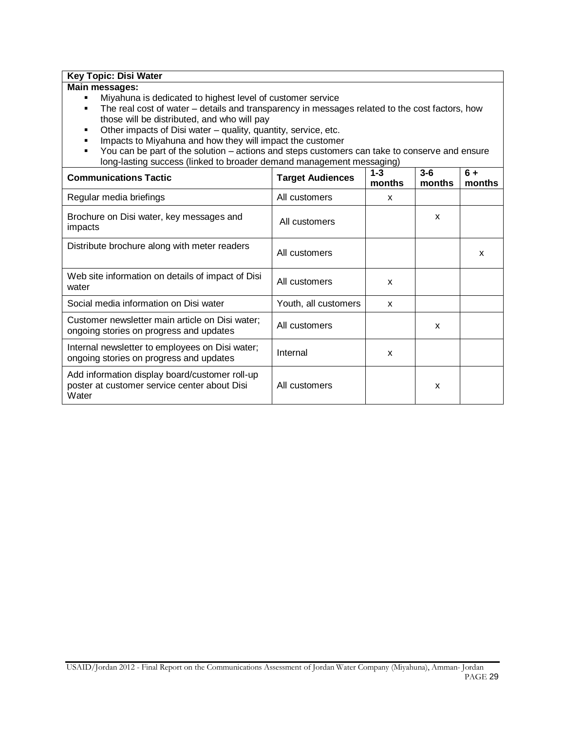**Key Topic: Disi Water**

**Main messages:**

- Miyahuna is dedicated to highest level of customer service
- The real cost of water – details and transparency in messages related to the cost factors, how those will be distributed, and who will pay
- Other impacts of Disi water – quality, quantity, service, etc.
- Impacts to Miyahuna and how they will impact the customer
- You can be part of the solution – actions and steps customers can take to conserve and ensure long-lasting success (linked to broader demand management messaging)

| Communications Tactic | Target Audiences | 1-3 months | 3-6 months | 6 + months |
|---|---|---|---|---|
| Regular media briefings | All customers | x | | |
| Brochure on Disi water, key messages and impacts | All customers | | x | |
| Distribute brochure along with meter readers | All customers | | | x |
| Web site information on details of impact of Disi water | All customers | x | | |
| Social media information on Disi water | Youth, all customers | x | | |
| Customer newsletter main article on Disi water; ongoing stories on progress and updates | All customers | | x | |
| Internal newsletter to employees on Disi water; ongoing stories on progress and updates | Internal | x | | |
| Add information display board/customer roll-up poster at customer service center about Disi Water | All customers | | x | |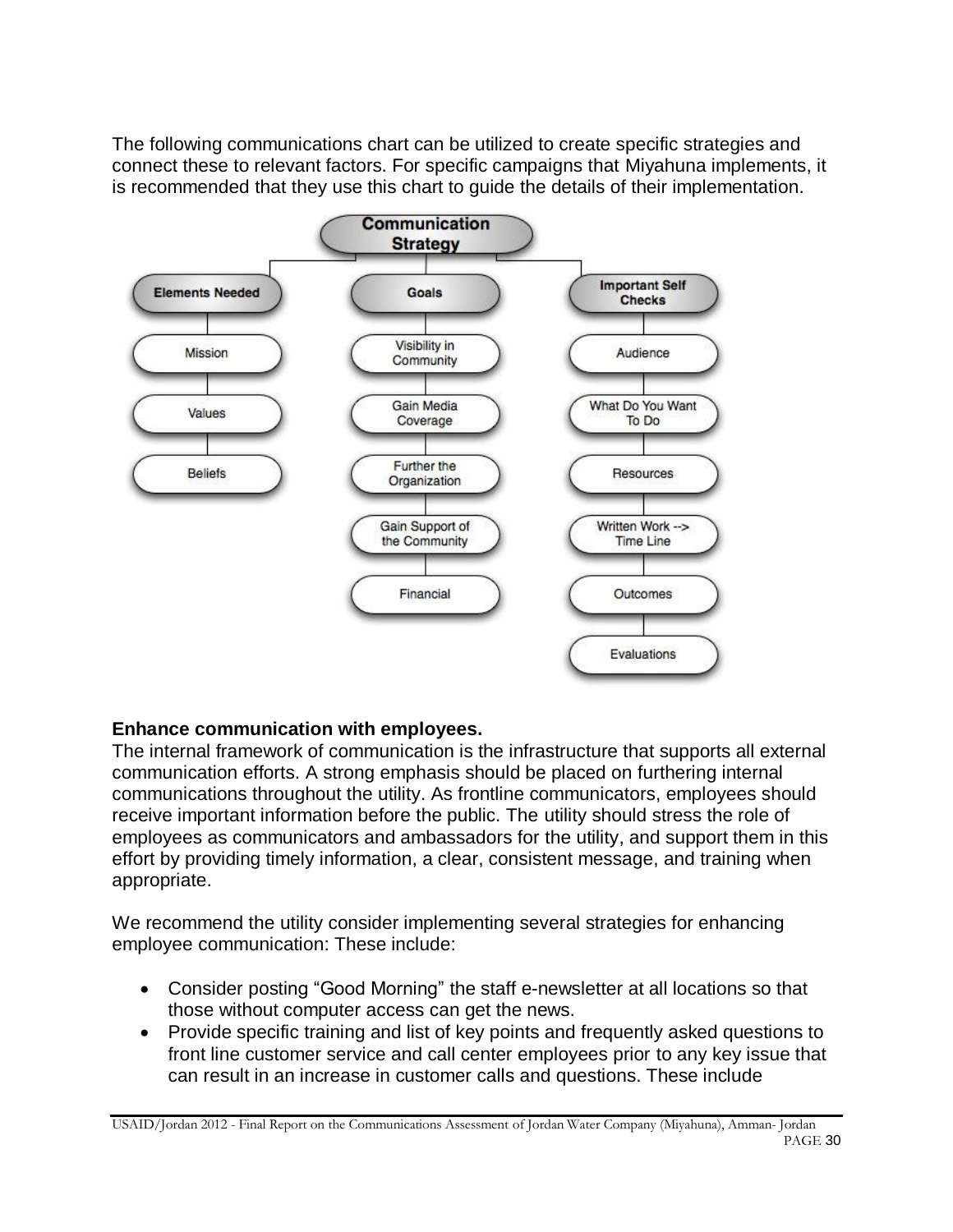The following communications chart can be utilized to create specific strategies and connect these to relevant factors. For specific campaigns that Miyahuna implements, it is recommended that they use this chart to guide the details of their implementation.

**Communication Strategy**

| Elements Needed | Goals | Important Self Checks |
|---|---|---|
| Mission | Visibility in Community | Audience |
| Values | Gain Media Coverage | What Do You Want To Do |
| Beliefs | Further the Organization | Resources |
| | Gain Support of the Community | Written Work --> Time Line |
| | Financial | Outcomes |
| | | Evaluations |

**Enhance communication with employees.**

The internal framework of communication is the infrastructure that supports all external communication efforts. A strong emphasis should be placed on furthering internal communications throughout the utility. As frontline communicators, employees should receive important information before the public. The utility should stress the role of employees as communicators and ambassadors for the utility, and support them in this effort by providing timely information, a clear, consistent message, and training when appropriate.

We recommend the utility consider implementing several strategies for enhancing employee communication: These include:

- Consider posting "Good Morning" the staff e-newsletter at all locations so that those without computer access can get the news.
- Provide specific training and list of key points and frequently asked questions to front line customer service and call center employees prior to any key issue that can result in an increase in customer calls and questions. These include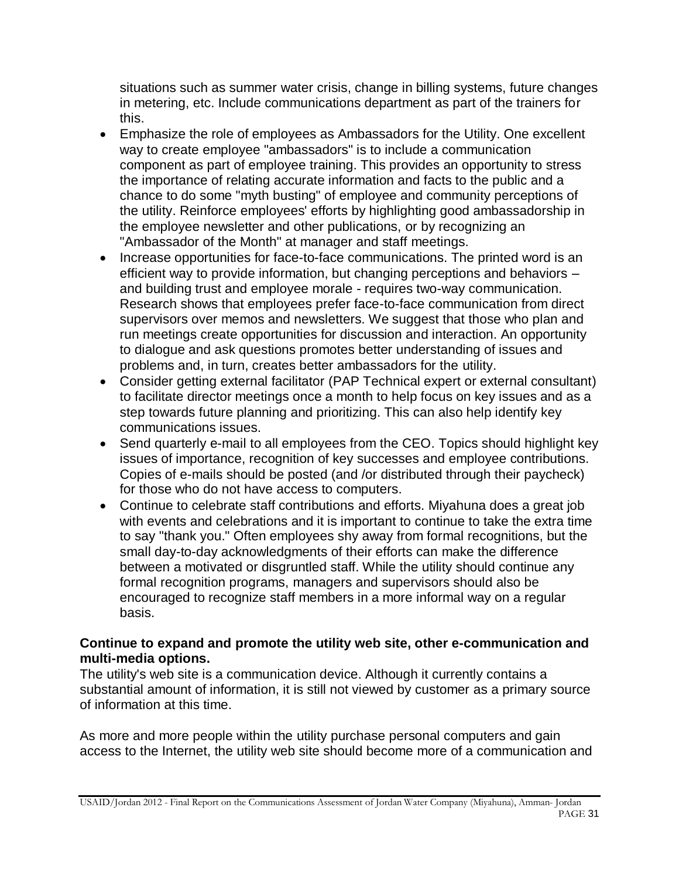situations such as summer water crisis, change in billing systems, future changes in metering, etc. Include communications department as part of the trainers for this.

- Emphasize the role of employees as Ambassadors for the Utility. One excellent way to create employee "ambassadors" is to include a communication component as part of employee training. This provides an opportunity to stress the importance of relating accurate information and facts to the public and a chance to do some "myth busting" of employee and community perceptions of the utility. Reinforce employees' efforts by highlighting good ambassadorship in the employee newsletter and other publications, or by recognizing an "Ambassador of the Month" at manager and staff meetings.
- Increase opportunities for face-to-face communications. The printed word is an efficient way to provide information, but changing perceptions and behaviors – and building trust and employee morale - requires two-way communication. Research shows that employees prefer face-to-face communication from direct supervisors over memos and newsletters. We suggest that those who plan and run meetings create opportunities for discussion and interaction. An opportunity to dialogue and ask questions promotes better understanding of issues and problems and, in turn, creates better ambassadors for the utility.
- Consider getting external facilitator (PAP Technical expert or external consultant) to facilitate director meetings once a month to help focus on key issues and as a step towards future planning and prioritizing. This can also help identify key communications issues.
- Send quarterly e-mail to all employees from the CEO. Topics should highlight key issues of importance, recognition of key successes and employee contributions. Copies of e-mails should be posted (and /or distributed through their paycheck) for those who do not have access to computers.
- Continue to celebrate staff contributions and efforts. Miyahuna does a great job with events and celebrations and it is important to continue to take the extra time to say "thank you." Often employees shy away from formal recognitions, but the small day-to-day acknowledgments of their efforts can make the difference between a motivated or disgruntled staff. While the utility should continue any formal recognition programs, managers and supervisors should also be encouraged to recognize staff members in a more informal way on a regular basis.

**Continue to expand and promote the utility web site, other e-communication and multi-media options.**

The utility's web site is a communication device. Although it currently contains a substantial amount of information, it is still not viewed by customer as a primary source of information at this time.

As more and more people within the utility purchase personal computers and gain access to the Internet, the utility web site should become more of a communication and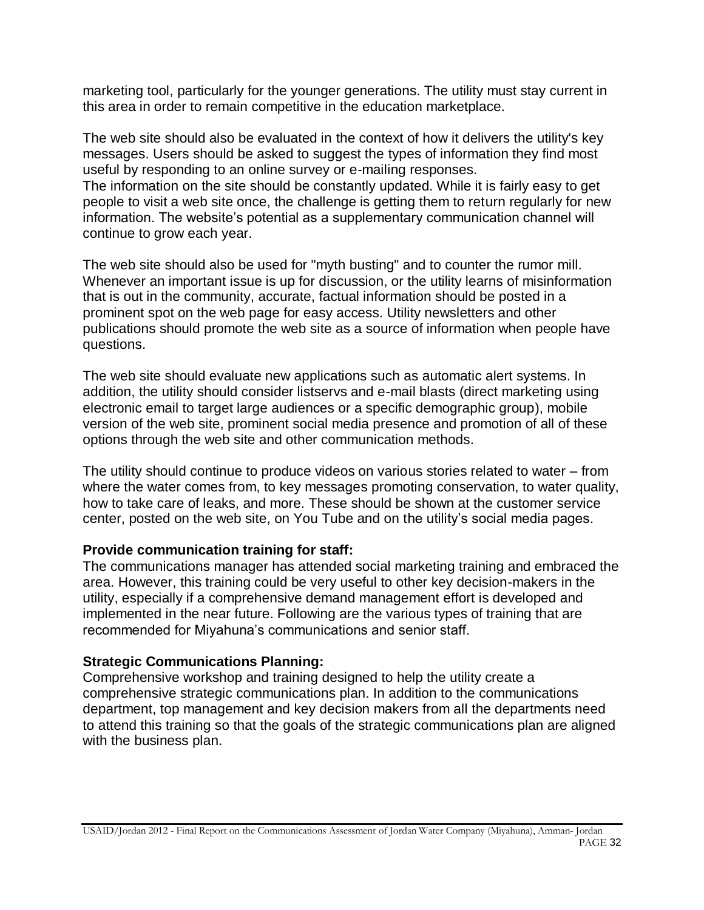marketing tool, particularly for the younger generations. The utility must stay current in this area in order to remain competitive in the education marketplace.

The web site should also be evaluated in the context of how it delivers the utility's key messages. Users should be asked to suggest the types of information they find most useful by responding to an online survey or e-mailing responses.
The information on the site should be constantly updated. While it is fairly easy to get people to visit a web site once, the challenge is getting them to return regularly for new information. The website's potential as a supplementary communication channel will continue to grow each year.

The web site should also be used for "myth busting" and to counter the rumor mill. Whenever an important issue is up for discussion, or the utility learns of misinformation that is out in the community, accurate, factual information should be posted in a prominent spot on the web page for easy access. Utility newsletters and other publications should promote the web site as a source of information when people have questions.

The web site should evaluate new applications such as automatic alert systems. In addition, the utility should consider listservs and e-mail blasts (direct marketing using electronic email to target large audiences or a specific demographic group), mobile version of the web site, prominent social media presence and promotion of all of these options through the web site and other communication methods.

The utility should continue to produce videos on various stories related to water – from where the water comes from, to key messages promoting conservation, to water quality, how to take care of leaks, and more. These should be shown at the customer service center, posted on the web site, on You Tube and on the utility's social media pages.

**Provide communication training for staff:**
The communications manager has attended social marketing training and embraced the area. However, this training could be very useful to other key decision-makers in the utility, especially if a comprehensive demand management effort is developed and implemented in the near future. Following are the various types of training that are recommended for Miyahuna's communications and senior staff.

**Strategic Communications Planning:**
Comprehensive workshop and training designed to help the utility create a comprehensive strategic communications plan. In addition to the communications department, top management and key decision makers from all the departments need to attend this training so that the goals of the strategic communications plan are aligned with the business plan.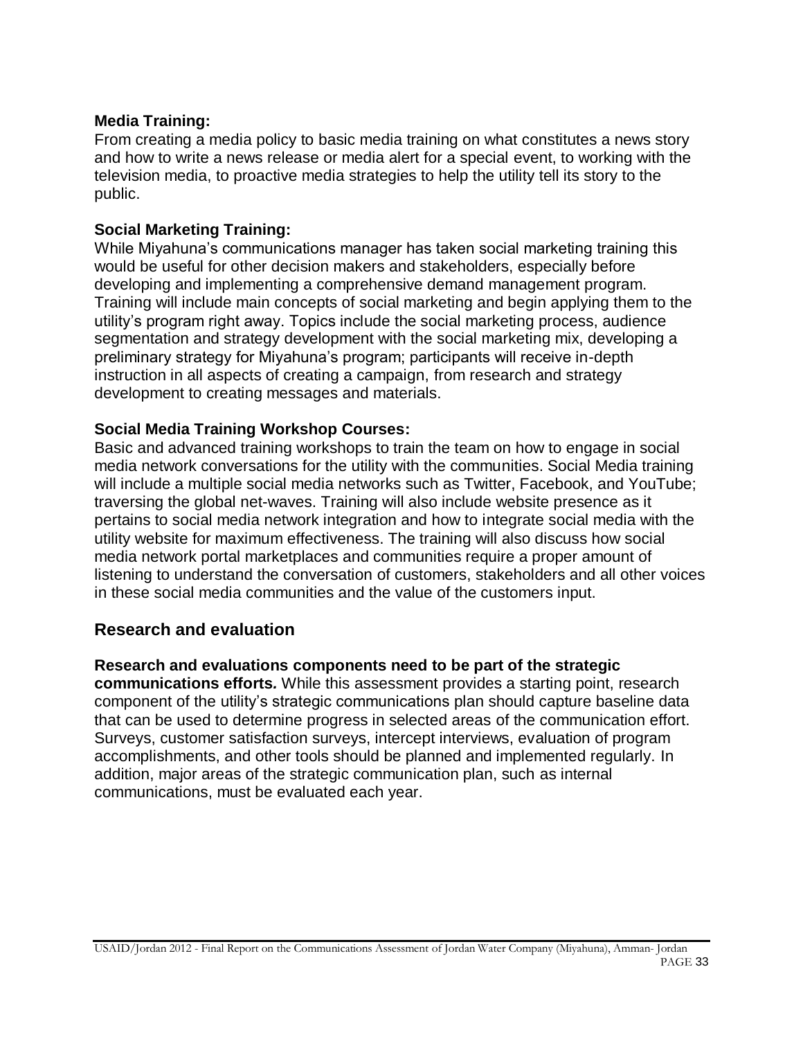**Media Training:**
From creating a media policy to basic media training on what constitutes a news story and how to write a news release or media alert for a special event, to working with the television media, to proactive media strategies to help the utility tell its story to the public.

**Social Marketing Training:**
While Miyahuna's communications manager has taken social marketing training this would be useful for other decision makers and stakeholders, especially before developing and implementing a comprehensive demand management program. Training will include main concepts of social marketing and begin applying them to the utility's program right away. Topics include the social marketing process, audience segmentation and strategy development with the social marketing mix, developing a preliminary strategy for Miyahuna's program; participants will receive in-depth instruction in all aspects of creating a campaign, from research and strategy development to creating messages and materials.

**Social Media Training Workshop Courses:**
Basic and advanced training workshops to train the team on how to engage in social media network conversations for the utility with the communities. Social Media training will include a multiple social media networks such as Twitter, Facebook, and YouTube; traversing the global net-waves. Training will also include website presence as it pertains to social media network integration and how to integrate social media with the utility website for maximum effectiveness. The training will also discuss how social media network portal marketplaces and communities require a proper amount of listening to understand the conversation of customers, stakeholders and all other voices in these social media communities and the value of the customers input.

## Research and evaluation

**Research and evaluations components need to be part of the strategic communications efforts.** While this assessment provides a starting point, research component of the utility's strategic communications plan should capture baseline data that can be used to determine progress in selected areas of the communication effort. Surveys, customer satisfaction surveys, intercept interviews, evaluation of program accomplishments, and other tools should be planned and implemented regularly. In addition, major areas of the strategic communication plan, such as internal communications, must be evaluated each year.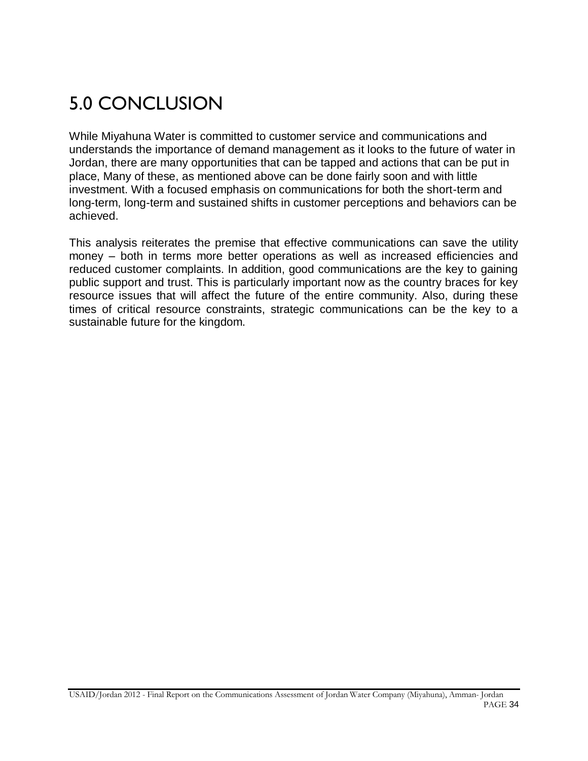# 5.0 CONCLUSION

While Miyahuna Water is committed to customer service and communications and understands the importance of demand management as it looks to the future of water in Jordan, there are many opportunities that can be tapped and actions that can be put in place, Many of these, as mentioned above can be done fairly soon and with little investment. With a focused emphasis on communications for both the short-term and long-term, long-term and sustained shifts in customer perceptions and behaviors can be achieved.

This analysis reiterates the premise that effective communications can save the utility money – both in terms more better operations as well as increased efficiencies and reduced customer complaints. In addition, good communications are the key to gaining public support and trust. This is particularly important now as the country braces for key resource issues that will affect the future of the entire community. Also, during these times of critical resource constraints, strategic communications can be the key to a sustainable future for the kingdom.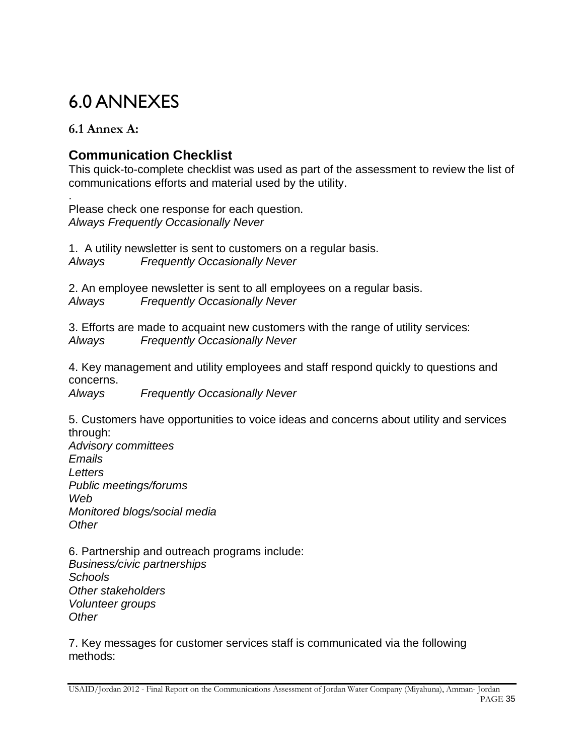# 6.0 ANNEXES

### 6.1 Annex A:

## Communication Checklist

This quick-to-complete checklist was used as part of the assessment to review the list of communications efforts and material used by the utility.

.

Please check one response for each question.
*Always Frequently Occasionally Never*

1. A utility newsletter is sent to customers on a regular basis.
*Always Frequently Occasionally Never*

2. An employee newsletter is sent to all employees on a regular basis.
*Always Frequently Occasionally Never*

3. Efforts are made to acquaint new customers with the range of utility services:
*Always Frequently Occasionally Never*

4. Key management and utility employees and staff respond quickly to questions and concerns.
*Always Frequently Occasionally Never*

5. Customers have opportunities to voice ideas and concerns about utility and services through:
*Advisory committees*
*Emails*
*Letters*
*Public meetings/forums*
*Web*
*Monitored blogs/social media*
*Other*

6. Partnership and outreach programs include:
*Business/civic partnerships*
*Schools*
*Other stakeholders*
*Volunteer groups*
*Other*

7. Key messages for customer services staff is communicated via the following methods: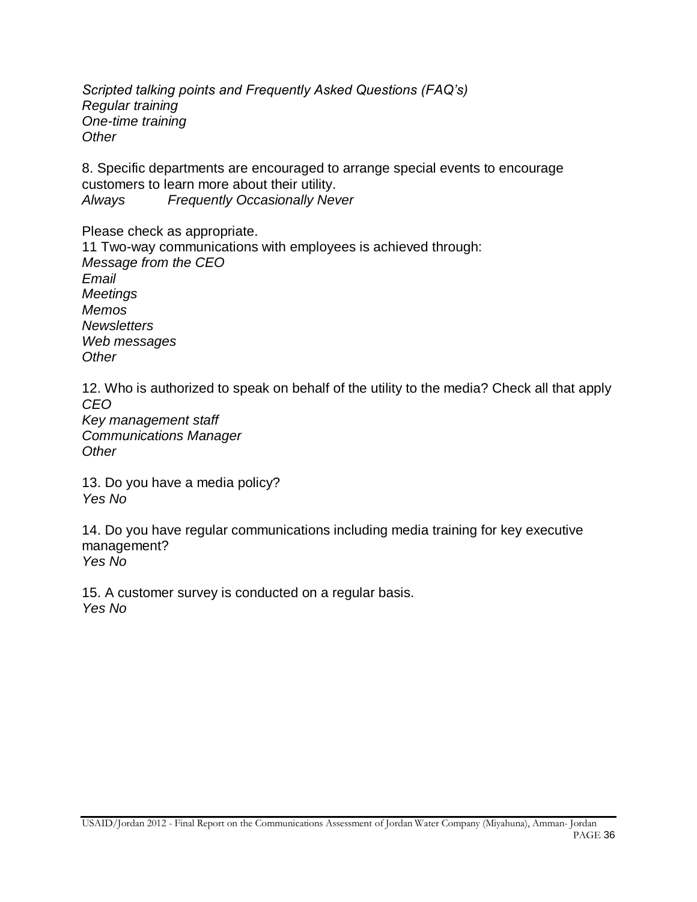*Scripted talking points and Frequently Asked Questions (FAQ's)*
*Regular training*
*One-time training*
*Other*

8. Specific departments are encouraged to arrange special events to encourage customers to learn more about their utility.
*Always Frequently Occasionally Never*

Please check as appropriate.
11 Two-way communications with employees is achieved through:
*Message from the CEO*
*Email*
*Meetings*
*Memos*
*Newsletters*
*Web messages*
*Other*

12. Who is authorized to speak on behalf of the utility to the media? Check all that apply
*CEO*
*Key management staff*
*Communications Manager*
*Other*

13. Do you have a media policy?
*Yes No*

14. Do you have regular communications including media training for key executive management?
*Yes No*

15. A customer survey is conducted on a regular basis.
*Yes No*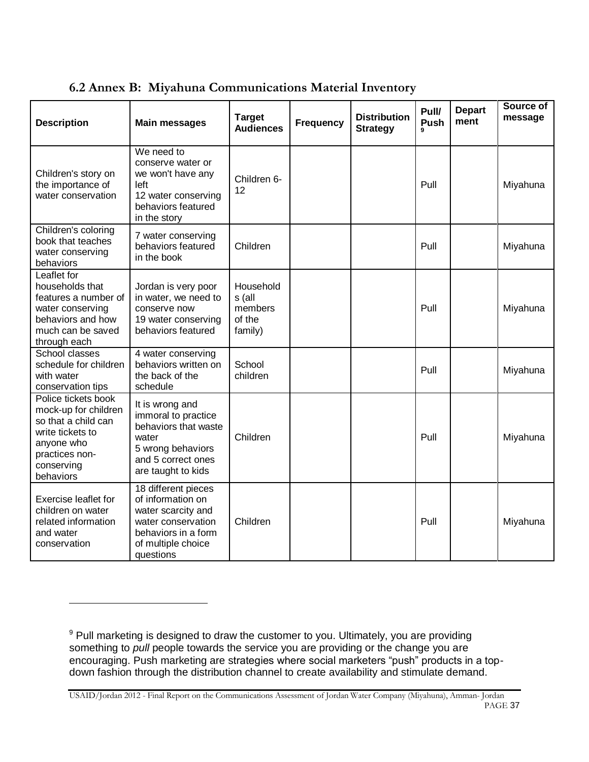### 6.2 Annex B: Miyahuna Communications Material Inventory

| Description | Main messages | Target Audiences | Frequency | Distribution Strategy | Pull/ Push[9] | Department | Source of message |
|---|---|---|---|---|---|---|---|
| Children's story on the importance of water conservation | We need to conserve water or we won't have any left<br>12 water conserving behaviors featured in the story | Children 6-12 | | | Pull | | Miyahuna |
| Children's coloring book that teaches water conserving behaviors | 7 water conserving behaviors featured in the book | Children | | | Pull | | Miyahuna |
| Leaflet for households that features a number of water conserving behaviors and how much can be saved through each | Jordan is very poor in water, we need to conserve now<br>19 water conserving behaviors featured | Households (all members of the family) | | | Pull | | Miyahuna |
| School classes schedule for children with water conservation tips | 4 water conserving behaviors written on the back of the schedule | School children | | | Pull | | Miyahuna |
| Police tickets book mock-up for children so that a child can write tickets to anyone who practices non-conserving behaviors | It is wrong and immoral to practice behaviors that waste water<br>5 wrong behaviors and 5 correct ones are taught to kids | Children | | | Pull | | Miyahuna |
| Exercise leaflet for children on water related information and water conservation | 18 different pieces of information on water scarcity and water conservation behaviors in a form of multiple choice questions | Children | | | Pull | | Miyahuna |

[9] Pull marketing is designed to draw the customer to you. Ultimately, you are providing something to *pull* people towards the service you are providing or the change you are encouraging. Push marketing are strategies where social marketers "push" products in a top-down fashion through the distribution channel to create availability and stimulate demand.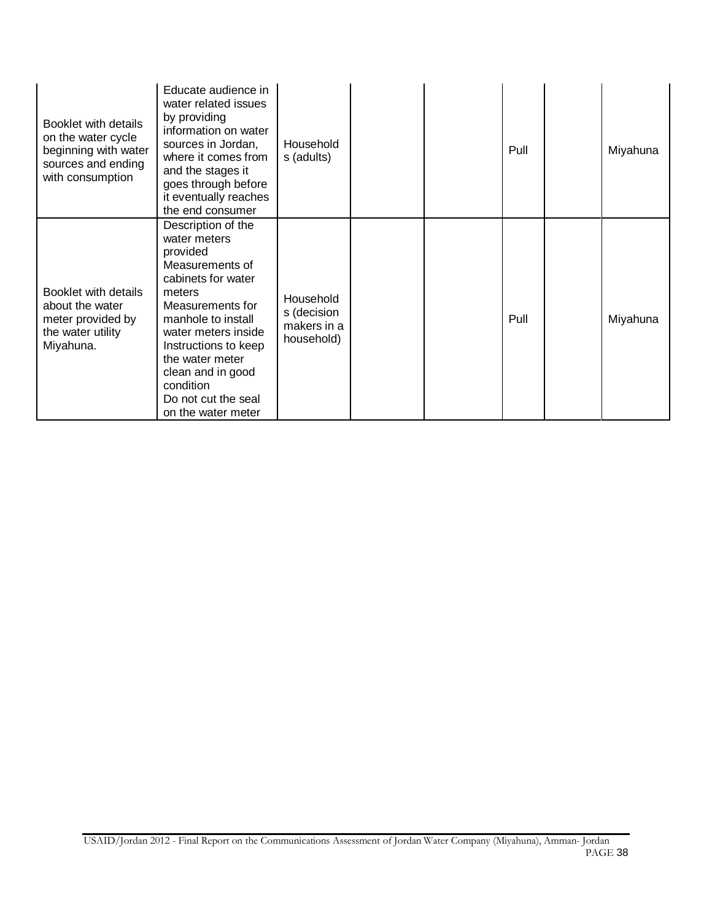| | | | | | | | |
|---|---|---|---|---|---|---|---|
| Booklet with details on the water cycle beginning with water sources and ending with consumption | Educate audience in water related issues by providing information on water sources in Jordan, where it comes from and the stages it goes through before it eventually reaches the end consumer | Households (adults) | | | Pull | | Miyahuna |
| Booklet with details about the water meter provided by the water utility Miyahuna. | Description of the water meters provided Measurements of cabinets for water meters Measurements for manhole to install water meters inside Instructions to keep the water meter clean and in good condition Do not cut the seal on the water meter | Households (decision makers in a household) | | | Pull | | Miyahuna |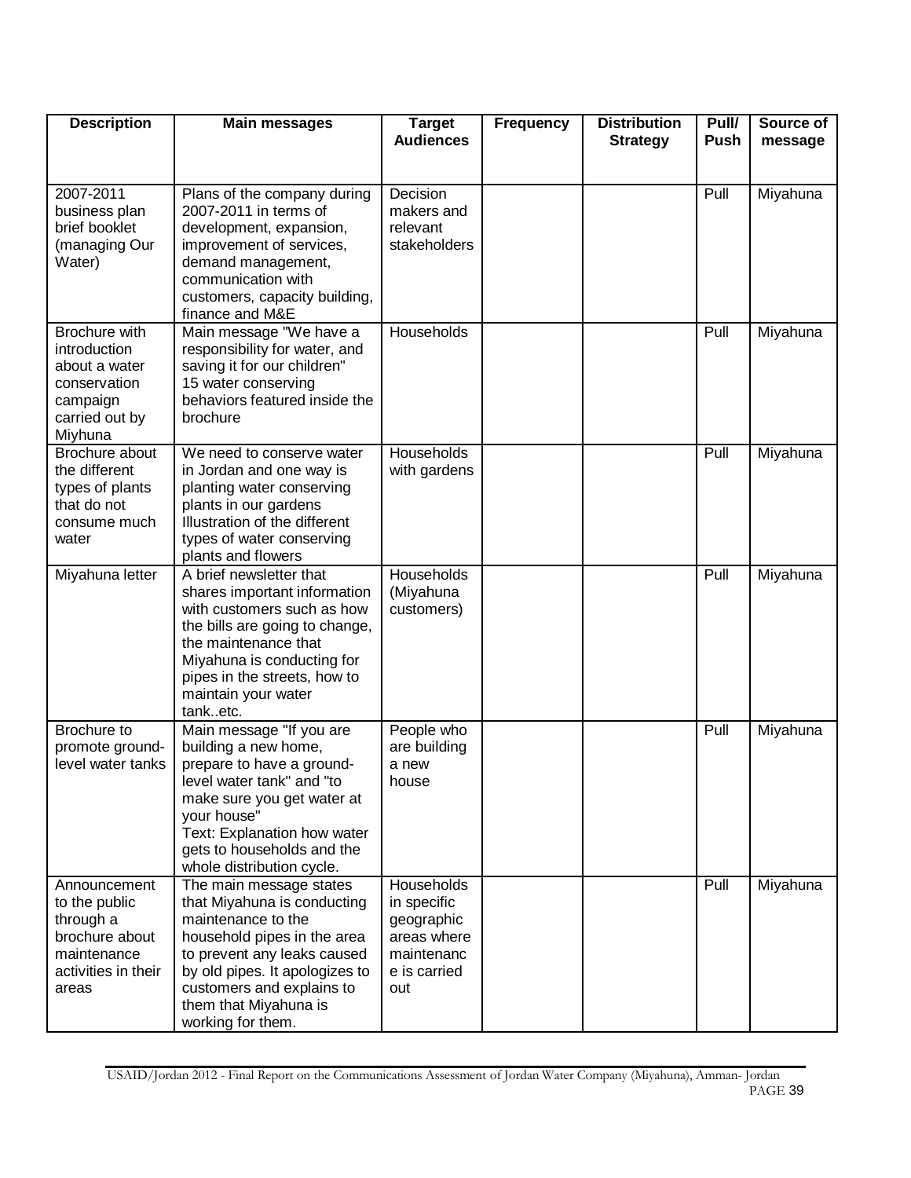| Description | Main messages | Target Audiences | Frequency | Distribution Strategy | Pull/ Push | Source of message |
|---|---|---|---|---|---|---|
| 2007-2011 business plan brief booklet (managing Our Water) | Plans of the company during 2007-2011 in terms of development, expansion, improvement of services, demand management, communication with customers, capacity building, finance and M&E | Decision makers and relevant stakeholders | | | Pull | Miyahuna |
| Brochure with introduction about a water conservation campaign carried out by Miyhuna | Main message "We have a responsibility for water, and saving it for our children" 15 water conserving behaviors featured inside the brochure | Households | | | Pull | Miyahuna |
| Brochure about the different types of plants that do not consume much water | We need to conserve water in Jordan and one way is planting water conserving plants in our gardens Illustration of the different types of water conserving plants and flowers | Households with gardens | | | Pull | Miyahuna |
| Miyahuna letter | A brief newsletter that shares important information with customers such as how the bills are going to change, the maintenance that Miyahuna is conducting for pipes in the streets, how to maintain your water tank..etc. | Households (Miyahuna customers) | | | Pull | Miyahuna |
| Brochure to promote ground-level water tanks | Main message "If you are building a new home, prepare to have a ground-level water tank" and "to make sure you get water at your house" Text: Explanation how water gets to households and the whole distribution cycle. | People who are building a new house | | | Pull | Miyahuna |
| Announcement to the public through a brochure about maintenance activities in their areas | The main message states that Miyahuna is conducting maintenance to the household pipes in the area to prevent any leaks caused by old pipes. It apologizes to customers and explains to them that Miyahuna is working for them. | Households in specific geographic areas where maintenance is carried out | | | Pull | Miyahuna |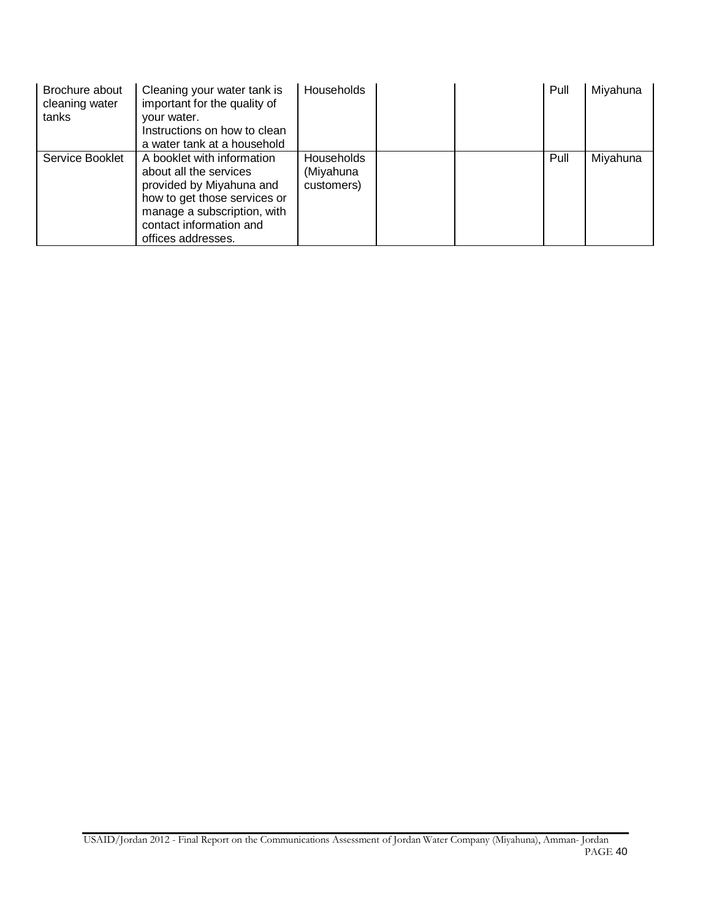| | | | | | | |
|---|---|---|---|---|---|---|
| Brochure about cleaning water tanks | Cleaning your water tank is important for the quality of your water.<br>Instructions on how to clean a water tank at a household | Households | | | Pull | Miyahuna |
| Service Booklet | A booklet with information about all the services provided by Miyahuna and how to get those services or manage a subscription, with contact information and offices addresses. | Households (Miyahuna customers) | | | Pull | Miyahuna |